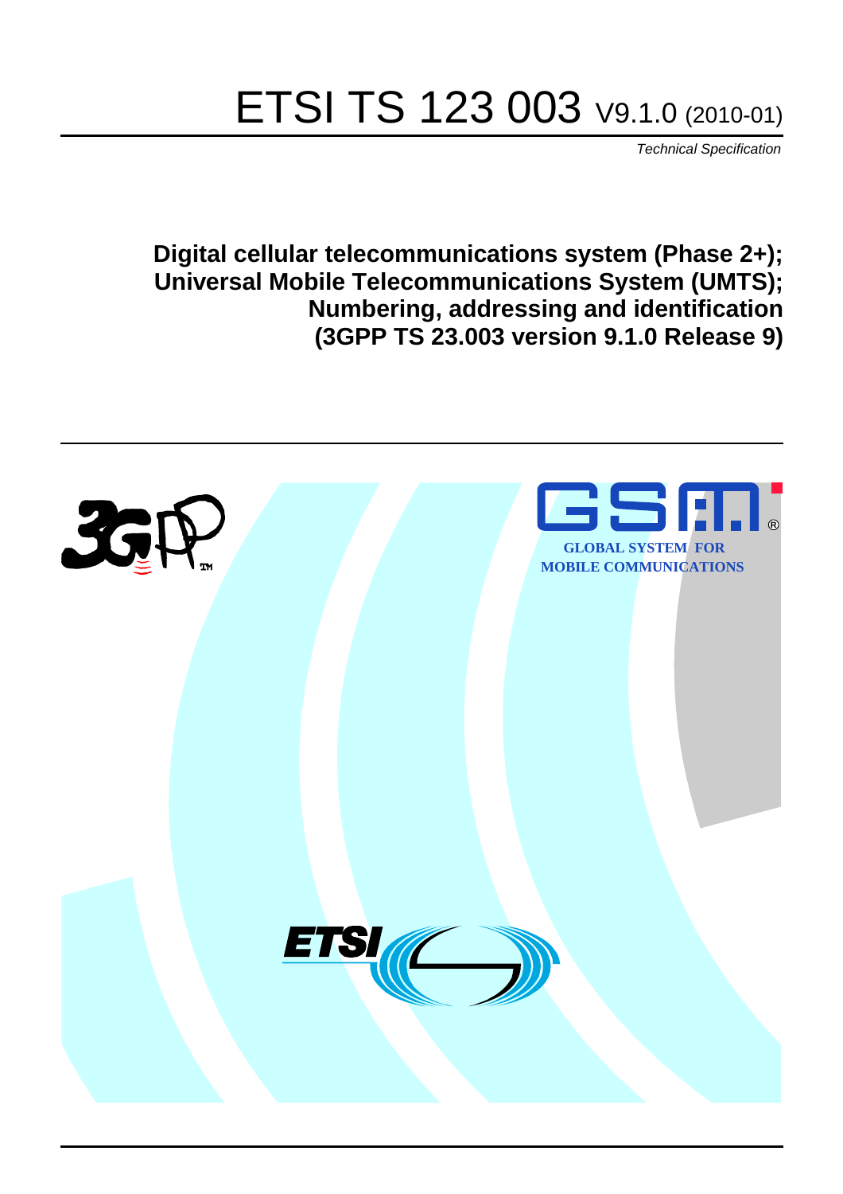# ETSI TS 123 003 V9.1.0 (2010-01)

*Technical Specification*

**Digital cellular telecommunications system (Phase 2+);**
**Universal Mobile Telecommunications System (UMTS);**
**Numbering, addressing and identification**
**(3GPP TS 23.003 version 9.1.0 Release 9)**

GLOBAL SYSTEM FOR MOBILE COMMUNICATIONS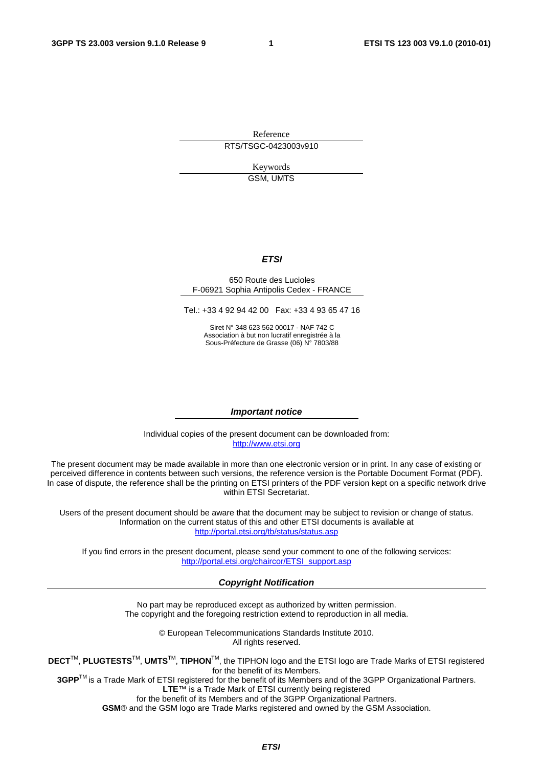Reference

RTS/TSGC-0423003v910

Keywords

GSM, UMTS

***ETSI***

650 Route des Lucioles
F-06921 Sophia Antipolis Cedex - FRANCE

Tel.: +33 4 92 94 42 00   Fax: +33 4 93 65 47 16

Siret N° 348 623 562 00017 - NAF 742 C
Association à but non lucratif enregistrée à la
Sous-Préfecture de Grasse (06) N° 7803/88

***Important notice***

Individual copies of the present document can be downloaded from:
http://www.etsi.org

The present document may be made available in more than one electronic version or in print. In any case of existing or perceived difference in contents between such versions, the reference version is the Portable Document Format (PDF). In case of dispute, the reference shall be the printing on ETSI printers of the PDF version kept on a specific network drive within ETSI Secretariat.

Users of the present document should be aware that the document may be subject to revision or change of status. Information on the current status of this and other ETSI documents is available at
http://portal.etsi.org/tb/status/status.asp

If you find errors in the present document, please send your comment to one of the following services:
http://portal.etsi.org/chaircor/ETSI_support.asp

***Copyright Notification***

No part may be reproduced except as authorized by written permission.
The copyright and the foregoing restriction extend to reproduction in all media.

© European Telecommunications Standards Institute 2010.
All rights reserved.

**DECT**™, **PLUGTESTS**™, **UMTS**™, **TIPHON**™, the TIPHON logo and the ETSI logo are Trade Marks of ETSI registered for the benefit of its Members.
**3GPP**™ is a Trade Mark of ETSI registered for the benefit of its Members and of the 3GPP Organizational Partners.
**LTE**™ is a Trade Mark of ETSI currently being registered
for the benefit of its Members and of the 3GPP Organizational Partners.
**GSM**® and the GSM logo are Trade Marks registered and owned by the GSM Association.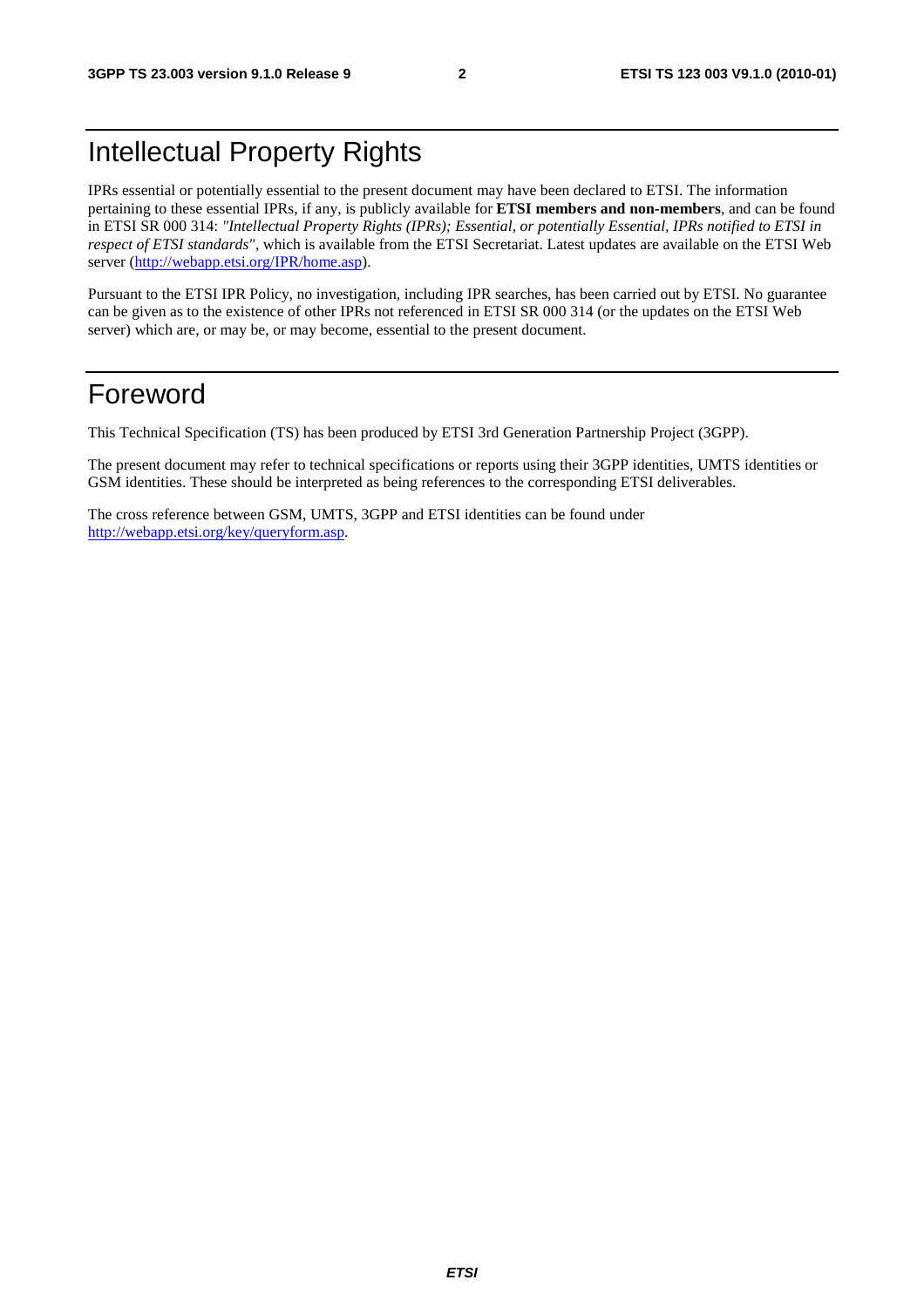# Intellectual Property Rights

IPRs essential or potentially essential to the present document may have been declared to ETSI. The information pertaining to these essential IPRs, if any, is publicly available for **ETSI members and non-members**, and can be found in ETSI SR 000 314: *"Intellectual Property Rights (IPRs); Essential, or potentially Essential, IPRs notified to ETSI in respect of ETSI standards"*, which is available from the ETSI Secretariat. Latest updates are available on the ETSI Web server (http://webapp.etsi.org/IPR/home.asp).

Pursuant to the ETSI IPR Policy, no investigation, including IPR searches, has been carried out by ETSI. No guarantee can be given as to the existence of other IPRs not referenced in ETSI SR 000 314 (or the updates on the ETSI Web server) which are, or may be, or may become, essential to the present document.

# Foreword

This Technical Specification (TS) has been produced by ETSI 3rd Generation Partnership Project (3GPP).

The present document may refer to technical specifications or reports using their 3GPP identities, UMTS identities or GSM identities. These should be interpreted as being references to the corresponding ETSI deliverables.

The cross reference between GSM, UMTS, 3GPP and ETSI identities can be found under http://webapp.etsi.org/key/queryform.asp.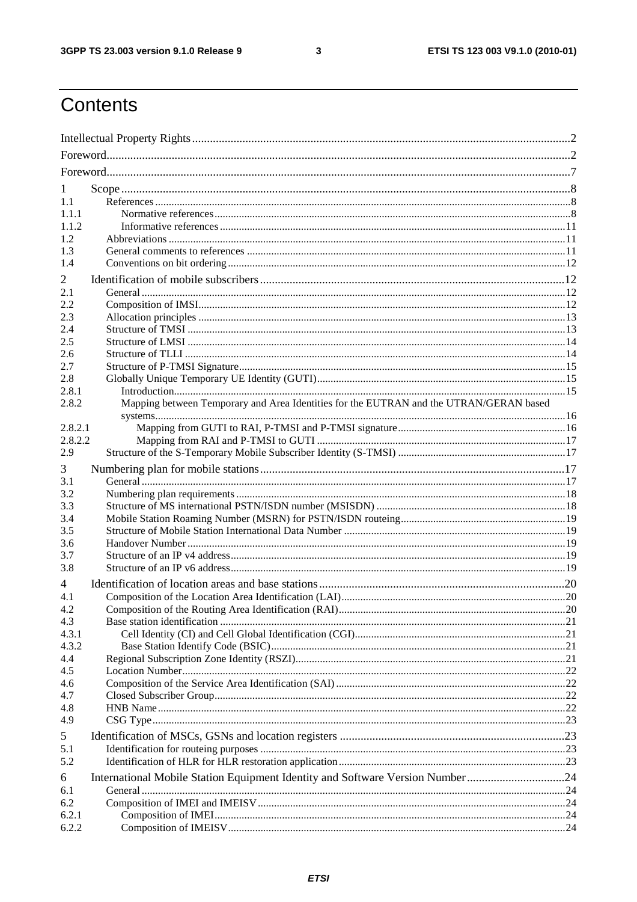# Contents

Intellectual Property Rights ..... 2
Foreword ..... 2
Foreword ..... 7
1 Scope ..... 8
1.1 References ..... 8
1.1.1 Normative references ..... 8
1.1.2 Informative references ..... 11
1.2 Abbreviations ..... 11
1.3 General comments to references ..... 11
1.4 Conventions on bit ordering ..... 12
2 Identification of mobile subscribers ..... 12
2.1 General ..... 12
2.2 Composition of IMSI ..... 12
2.3 Allocation principles ..... 13
2.4 Structure of TMSI ..... 13
2.5 Structure of LMSI ..... 14
2.6 Structure of TLLI ..... 14
2.7 Structure of P-TMSI Signature ..... 15
2.8 Globally Unique Temporary UE Identity (GUTI) ..... 15
2.8.1 Introduction ..... 15
2.8.2 Mapping between Temporary and Area Identities for the EUTRAN and the UTRAN/GERAN based systems ..... 16
2.8.2.1 Mapping from GUTI to RAI, P-TMSI and P-TMSI signature ..... 16
2.8.2.2 Mapping from RAI and P-TMSI to GUTI ..... 17
2.9 Structure of the S-Temporary Mobile Subscriber Identity (S-TMSI) ..... 17
3 Numbering plan for mobile stations ..... 17
3.1 General ..... 17
3.2 Numbering plan requirements ..... 18
3.3 Structure of MS international PSTN/ISDN number (MSISDN) ..... 18
3.4 Mobile Station Roaming Number (MSRN) for PSTN/ISDN routeing ..... 19
3.5 Structure of Mobile Station International Data Number ..... 19
3.6 Handover Number ..... 19
3.7 Structure of an IP v4 address ..... 19
3.8 Structure of an IP v6 address ..... 19
4 Identification of location areas and base stations ..... 20
4.1 Composition of the Location Area Identification (LAI) ..... 20
4.2 Composition of the Routing Area Identification (RAI) ..... 20
4.3 Base station identification ..... 21
4.3.1 Cell Identity (CI) and Cell Global Identification (CGI) ..... 21
4.3.2 Base Station Identify Code (BSIC) ..... 21
4.4 Regional Subscription Zone Identity (RSZI) ..... 21
4.5 Location Number ..... 22
4.6 Composition of the Service Area Identification (SAI) ..... 22
4.7 Closed Subscriber Group ..... 22
4.8 HNB Name ..... 22
4.9 CSG Type ..... 23
5 Identification of MSCs, GSNs and location registers ..... 23
5.1 Identification for routeing purposes ..... 23
5.2 Identification of HLR for HLR restoration application ..... 23
6 International Mobile Station Equipment Identity and Software Version Number ..... 24
6.1 General ..... 24
6.2 Composition of IMEI and IMEISV ..... 24
6.2.1 Composition of IMEI ..... 24
6.2.2 Composition of IMEISV ..... 24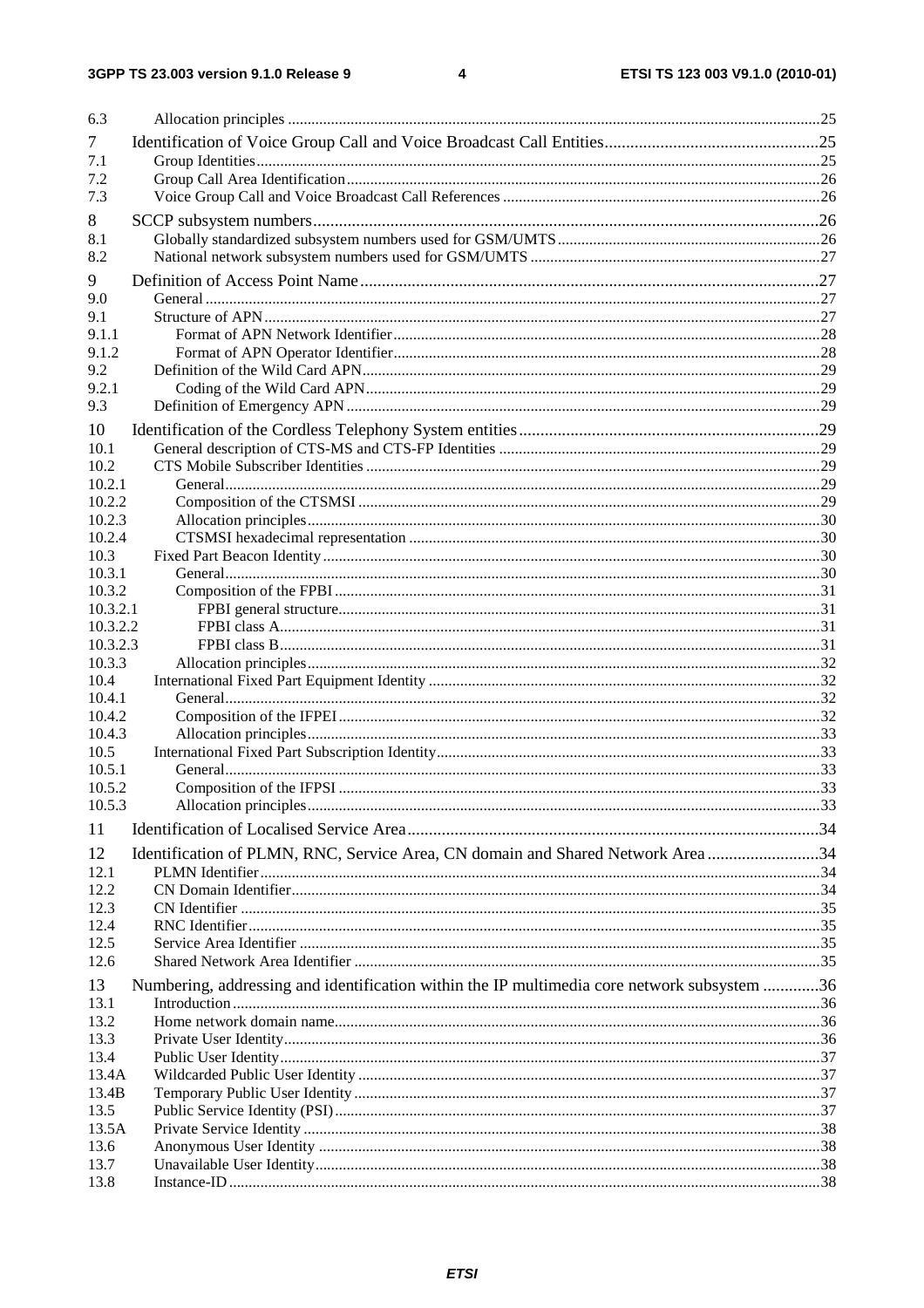6.3 Allocation principles .......................................................................................................................................25

7 Identification of Voice Group Call and Voice Broadcast Call Entities..................................................25

7.1 Group Identities...............................................................................................................................................25

7.2 Group Call Area Identification........................................................................................................................26

7.3 Voice Group Call and Voice Broadcast Call References ................................................................................26

8 SCCP subsystem numbers....................................................................................................................26

8.1 Globally standardized subsystem numbers used for GSM/UMTS..................................................................26

8.2 National network subsystem numbers used for GSM/UMTS .........................................................................27

9 Definition of Access Point Name.........................................................................................................27

9.0 General ............................................................................................................................................................27

9.1 Structure of APN.............................................................................................................................................27

9.1.1 Format of APN Network Identifier............................................................................................................28

9.1.2 Format of APN Operator Identifier............................................................................................................28

9.2 Definition of the Wild Card APN....................................................................................................................29

9.2.1 Coding of the Wild Card APN...................................................................................................................29

9.3 Definition of Emergency APN ........................................................................................................................29

10 Identification of the Cordless Telephony System entities.....................................................................29

10.1 General description of CTS-MS and CTS-FP Identities .................................................................................29

10.2 CTS Mobile Subscriber Identities ...................................................................................................................29

10.2.1 General.......................................................................................................................................................29

10.2.2 Composition of the CTSMSI .....................................................................................................................29

10.2.3 Allocation principles..................................................................................................................................30

10.2.4 CTSMSI hexadecimal representation ........................................................................................................30

10.3 Fixed Part Beacon Identity ..............................................................................................................................30

10.3.1 General.......................................................................................................................................................30

10.3.2 Composition of the FPBI ...........................................................................................................................31

10.3.2.1 FPBI general structure..........................................................................................................................31

10.3.2.2 FPBI class A.........................................................................................................................................31

10.3.2.3 FPBI class B.........................................................................................................................................31

10.3.3 Allocation principles..................................................................................................................................32

10.4 International Fixed Part Equipment Identity ...................................................................................................32

10.4.1 General.......................................................................................................................................................32

10.4.2 Composition of the IFPEI ..........................................................................................................................32

10.4.3 Allocation principles..................................................................................................................................33

10.5 International Fixed Part Subscription Identity..................................................................................................33

10.5.1 General.......................................................................................................................................................33

10.5.2 Composition of the IFPSI ..........................................................................................................................33

10.5.3 Allocation principles..................................................................................................................................33

11 Identification of Localised Service Area...............................................................................................34

12 Identification of PLMN, RNC, Service Area, CN domain and Shared Network Area ..........................34

12.1 PLMN Identifier..............................................................................................................................................34

12.2 CN Domain Identifier......................................................................................................................................34

12.3 CN Identifier ...................................................................................................................................................35

12.4 RNC Identifier.................................................................................................................................................35

12.5 Service Area Identifier ....................................................................................................................................35

12.6 Shared Network Area Identifier ......................................................................................................................35

13 Numbering, addressing and identification within the IP multimedia core network subsystem .............36

13.1 Introduction.....................................................................................................................................................36

13.2 Home network domain name...........................................................................................................................36

13.3 Private User Identity........................................................................................................................................36

13.4 Public User Identity.........................................................................................................................................37

13.4A Wildcarded Public User Identity .....................................................................................................................37

13.4B Temporary Public User Identity ......................................................................................................................37

13.5 Public Service Identity (PSI)...........................................................................................................................37

13.5A Private Service Identity ...................................................................................................................................38

13.6 Anonymous User Identity ...............................................................................................................................38

13.7 Unavailable User Identity................................................................................................................................38

13.8 Instance-ID .....................................................................................................................................................38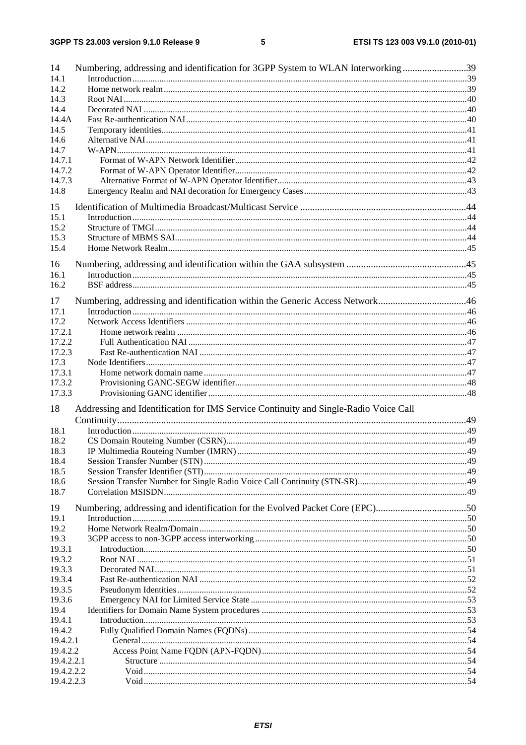| | | |
|---|---|---|
| 14 | Numbering, addressing and identification for 3GPP System to WLAN Interworking | 39 |
| 14.1 | Introduction | 39 |
| 14.2 | Home network realm | 39 |
| 14.3 | Root NAI | 40 |
| 14.4 | Decorated NAI | 40 |
| 14.4A | Fast Re-authentication NAI | 40 |
| 14.5 | Temporary identities | 41 |
| 14.6 | Alternative NAI | 41 |
| 14.7 | W-APN | 41 |
| 14.7.1 | Format of W-APN Network Identifier | 42 |
| 14.7.2 | Format of W-APN Operator Identifier | 42 |
| 14.7.3 | Alternative Format of W-APN Operator Identifier | 43 |
| 14.8 | Emergency Realm and NAI decoration for Emergency Cases | 43 |
| 15 | Identification of Multimedia Broadcast/Multicast Service | 44 |
| 15.1 | Introduction | 44 |
| 15.2 | Structure of TMGI | 44 |
| 15.3 | Structure of MBMS SAI | 44 |
| 15.4 | Home Network Realm | 45 |
| 16 | Numbering, addressing and identification within the GAA subsystem | 45 |
| 16.1 | Introduction | 45 |
| 16.2 | BSF address | 45 |
| 17 | Numbering, addressing and identification within the Generic Access Network | 46 |
| 17.1 | Introduction | 46 |
| 17.2 | Network Access Identifiers | 46 |
| 17.2.1 | Home network realm | 46 |
| 17.2.2 | Full Authentication NAI | 47 |
| 17.2.3 | Fast Re-authentication NAI | 47 |
| 17.3 | Node Identifiers | 47 |
| 17.3.1 | Home network domain name | 47 |
| 17.3.2 | Provisioning GANC-SEGW identifier | 48 |
| 17.3.3 | Provisioning GANC identifier | 48 |
| 18 | Addressing and Identification for IMS Service Continuity and Single-Radio Voice Call Continuity | 49 |
| 18.1 | Introduction | 49 |
| 18.2 | CS Domain Routeing Number (CSRN) | 49 |
| 18.3 | IP Multimedia Routeing Number (IMRN) | 49 |
| 18.4 | Session Transfer Number (STN) | 49 |
| 18.5 | Session Transfer Identifier (STI) | 49 |
| 18.6 | Session Transfer Number for Single Radio Voice Call Continuity (STN-SR) | 49 |
| 18.7 | Correlation MSISDN | 49 |
| 19 | Numbering, addressing and identification for the Evolved Packet Core (EPC) | 50 |
| 19.1 | Introduction | 50 |
| 19.2 | Home Network Realm/Domain | 50 |
| 19.3 | 3GPP access to non-3GPP access interworking | 50 |
| 19.3.1 | Introduction | 50 |
| 19.3.2 | Root NAI | 51 |
| 19.3.3 | Decorated NAI | 51 |
| 19.3.4 | Fast Re-authentication NAI | 52 |
| 19.3.5 | Pseudonym Identities | 52 |
| 19.3.6 | Emergency NAI for Limited Service State | 53 |
| 19.4 | Identifiers for Domain Name System procedures | 53 |
| 19.4.1 | Introduction | 53 |
| 19.4.2 | Fully Qualified Domain Names (FQDNs) | 54 |
| 19.4.2.1 | General | 54 |
| 19.4.2.2 | Access Point Name FQDN (APN-FQDN) | 54 |
| 19.4.2.2.1 | Structure | 54 |
| 19.4.2.2.2 | Void | 54 |
| 19.4.2.2.3 | Void | 54 |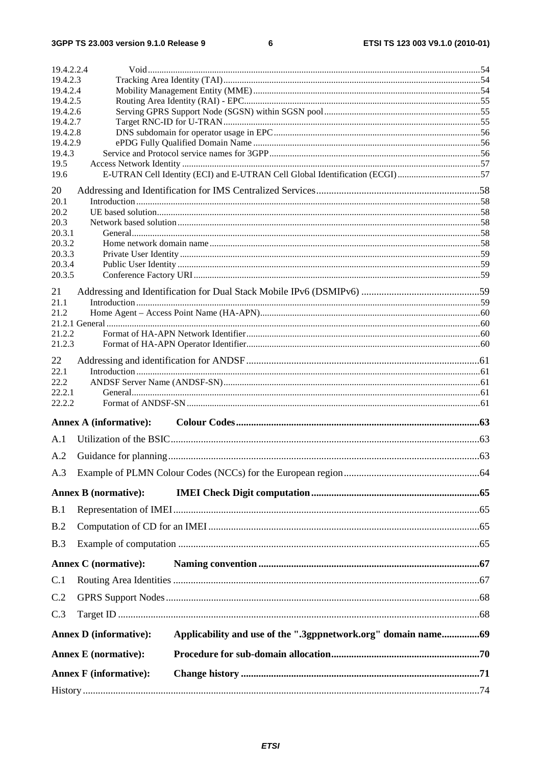19.4.2.2.4 Void ..... 54
19.4.2.3 Tracking Area Identity (TAI) ..... 54
19.4.2.4 Mobility Management Entity (MME) ..... 54
19.4.2.5 Routing Area Identity (RAI) - EPC ..... 55
19.4.2.6 Serving GPRS Support Node (SGSN) within SGSN pool ..... 55
19.4.2.7 Target RNC-ID for U-TRAN ..... 55
19.4.2.8 DNS subdomain for operator usage in EPC ..... 56
19.4.2.9 ePDG Fully Qualified Domain Name ..... 56
19.4.3 Service and Protocol service names for 3GPP ..... 56
19.5 Access Network Identity ..... 57
19.6 E-UTRAN Cell Identity (ECI) and E-UTRAN Cell Global Identification (ECGI) ..... 57

20 Addressing and Identification for IMS Centralized Services ..... 58
20.1 Introduction ..... 58
20.2 UE based solution ..... 58
20.3 Network based solution ..... 58
20.3.1 General ..... 58
20.3.2 Home network domain name ..... 58
20.3.3 Private User Identity ..... 59
20.3.4 Public User Identity ..... 59
20.3.5 Conference Factory URI ..... 59

21 Addressing and Identification for Dual Stack Mobile IPv6 (DSMIPv6) ..... 59
21.1 Introduction ..... 59
21.2 Home Agent – Access Point Name (HA-APN) ..... 60
21.2.1 General ..... 60
21.2.2 Format of HA-APN Network Identifier ..... 60
21.2.3 Format of HA-APN Operator Identifier ..... 60

22 Addressing and identification for ANDSF ..... 61
22.1 Introduction ..... 61
22.2 ANDSF Server Name (ANDSF-SN) ..... 61
22.2.1 General ..... 61
22.2.2 Format of ANDSF-SN ..... 61

**Annex A (informative): Colour Codes ..... 63**

A.1 Utilization of the BSIC ..... 63

A.2 Guidance for planning ..... 63

A.3 Example of PLMN Colour Codes (NCCs) for the European region ..... 64

**Annex B (normative): IMEI Check Digit computation ..... 65**

B.1 Representation of IMEI ..... 65

B.2 Computation of CD for an IMEI ..... 65

B.3 Example of computation ..... 65

**Annex C (normative): Naming convention ..... 67**

C.1 Routing Area Identities ..... 67

C.2 GPRS Support Nodes ..... 68

C.3 Target ID ..... 68

**Annex D (informative): Applicability and use of the ".3gppnetwork.org" domain name ..... 69**

**Annex E (normative): Procedure for sub-domain allocation ..... 70**

**Annex F (informative): Change history ..... 71**

History ..... 74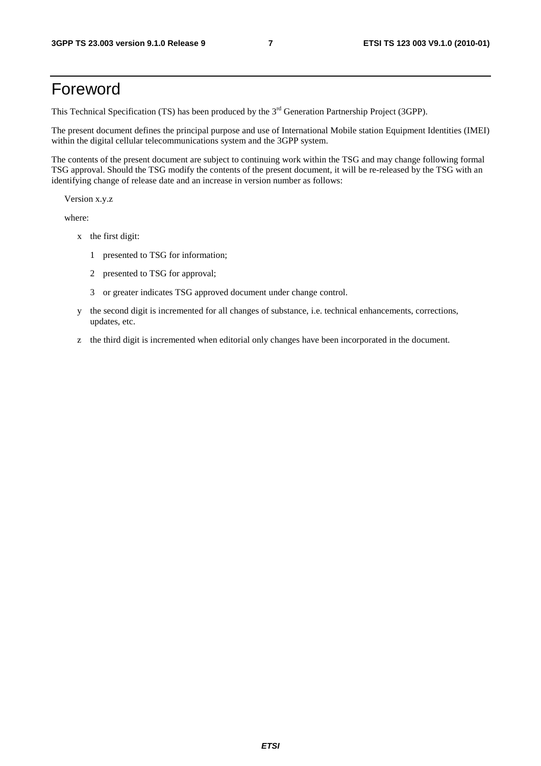# Foreword

This Technical Specification (TS) has been produced by the 3rd Generation Partnership Project (3GPP).

The present document defines the principal purpose and use of International Mobile station Equipment Identities (IMEI) within the digital cellular telecommunications system and the 3GPP system.

The contents of the present document are subject to continuing work within the TSG and may change following formal TSG approval. Should the TSG modify the contents of the present document, it will be re-released by the TSG with an identifying change of release date and an increase in version number as follows:

Version x.y.z

where:

- x the first digit:
  - 1 presented to TSG for information;
  - 2 presented to TSG for approval;
  - 3 or greater indicates TSG approved document under change control.
- y the second digit is incremented for all changes of substance, i.e. technical enhancements, corrections, updates, etc.
- z the third digit is incremented when editorial only changes have been incorporated in the document.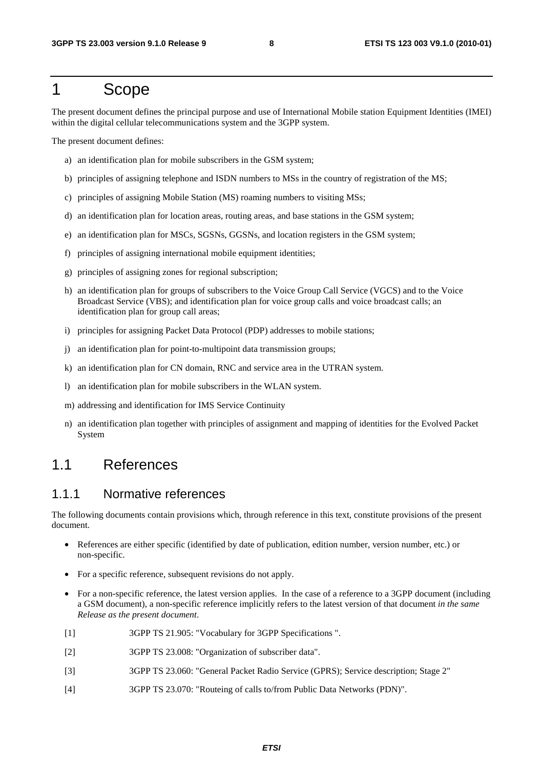# 1 Scope

The present document defines the principal purpose and use of International Mobile station Equipment Identities (IMEI) within the digital cellular telecommunications system and the 3GPP system.

The present document defines:

a) an identification plan for mobile subscribers in the GSM system;

b) principles of assigning telephone and ISDN numbers to MSs in the country of registration of the MS;

c) principles of assigning Mobile Station (MS) roaming numbers to visiting MSs;

d) an identification plan for location areas, routing areas, and base stations in the GSM system;

e) an identification plan for MSCs, SGSNs, GGSNs, and location registers in the GSM system;

f) principles of assigning international mobile equipment identities;

g) principles of assigning zones for regional subscription;

h) an identification plan for groups of subscribers to the Voice Group Call Service (VGCS) and to the Voice Broadcast Service (VBS); and identification plan for voice group calls and voice broadcast calls; an identification plan for group call areas;

i) principles for assigning Packet Data Protocol (PDP) addresses to mobile stations;

j) an identification plan for point-to-multipoint data transmission groups;

k) an identification plan for CN domain, RNC and service area in the UTRAN system.

l) an identification plan for mobile subscribers in the WLAN system.

m) addressing and identification for IMS Service Continuity

n) an identification plan together with principles of assignment and mapping of identities for the Evolved Packet System

## 1.1 References

### 1.1.1 Normative references

The following documents contain provisions which, through reference in this text, constitute provisions of the present document.

- References are either specific (identified by date of publication, edition number, version number, etc.) or non-specific.
- For a specific reference, subsequent revisions do not apply.
- For a non-specific reference, the latest version applies. In the case of a reference to a 3GPP document (including a GSM document), a non-specific reference implicitly refers to the latest version of that document *in the same Release as the present document*.

[1] 3GPP TS 21.905: "Vocabulary for 3GPP Specifications ".

[2] 3GPP TS 23.008: "Organization of subscriber data".

[3] 3GPP TS 23.060: "General Packet Radio Service (GPRS); Service description; Stage 2"

[4] 3GPP TS 23.070: "Routeing of calls to/from Public Data Networks (PDN)".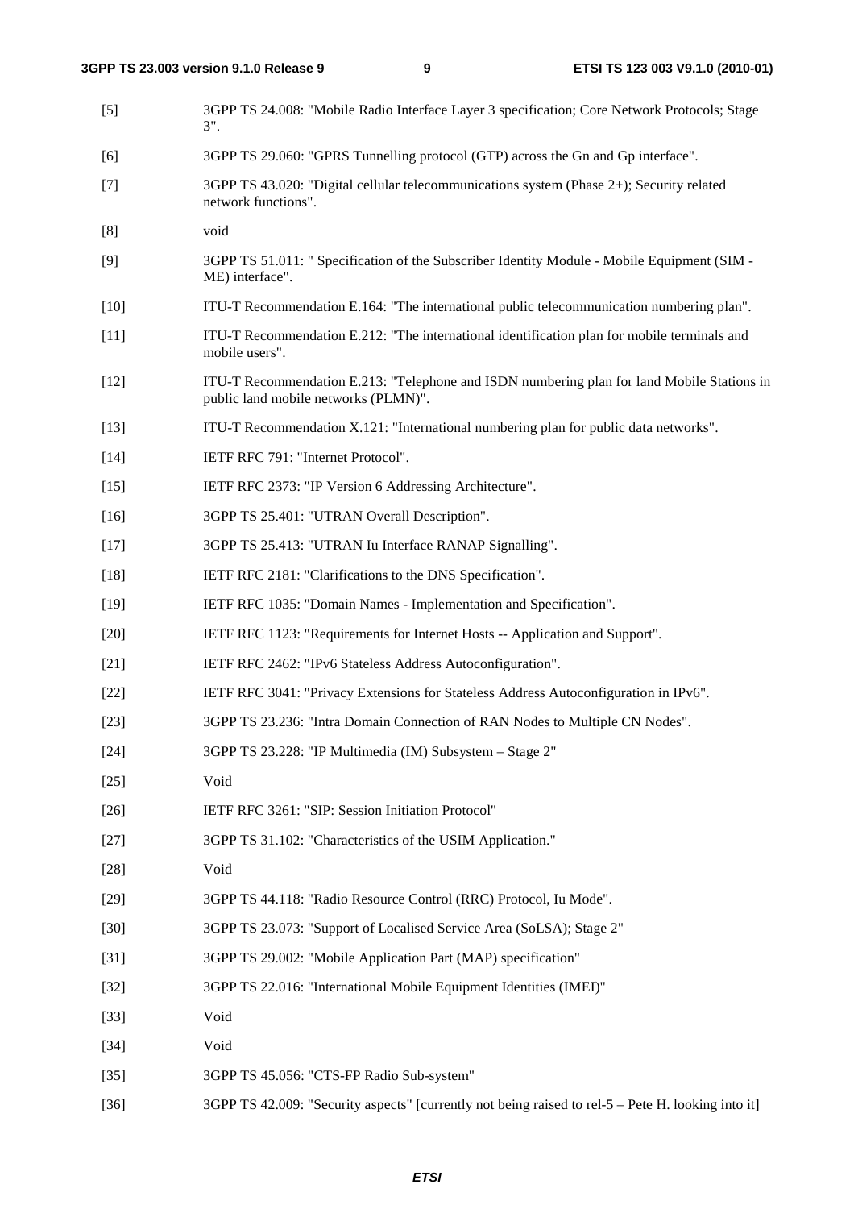[5] 3GPP TS 24.008: "Mobile Radio Interface Layer 3 specification; Core Network Protocols; Stage 3".

[6] 3GPP TS 29.060: "GPRS Tunnelling protocol (GTP) across the Gn and Gp interface".

[7] 3GPP TS 43.020: "Digital cellular telecommunications system (Phase 2+); Security related network functions".

[8] void

[9] 3GPP TS 51.011: " Specification of the Subscriber Identity Module - Mobile Equipment (SIM - ME) interface".

[10] ITU-T Recommendation E.164: "The international public telecommunication numbering plan".

[11] ITU-T Recommendation E.212: "The international identification plan for mobile terminals and mobile users".

[12] ITU-T Recommendation E.213: "Telephone and ISDN numbering plan for land Mobile Stations in public land mobile networks (PLMN)".

[13] ITU-T Recommendation X.121: "International numbering plan for public data networks".

[14] IETF RFC 791: "Internet Protocol".

[15] IETF RFC 2373: "IP Version 6 Addressing Architecture".

[16] 3GPP TS 25.401: "UTRAN Overall Description".

[17] 3GPP TS 25.413: "UTRAN Iu Interface RANAP Signalling".

[18] IETF RFC 2181: "Clarifications to the DNS Specification".

[19] IETF RFC 1035: "Domain Names - Implementation and Specification".

[20] IETF RFC 1123: "Requirements for Internet Hosts -- Application and Support".

[21] IETF RFC 2462: "IPv6 Stateless Address Autoconfiguration".

[22] IETF RFC 3041: "Privacy Extensions for Stateless Address Autoconfiguration in IPv6".

[23] 3GPP TS 23.236: "Intra Domain Connection of RAN Nodes to Multiple CN Nodes".

[24] 3GPP TS 23.228: "IP Multimedia (IM) Subsystem – Stage 2"

[25] Void

[26] IETF RFC 3261: "SIP: Session Initiation Protocol"

[27] 3GPP TS 31.102: "Characteristics of the USIM Application."

[28] Void

[29] 3GPP TS 44.118: "Radio Resource Control (RRC) Protocol, Iu Mode".

[30] 3GPP TS 23.073: "Support of Localised Service Area (SoLSA); Stage 2"

[31] 3GPP TS 29.002: "Mobile Application Part (MAP) specification"

[32] 3GPP TS 22.016: "International Mobile Equipment Identities (IMEI)"

[33] Void

[34] Void

[35] 3GPP TS 45.056: "CTS-FP Radio Sub-system"

[36] 3GPP TS 42.009: "Security aspects" [currently not being raised to rel-5 – Pete H. looking into it]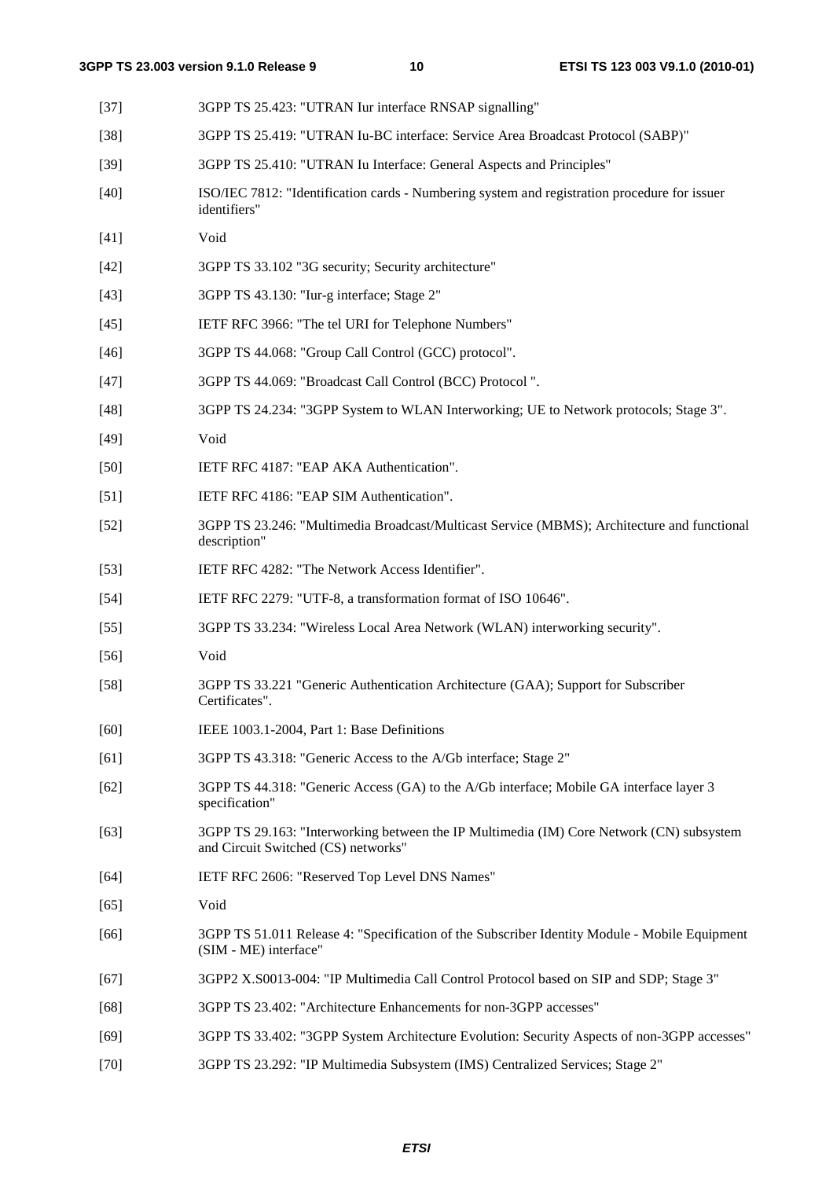[37] 3GPP TS 25.423: "UTRAN Iur interface RNSAP signalling"

[38] 3GPP TS 25.419: "UTRAN Iu-BC interface: Service Area Broadcast Protocol (SABP)"

[39] 3GPP TS 25.410: "UTRAN Iu Interface: General Aspects and Principles"

[40] ISO/IEC 7812: "Identification cards - Numbering system and registration procedure for issuer identifiers"

[41] Void

[42] 3GPP TS 33.102 "3G security; Security architecture"

[43] 3GPP TS 43.130: "Iur-g interface; Stage 2"

[45] IETF RFC 3966: "The tel URI for Telephone Numbers"

[46] 3GPP TS 44.068: "Group Call Control (GCC) protocol".

[47] 3GPP TS 44.069: "Broadcast Call Control (BCC) Protocol ".

[48] 3GPP TS 24.234: "3GPP System to WLAN Interworking; UE to Network protocols; Stage 3".

[49] Void

[50] IETF RFC 4187: "EAP AKA Authentication".

[51] IETF RFC 4186: "EAP SIM Authentication".

[52] 3GPP TS 23.246: "Multimedia Broadcast/Multicast Service (MBMS); Architecture and functional description"

[53] IETF RFC 4282: "The Network Access Identifier".

[54] IETF RFC 2279: "UTF-8, a transformation format of ISO 10646".

[55] 3GPP TS 33.234: "Wireless Local Area Network (WLAN) interworking security".

[56] Void

[58] 3GPP TS 33.221 "Generic Authentication Architecture (GAA); Support for Subscriber Certificates".

[60] IEEE 1003.1-2004, Part 1: Base Definitions

[61] 3GPP TS 43.318: "Generic Access to the A/Gb interface; Stage 2"

[62] 3GPP TS 44.318: "Generic Access (GA) to the A/Gb interface; Mobile GA interface layer 3 specification"

[63] 3GPP TS 29.163: "Interworking between the IP Multimedia (IM) Core Network (CN) subsystem and Circuit Switched (CS) networks"

[64] IETF RFC 2606: "Reserved Top Level DNS Names"

[65] Void

[66] 3GPP TS 51.011 Release 4: "Specification of the Subscriber Identity Module - Mobile Equipment (SIM - ME) interface"

[67] 3GPP2 X.S0013-004: "IP Multimedia Call Control Protocol based on SIP and SDP; Stage 3"

[68] 3GPP TS 23.402: "Architecture Enhancements for non-3GPP accesses"

[69] 3GPP TS 33.402: "3GPP System Architecture Evolution: Security Aspects of non-3GPP accesses"

[70] 3GPP TS 23.292: "IP Multimedia Subsystem (IMS) Centralized Services; Stage 2"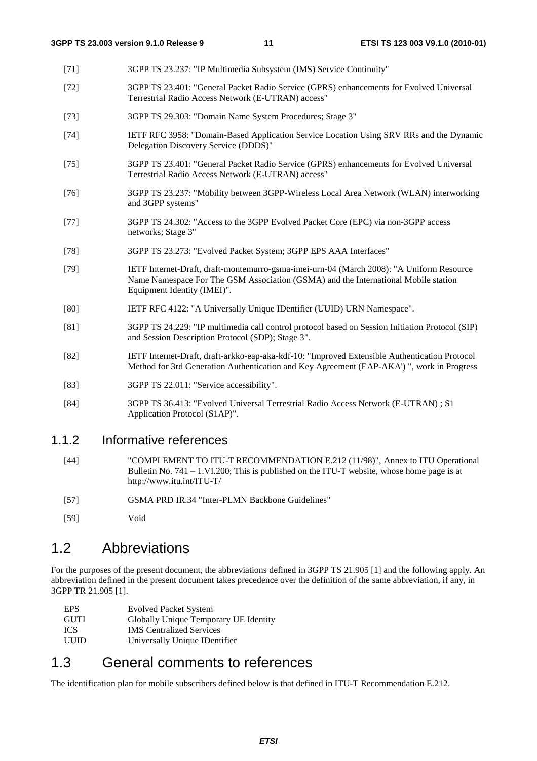[71] 3GPP TS 23.237: "IP Multimedia Subsystem (IMS) Service Continuity"

[72] 3GPP TS 23.401: "General Packet Radio Service (GPRS) enhancements for Evolved Universal Terrestrial Radio Access Network (E-UTRAN) access"

[73] 3GPP TS 29.303: "Domain Name System Procedures; Stage 3"

[74] IETF RFC 3958: "Domain-Based Application Service Location Using SRV RRs and the Dynamic Delegation Discovery Service (DDDS)"

[75] 3GPP TS 23.401: "General Packet Radio Service (GPRS) enhancements for Evolved Universal Terrestrial Radio Access Network (E-UTRAN) access"

[76] 3GPP TS 23.237: "Mobility between 3GPP-Wireless Local Area Network (WLAN) interworking and 3GPP systems"

[77] 3GPP TS 24.302: "Access to the 3GPP Evolved Packet Core (EPC) via non-3GPP access networks; Stage 3"

[78] 3GPP TS 23.273: "Evolved Packet System; 3GPP EPS AAA Interfaces"

[79] IETF Internet-Draft, draft-montemurro-gsma-imei-urn-04 (March 2008): "A Uniform Resource Name Namespace For The GSM Association (GSMA) and the International Mobile station Equipment Identity (IMEI)".

[80] IETF RFC 4122: "A Universally Unique IDentifier (UUID) URN Namespace".

[81] 3GPP TS 24.229: "IP multimedia call control protocol based on Session Initiation Protocol (SIP) and Session Description Protocol (SDP); Stage 3".

[82] IETF Internet-Draft, draft-arkko-eap-aka-kdf-10: "Improved Extensible Authentication Protocol Method for 3rd Generation Authentication and Key Agreement (EAP-AKA') ", work in Progress

[83] 3GPP TS 22.011: "Service accessibility".

[84] 3GPP TS 36.413: "Evolved Universal Terrestrial Radio Access Network (E-UTRAN) ; S1 Application Protocol (S1AP)".

### 1.1.2 Informative references

[44] "COMPLEMENT TO ITU-T RECOMMENDATION E.212 (11/98)", Annex to ITU Operational Bulletin No. 741 – 1.VI.200; This is published on the ITU-T website, whose home page is at http://www.itu.int/ITU-T/

[57] GSMA PRD IR.34 "Inter-PLMN Backbone Guidelines"

[59] Void

## 1.2 Abbreviations

For the purposes of the present document, the abbreviations defined in 3GPP TS 21.905 [1] and the following apply. An abbreviation defined in the present document takes precedence over the definition of the same abbreviation, if any, in 3GPP TR 21.905 [1].

| | |
|---|---|
| EPS | Evolved Packet System |
| GUTI | Globally Unique Temporary UE Identity |
| ICS | IMS Centralized Services |
| UUID | Universally Unique IDentifier |

## 1.3 General comments to references

The identification plan for mobile subscribers defined below is that defined in ITU-T Recommendation E.212.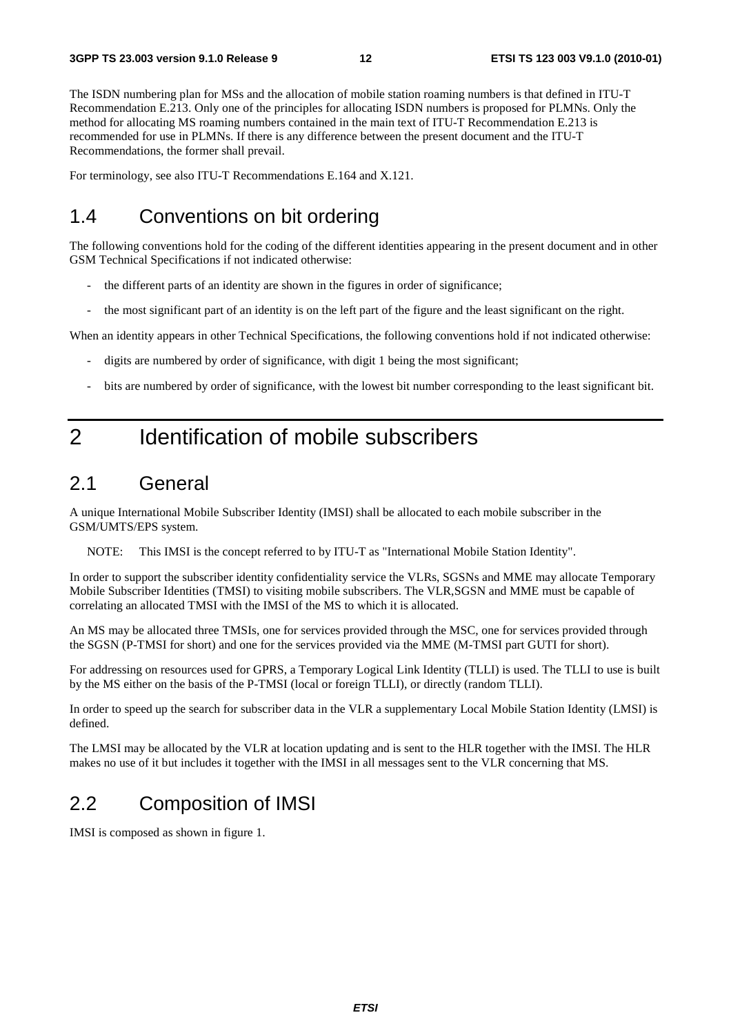The ISDN numbering plan for MSs and the allocation of mobile station roaming numbers is that defined in ITU-T Recommendation E.213. Only one of the principles for allocating ISDN numbers is proposed for PLMNs. Only the method for allocating MS roaming numbers contained in the main text of ITU-T Recommendation E.213 is recommended for use in PLMNs. If there is any difference between the present document and the ITU-T Recommendations, the former shall prevail.

For terminology, see also ITU-T Recommendations E.164 and X.121.

## 1.4 Conventions on bit ordering

The following conventions hold for the coding of the different identities appearing in the present document and in other GSM Technical Specifications if not indicated otherwise:

- the different parts of an identity are shown in the figures in order of significance;
- the most significant part of an identity is on the left part of the figure and the least significant on the right.

When an identity appears in other Technical Specifications, the following conventions hold if not indicated otherwise:

- digits are numbered by order of significance, with digit 1 being the most significant;
- bits are numbered by order of significance, with the lowest bit number corresponding to the least significant bit.

# 2 Identification of mobile subscribers

## 2.1 General

A unique International Mobile Subscriber Identity (IMSI) shall be allocated to each mobile subscriber in the GSM/UMTS/EPS system.

NOTE: This IMSI is the concept referred to by ITU-T as "International Mobile Station Identity".

In order to support the subscriber identity confidentiality service the VLRs, SGSNs and MME may allocate Temporary Mobile Subscriber Identities (TMSI) to visiting mobile subscribers. The VLR,SGSN and MME must be capable of correlating an allocated TMSI with the IMSI of the MS to which it is allocated.

An MS may be allocated three TMSIs, one for services provided through the MSC, one for services provided through the SGSN (P-TMSI for short) and one for the services provided via the MME (M-TMSI part GUTI for short).

For addressing on resources used for GPRS, a Temporary Logical Link Identity (TLLI) is used. The TLLI to use is built by the MS either on the basis of the P-TMSI (local or foreign TLLI), or directly (random TLLI).

In order to speed up the search for subscriber data in the VLR a supplementary Local Mobile Station Identity (LMSI) is defined.

The LMSI may be allocated by the VLR at location updating and is sent to the HLR together with the IMSI. The HLR makes no use of it but includes it together with the IMSI in all messages sent to the VLR concerning that MS.

## 2.2 Composition of IMSI

IMSI is composed as shown in figure 1.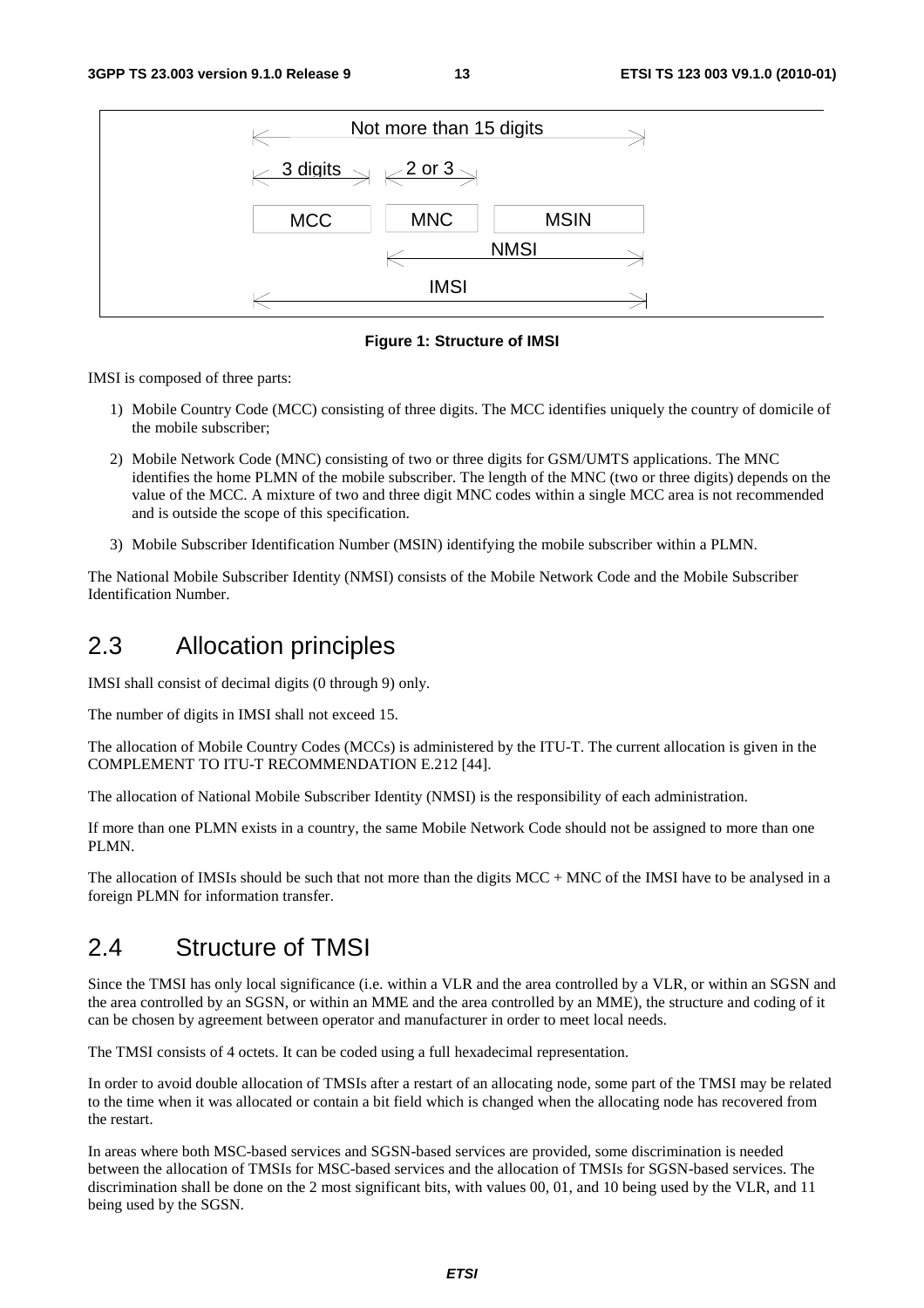| Not more than 15 digits | | |
|---|---|---|
| 3 digits | 2 or 3 | |
| MCC | MNC | MSIN |
| | NMSI | |
| IMSI | | |

**Figure 1: Structure of IMSI**

IMSI is composed of three parts:

1) Mobile Country Code (MCC) consisting of three digits. The MCC identifies uniquely the country of domicile of the mobile subscriber;

2) Mobile Network Code (MNC) consisting of two or three digits for GSM/UMTS applications. The MNC identifies the home PLMN of the mobile subscriber. The length of the MNC (two or three digits) depends on the value of the MCC. A mixture of two and three digit MNC codes within a single MCC area is not recommended and is outside the scope of this specification.

3) Mobile Subscriber Identification Number (MSIN) identifying the mobile subscriber within a PLMN.

The National Mobile Subscriber Identity (NMSI) consists of the Mobile Network Code and the Mobile Subscriber Identification Number.

## 2.3 Allocation principles

IMSI shall consist of decimal digits (0 through 9) only.

The number of digits in IMSI shall not exceed 15.

The allocation of Mobile Country Codes (MCCs) is administered by the ITU-T. The current allocation is given in the COMPLEMENT TO ITU-T RECOMMENDATION E.212 [44].

The allocation of National Mobile Subscriber Identity (NMSI) is the responsibility of each administration.

If more than one PLMN exists in a country, the same Mobile Network Code should not be assigned to more than one PLMN.

The allocation of IMSIs should be such that not more than the digits MCC + MNC of the IMSI have to be analysed in a foreign PLMN for information transfer.

## 2.4 Structure of TMSI

Since the TMSI has only local significance (i.e. within a VLR and the area controlled by a VLR, or within an SGSN and the area controlled by an SGSN, or within an MME and the area controlled by an MME), the structure and coding of it can be chosen by agreement between operator and manufacturer in order to meet local needs.

The TMSI consists of 4 octets. It can be coded using a full hexadecimal representation.

In order to avoid double allocation of TMSIs after a restart of an allocating node, some part of the TMSI may be related to the time when it was allocated or contain a bit field which is changed when the allocating node has recovered from the restart.

In areas where both MSC-based services and SGSN-based services are provided, some discrimination is needed between the allocation of TMSIs for MSC-based services and the allocation of TMSIs for SGSN-based services. The discrimination shall be done on the 2 most significant bits, with values 00, 01, and 10 being used by the VLR, and 11 being used by the SGSN.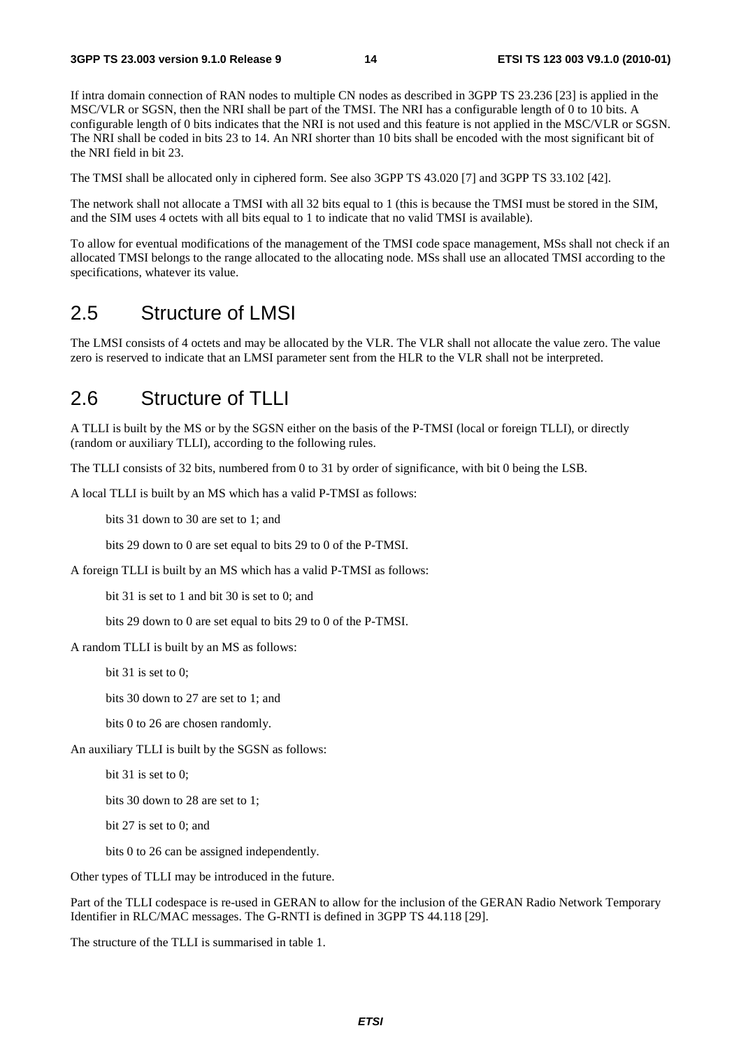If intra domain connection of RAN nodes to multiple CN nodes as described in 3GPP TS 23.236 [23] is applied in the MSC/VLR or SGSN, then the NRI shall be part of the TMSI. The NRI has a configurable length of 0 to 10 bits. A configurable length of 0 bits indicates that the NRI is not used and this feature is not applied in the MSC/VLR or SGSN. The NRI shall be coded in bits 23 to 14. An NRI shorter than 10 bits shall be encoded with the most significant bit of the NRI field in bit 23.

The TMSI shall be allocated only in ciphered form. See also 3GPP TS 43.020 [7] and 3GPP TS 33.102 [42].

The network shall not allocate a TMSI with all 32 bits equal to 1 (this is because the TMSI must be stored in the SIM, and the SIM uses 4 octets with all bits equal to 1 to indicate that no valid TMSI is available).

To allow for eventual modifications of the management of the TMSI code space management, MSs shall not check if an allocated TMSI belongs to the range allocated to the allocating node. MSs shall use an allocated TMSI according to the specifications, whatever its value.

## 2.5 Structure of LMSI

The LMSI consists of 4 octets and may be allocated by the VLR. The VLR shall not allocate the value zero. The value zero is reserved to indicate that an LMSI parameter sent from the HLR to the VLR shall not be interpreted.

## 2.6 Structure of TLLI

A TLLI is built by the MS or by the SGSN either on the basis of the P-TMSI (local or foreign TLLI), or directly (random or auxiliary TLLI), according to the following rules.

The TLLI consists of 32 bits, numbered from 0 to 31 by order of significance, with bit 0 being the LSB.

A local TLLI is built by an MS which has a valid P-TMSI as follows:

bits 31 down to 30 are set to 1; and

bits 29 down to 0 are set equal to bits 29 to 0 of the P-TMSI.

A foreign TLLI is built by an MS which has a valid P-TMSI as follows:

bit 31 is set to 1 and bit 30 is set to 0; and

bits 29 down to 0 are set equal to bits 29 to 0 of the P-TMSI.

A random TLLI is built by an MS as follows:

bit 31 is set to 0;

bits 30 down to 27 are set to 1; and

bits 0 to 26 are chosen randomly.

An auxiliary TLLI is built by the SGSN as follows:

bit 31 is set to 0;

bits 30 down to 28 are set to 1;

bit 27 is set to 0; and

bits 0 to 26 can be assigned independently.

Other types of TLLI may be introduced in the future.

Part of the TLLI codespace is re-used in GERAN to allow for the inclusion of the GERAN Radio Network Temporary Identifier in RLC/MAC messages. The G-RNTI is defined in 3GPP TS 44.118 [29].

The structure of the TLLI is summarised in table 1.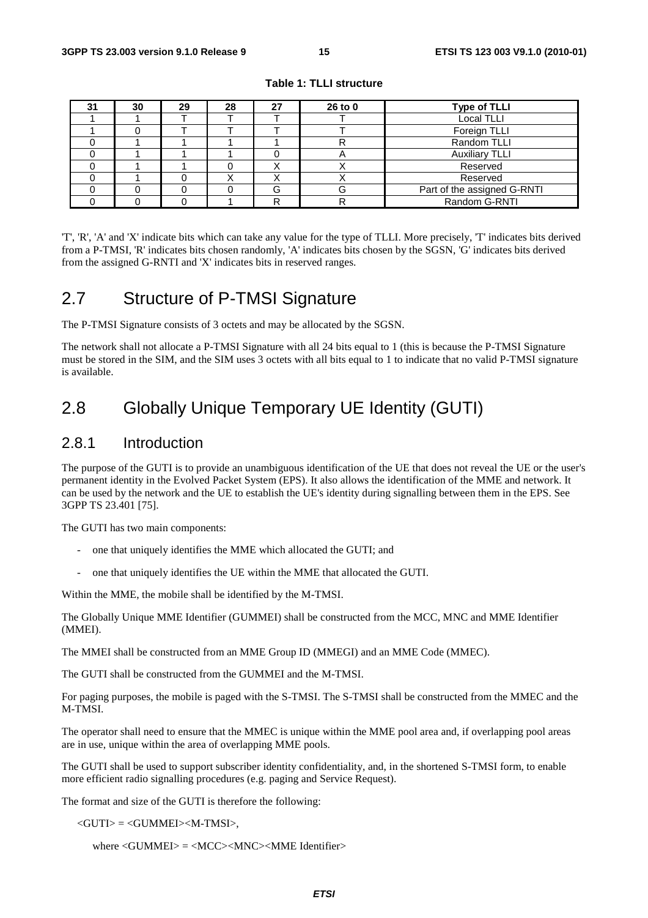**Table 1: TLLI structure**

| 31 | 30 | 29 | 28 | 27 | 26 to 0 | Type of TLLI |
|---|---|---|---|---|---|---|
| 1 | 1 | T | T | T | T | Local TLLI |
| 1 | 0 | T | T | T | T | Foreign TLLI |
| 0 | 1 | 1 | 1 | 1 | R | Random TLLI |
| 0 | 1 | 1 | 1 | 0 | A | Auxiliary TLLI |
| 0 | 1 | 1 | 0 | X | X | Reserved |
| 0 | 1 | 0 | X | X | X | Reserved |
| 0 | 0 | 0 | 0 | G | G | Part of the assigned G-RNTI |
| 0 | 0 | 0 | 1 | R | R | Random G-RNTI |

'T', 'R', 'A' and 'X' indicate bits which can take any value for the type of TLLI. More precisely, 'T' indicates bits derived from a P-TMSI, 'R' indicates bits chosen randomly, 'A' indicates bits chosen by the SGSN, 'G' indicates bits derived from the assigned G-RNTI and 'X' indicates bits in reserved ranges.

# 2.7 Structure of P-TMSI Signature

The P-TMSI Signature consists of 3 octets and may be allocated by the SGSN.

The network shall not allocate a P-TMSI Signature with all 24 bits equal to 1 (this is because the P-TMSI Signature must be stored in the SIM, and the SIM uses 3 octets with all bits equal to 1 to indicate that no valid P-TMSI signature is available.

# 2.8 Globally Unique Temporary UE Identity (GUTI)

## 2.8.1 Introduction

The purpose of the GUTI is to provide an unambiguous identification of the UE that does not reveal the UE or the user's permanent identity in the Evolved Packet System (EPS). It also allows the identification of the MME and network. It can be used by the network and the UE to establish the UE's identity during signalling between them in the EPS. See 3GPP TS 23.401 [75].

The GUTI has two main components:

- one that uniquely identifies the MME which allocated the GUTI; and
- one that uniquely identifies the UE within the MME that allocated the GUTI.

Within the MME, the mobile shall be identified by the M-TMSI.

The Globally Unique MME Identifier (GUMMEI) shall be constructed from the MCC, MNC and MME Identifier (MMEI).

The MMEI shall be constructed from an MME Group ID (MMEGI) and an MME Code (MMEC).

The GUTI shall be constructed from the GUMMEI and the M-TMSI.

For paging purposes, the mobile is paged with the S-TMSI. The S-TMSI shall be constructed from the MMEC and the M-TMSI.

The operator shall need to ensure that the MMEC is unique within the MME pool area and, if overlapping pool areas are in use, unique within the area of overlapping MME pools.

The GUTI shall be used to support subscriber identity confidentiality, and, in the shortened S-TMSI form, to enable more efficient radio signalling procedures (e.g. paging and Service Request).

The format and size of the GUTI is therefore the following:

<GUTI> = <GUMMEI><M-TMSI>,

where <GUMMEI> = <MCC><MNC><MME Identifier>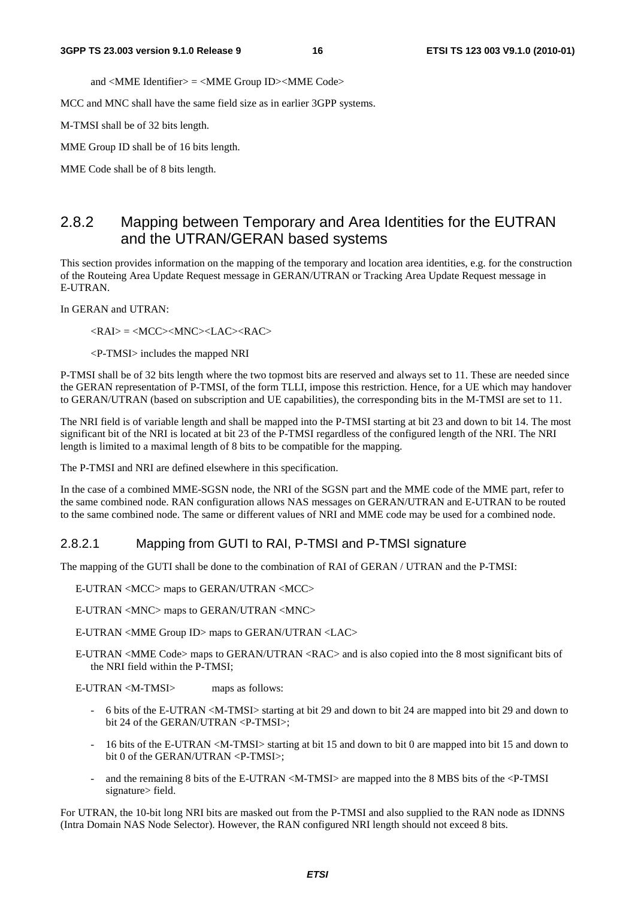and <MME Identifier> = <MME Group ID><MME Code>

MCC and MNC shall have the same field size as in earlier 3GPP systems.

M-TMSI shall be of 32 bits length.

MME Group ID shall be of 16 bits length.

MME Code shall be of 8 bits length.

## 2.8.2 Mapping between Temporary and Area Identities for the EUTRAN and the UTRAN/GERAN based systems

This section provides information on the mapping of the temporary and location area identities, e.g. for the construction of the Routeing Area Update Request message in GERAN/UTRAN or Tracking Area Update Request message in E-UTRAN.

In GERAN and UTRAN:

<RAI> = <MCC><MNC><LAC><RAC>

<P-TMSI> includes the mapped NRI

P-TMSI shall be of 32 bits length where the two topmost bits are reserved and always set to 11. These are needed since the GERAN representation of P-TMSI, of the form TLLI, impose this restriction. Hence, for a UE which may handover to GERAN/UTRAN (based on subscription and UE capabilities), the corresponding bits in the M-TMSI are set to 11.

The NRI field is of variable length and shall be mapped into the P-TMSI starting at bit 23 and down to bit 14. The most significant bit of the NRI is located at bit 23 of the P-TMSI regardless of the configured length of the NRI. The NRI length is limited to a maximal length of 8 bits to be compatible for the mapping.

The P-TMSI and NRI are defined elsewhere in this specification.

In the case of a combined MME-SGSN node, the NRI of the SGSN part and the MME code of the MME part, refer to the same combined node. RAN configuration allows NAS messages on GERAN/UTRAN and E-UTRAN to be routed to the same combined node. The same or different values of NRI and MME code may be used for a combined node.

### 2.8.2.1 Mapping from GUTI to RAI, P-TMSI and P-TMSI signature

The mapping of the GUTI shall be done to the combination of RAI of GERAN / UTRAN and the P-TMSI:

E-UTRAN <MCC> maps to GERAN/UTRAN <MCC>

E-UTRAN <MNC> maps to GERAN/UTRAN <MNC>

E-UTRAN <MME Group ID> maps to GERAN/UTRAN <LAC>

E-UTRAN <MME Code> maps to GERAN/UTRAN <RAC> and is also copied into the 8 most significant bits of the NRI field within the P-TMSI;

E-UTRAN <M-TMSI> maps as follows:

- 6 bits of the E-UTRAN <M-TMSI> starting at bit 29 and down to bit 24 are mapped into bit 29 and down to bit 24 of the GERAN/UTRAN <P-TMSI>;
- 16 bits of the E-UTRAN <M-TMSI> starting at bit 15 and down to bit 0 are mapped into bit 15 and down to bit 0 of the GERAN/UTRAN <P-TMSI>;
- and the remaining 8 bits of the E-UTRAN <M-TMSI> are mapped into the 8 MBS bits of the <P-TMSI signature> field.

For UTRAN, the 10-bit long NRI bits are masked out from the P-TMSI and also supplied to the RAN node as IDNNS (Intra Domain NAS Node Selector). However, the RAN configured NRI length should not exceed 8 bits.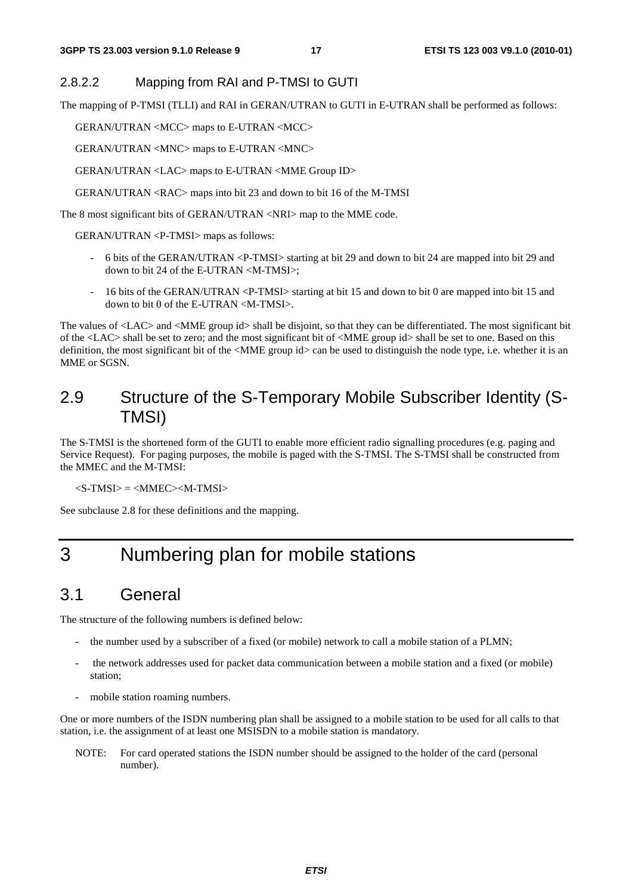#### 2.8.2.2 Mapping from RAI and P-TMSI to GUTI

The mapping of P-TMSI (TLLI) and RAI in GERAN/UTRAN to GUTI in E-UTRAN shall be performed as follows:

GERAN/UTRAN <MCC> maps to E-UTRAN <MCC>

GERAN/UTRAN <MNC> maps to E-UTRAN <MNC>

GERAN/UTRAN <LAC> maps to E-UTRAN <MME Group ID>

GERAN/UTRAN <RAC> maps into bit 23 and down to bit 16 of the M-TMSI

The 8 most significant bits of GERAN/UTRAN <NRI> map to the MME code.

GERAN/UTRAN <P-TMSI> maps as follows:

- 6 bits of the GERAN/UTRAN <P-TMSI> starting at bit 29 and down to bit 24 are mapped into bit 29 and down to bit 24 of the E-UTRAN <M-TMSI>;
- 16 bits of the GERAN/UTRAN <P-TMSI> starting at bit 15 and down to bit 0 are mapped into bit 15 and down to bit 0 of the E-UTRAN <M-TMSI>.

The values of <LAC> and <MME group id> shall be disjoint, so that they can be differentiated. The most significant bit of the <LAC> shall be set to zero; and the most significant bit of <MME group id> shall be set to one. Based on this definition, the most significant bit of the <MME group id> can be used to distinguish the node type, i.e. whether it is an MME or SGSN.

## 2.9 Structure of the S-Temporary Mobile Subscriber Identity (S-TMSI)

The S-TMSI is the shortened form of the GUTI to enable more efficient radio signalling procedures (e.g. paging and Service Request). For paging purposes, the mobile is paged with the S-TMSI. The S-TMSI shall be constructed from the MMEC and the M-TMSI:

<S-TMSI> = <MMEC><M-TMSI>

See subclause 2.8 for these definitions and the mapping.

# 3 Numbering plan for mobile stations

## 3.1 General

The structure of the following numbers is defined below:

- the number used by a subscriber of a fixed (or mobile) network to call a mobile station of a PLMN;
- the network addresses used for packet data communication between a mobile station and a fixed (or mobile) station;
- mobile station roaming numbers.

One or more numbers of the ISDN numbering plan shall be assigned to a mobile station to be used for all calls to that station, i.e. the assignment of at least one MSISDN to a mobile station is mandatory.

NOTE: For card operated stations the ISDN number should be assigned to the holder of the card (personal number).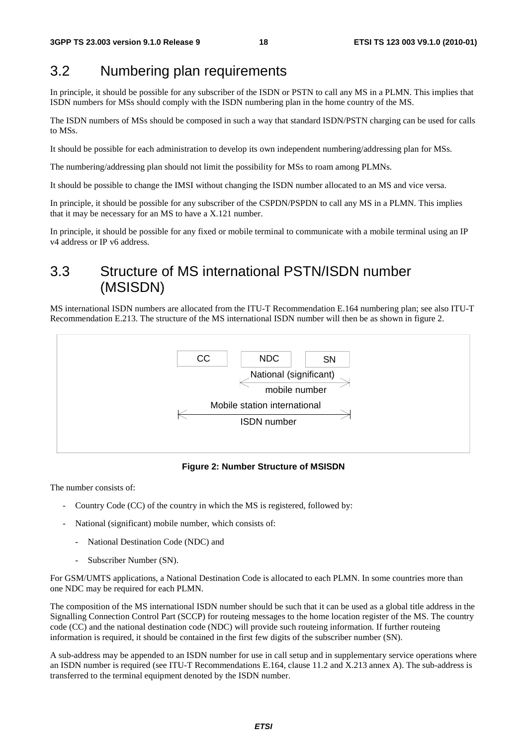## 3.2 Numbering plan requirements

In principle, it should be possible for any subscriber of the ISDN or PSTN to call any MS in a PLMN. This implies that ISDN numbers for MSs should comply with the ISDN numbering plan in the home country of the MS.

The ISDN numbers of MSs should be composed in such a way that standard ISDN/PSTN charging can be used for calls to MSs.

It should be possible for each administration to develop its own independent numbering/addressing plan for MSs.

The numbering/addressing plan should not limit the possibility for MSs to roam among PLMNs.

It should be possible to change the IMSI without changing the ISDN number allocated to an MS and vice versa.

In principle, it should be possible for any subscriber of the CSPDN/PSPDN to call any MS in a PLMN. This implies that it may be necessary for an MS to have a X.121 number.

In principle, it should be possible for any fixed or mobile terminal to communicate with a mobile terminal using an IP v4 address or IP v6 address.

## 3.3 Structure of MS international PSTN/ISDN number (MSISDN)

MS international ISDN numbers are allocated from the ITU-T Recommendation E.164 numbering plan; see also ITU-T Recommendation E.213. The structure of the MS international ISDN number will then be as shown in figure 2.

```
CC      NDC      SN
        <-- National (significant) mobile number -->
<------ Mobile station international ISDN number ------>
```

**Figure 2: Number Structure of MSISDN**

The number consists of:

- Country Code (CC) of the country in which the MS is registered, followed by:
- National (significant) mobile number, which consists of:
  - National Destination Code (NDC) and
  - Subscriber Number (SN).

For GSM/UMTS applications, a National Destination Code is allocated to each PLMN. In some countries more than one NDC may be required for each PLMN.

The composition of the MS international ISDN number should be such that it can be used as a global title address in the Signalling Connection Control Part (SCCP) for routeing messages to the home location register of the MS. The country code (CC) and the national destination code (NDC) will provide such routeing information. If further routeing information is required, it should be contained in the first few digits of the subscriber number (SN).

A sub-address may be appended to an ISDN number for use in call setup and in supplementary service operations where an ISDN number is required (see ITU-T Recommendations E.164, clause 11.2 and X.213 annex A). The sub-address is transferred to the terminal equipment denoted by the ISDN number.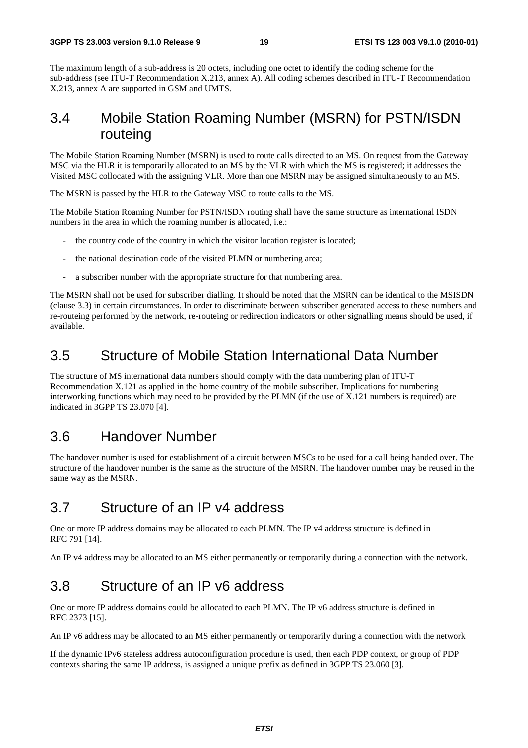The maximum length of a sub-address is 20 octets, including one octet to identify the coding scheme for the sub-address (see ITU-T Recommendation X.213, annex A). All coding schemes described in ITU-T Recommendation X.213, annex A are supported in GSM and UMTS.

## 3.4 Mobile Station Roaming Number (MSRN) for PSTN/ISDN routeing

The Mobile Station Roaming Number (MSRN) is used to route calls directed to an MS. On request from the Gateway MSC via the HLR it is temporarily allocated to an MS by the VLR with which the MS is registered; it addresses the Visited MSC collocated with the assigning VLR. More than one MSRN may be assigned simultaneously to an MS.

The MSRN is passed by the HLR to the Gateway MSC to route calls to the MS.

The Mobile Station Roaming Number for PSTN/ISDN routing shall have the same structure as international ISDN numbers in the area in which the roaming number is allocated, i.e.:

- the country code of the country in which the visitor location register is located;
- the national destination code of the visited PLMN or numbering area;
- a subscriber number with the appropriate structure for that numbering area.

The MSRN shall not be used for subscriber dialling. It should be noted that the MSRN can be identical to the MSISDN (clause 3.3) in certain circumstances. In order to discriminate between subscriber generated access to these numbers and re-routeing performed by the network, re-routeing or redirection indicators or other signalling means should be used, if available.

## 3.5 Structure of Mobile Station International Data Number

The structure of MS international data numbers should comply with the data numbering plan of ITU-T Recommendation X.121 as applied in the home country of the mobile subscriber. Implications for numbering interworking functions which may need to be provided by the PLMN (if the use of X.121 numbers is required) are indicated in 3GPP TS 23.070 [4].

## 3.6 Handover Number

The handover number is used for establishment of a circuit between MSCs to be used for a call being handed over. The structure of the handover number is the same as the structure of the MSRN. The handover number may be reused in the same way as the MSRN.

## 3.7 Structure of an IP v4 address

One or more IP address domains may be allocated to each PLMN. The IP v4 address structure is defined in RFC 791 [14].

An IP v4 address may be allocated to an MS either permanently or temporarily during a connection with the network.

## 3.8 Structure of an IP v6 address

One or more IP address domains could be allocated to each PLMN. The IP v6 address structure is defined in RFC 2373 [15].

An IP v6 address may be allocated to an MS either permanently or temporarily during a connection with the network

If the dynamic IPv6 stateless address autoconfiguration procedure is used, then each PDP context, or group of PDP contexts sharing the same IP address, is assigned a unique prefix as defined in 3GPP TS 23.060 [3].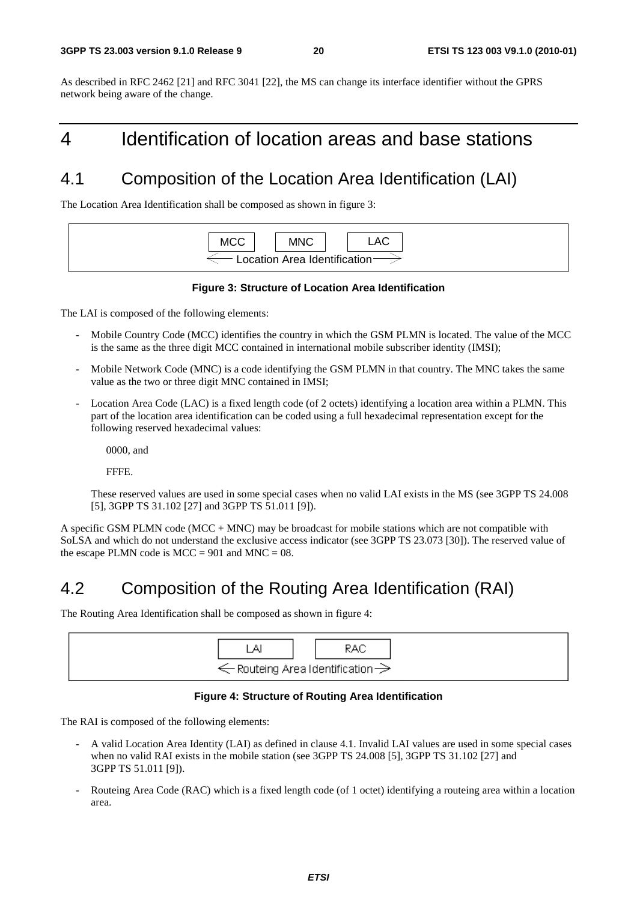As described in RFC 2462 [21] and RFC 3041 [22], the MS can change its interface identifier without the GPRS network being aware of the change.

# 4 Identification of location areas and base stations

## 4.1 Composition of the Location Area Identification (LAI)

The Location Area Identification shall be composed as shown in figure 3:

| MCC | MNC | LAC |
|---|---|---|
| ← Location Area Identification → | | |

**Figure 3: Structure of Location Area Identification**

The LAI is composed of the following elements:

- Mobile Country Code (MCC) identifies the country in which the GSM PLMN is located. The value of the MCC is the same as the three digit MCC contained in international mobile subscriber identity (IMSI);
- Mobile Network Code (MNC) is a code identifying the GSM PLMN in that country. The MNC takes the same value as the two or three digit MNC contained in IMSI;
- Location Area Code (LAC) is a fixed length code (of 2 octets) identifying a location area within a PLMN. This part of the location area identification can be coded using a full hexadecimal representation except for the following reserved hexadecimal values:

  0000, and

  FFFE.

  These reserved values are used in some special cases when no valid LAI exists in the MS (see 3GPP TS 24.008 [5], 3GPP TS 31.102 [27] and 3GPP TS 51.011 [9]).

A specific GSM PLMN code (MCC + MNC) may be broadcast for mobile stations which are not compatible with SoLSA and which do not understand the exclusive access indicator (see 3GPP TS 23.073 [30]). The reserved value of the escape PLMN code is MCC = 901 and MNC = 08.

## 4.2 Composition of the Routing Area Identification (RAI)

The Routing Area Identification shall be composed as shown in figure 4:

| LAI | RAC |
|---|---|
| ← Routeing Area Identification → | |

**Figure 4: Structure of Routing Area Identification**

The RAI is composed of the following elements:

- A valid Location Area Identity (LAI) as defined in clause 4.1. Invalid LAI values are used in some special cases when no valid RAI exists in the mobile station (see 3GPP TS 24.008 [5], 3GPP TS 31.102 [27] and 3GPP TS 51.011 [9]).
- Routeing Area Code (RAC) which is a fixed length code (of 1 octet) identifying a routeing area within a location area.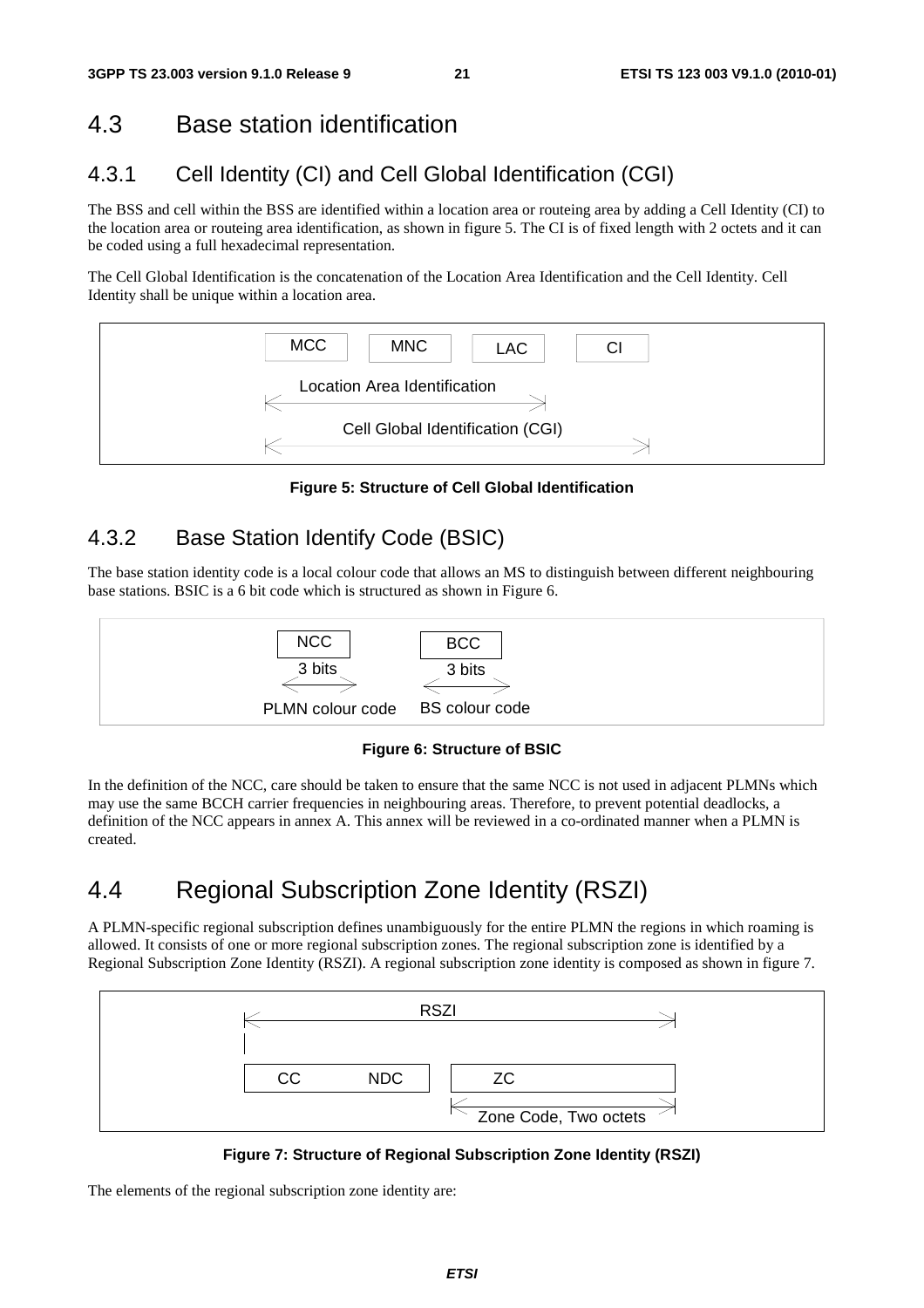## 4.3 Base station identification

### 4.3.1 Cell Identity (CI) and Cell Global Identification (CGI)

The BSS and cell within the BSS are identified within a location area or routeing area by adding a Cell Identity (CI) to the location area or routeing area identification, as shown in figure 5. The CI is of fixed length with 2 octets and it can be coded using a full hexadecimal representation.

The Cell Global Identification is the concatenation of the Location Area Identification and the Cell Identity. Cell Identity shall be unique within a location area.

```
 MCC    MNC    LAC    CI
 |<-- Location Area Identification -->|
 |<------ Cell Global Identification (CGI) ------>|
```

**Figure 5: Structure of Cell Global Identification**

### 4.3.2 Base Station Identify Code (BSIC)

The base station identity code is a local colour code that allows an MS to distinguish between different neighbouring base stations. BSIC is a 6 bit code which is structured as shown in Figure 6.

```
      NCC              BCC
     3 bits           3 bits
PLMN colour code   BS colour code
```

**Figure 6: Structure of BSIC**

In the definition of the NCC, care should be taken to ensure that the same NCC is not used in adjacent PLMNs which may use the same BCCH carrier frequencies in neighbouring areas. Therefore, to prevent potential deadlocks, a definition of the NCC appears in annex A. This annex will be reviewed in a co-ordinated manner when a PLMN is created.

## 4.4 Regional Subscription Zone Identity (RSZI)

A PLMN-specific regional subscription defines unambiguously for the entire PLMN the regions in which roaming is allowed. It consists of one or more regional subscription zones. The regional subscription zone is identified by a Regional Subscription Zone Identity (RSZI). A regional subscription zone identity is composed as shown in figure 7.

```
|<------------------ RSZI ------------------>|
 CC     NDC        ZC
                   |<-- Zone Code, Two octets -->|
```

**Figure 7: Structure of Regional Subscription Zone Identity (RSZI)**

The elements of the regional subscription zone identity are: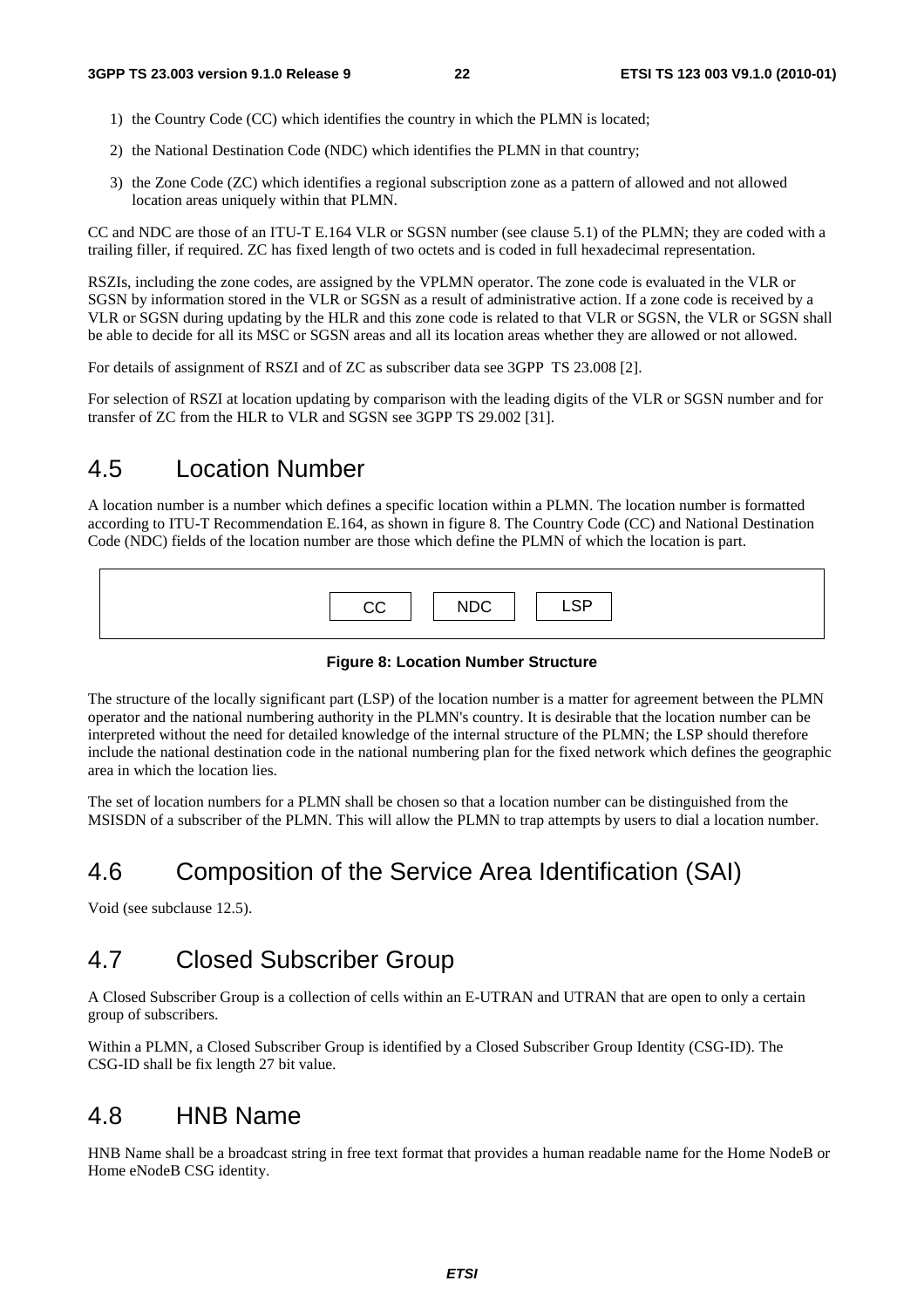1) the Country Code (CC) which identifies the country in which the PLMN is located;

2) the National Destination Code (NDC) which identifies the PLMN in that country;

3) the Zone Code (ZC) which identifies a regional subscription zone as a pattern of allowed and not allowed location areas uniquely within that PLMN.

CC and NDC are those of an ITU-T E.164 VLR or SGSN number (see clause 5.1) of the PLMN; they are coded with a trailing filler, if required. ZC has fixed length of two octets and is coded in full hexadecimal representation.

RSZIs, including the zone codes, are assigned by the VPLMN operator. The zone code is evaluated in the VLR or SGSN by information stored in the VLR or SGSN as a result of administrative action. If a zone code is received by a VLR or SGSN during updating by the HLR and this zone code is related to that VLR or SGSN, the VLR or SGSN shall be able to decide for all its MSC or SGSN areas and all its location areas whether they are allowed or not allowed.

For details of assignment of RSZI and of ZC as subscriber data see 3GPP TS 23.008 [2].

For selection of RSZI at location updating by comparison with the leading digits of the VLR or SGSN number and for transfer of ZC from the HLR to VLR and SGSN see 3GPP TS 29.002 [31].

## 4.5 Location Number

A location number is a number which defines a specific location within a PLMN. The location number is formatted according to ITU-T Recommendation E.164, as shown in figure 8. The Country Code (CC) and National Destination Code (NDC) fields of the location number are those which define the PLMN of which the location is part.

| CC | NDC | LSP |
|---|---|---|

**Figure 8: Location Number Structure**

The structure of the locally significant part (LSP) of the location number is a matter for agreement between the PLMN operator and the national numbering authority in the PLMN's country. It is desirable that the location number can be interpreted without the need for detailed knowledge of the internal structure of the PLMN; the LSP should therefore include the national destination code in the national numbering plan for the fixed network which defines the geographic area in which the location lies.

The set of location numbers for a PLMN shall be chosen so that a location number can be distinguished from the MSISDN of a subscriber of the PLMN. This will allow the PLMN to trap attempts by users to dial a location number.

## 4.6 Composition of the Service Area Identification (SAI)

Void (see subclause 12.5).

## 4.7 Closed Subscriber Group

A Closed Subscriber Group is a collection of cells within an E-UTRAN and UTRAN that are open to only a certain group of subscribers.

Within a PLMN, a Closed Subscriber Group is identified by a Closed Subscriber Group Identity (CSG-ID). The CSG-ID shall be fix length 27 bit value.

## 4.8 HNB Name

HNB Name shall be a broadcast string in free text format that provides a human readable name for the Home NodeB or Home eNodeB CSG identity.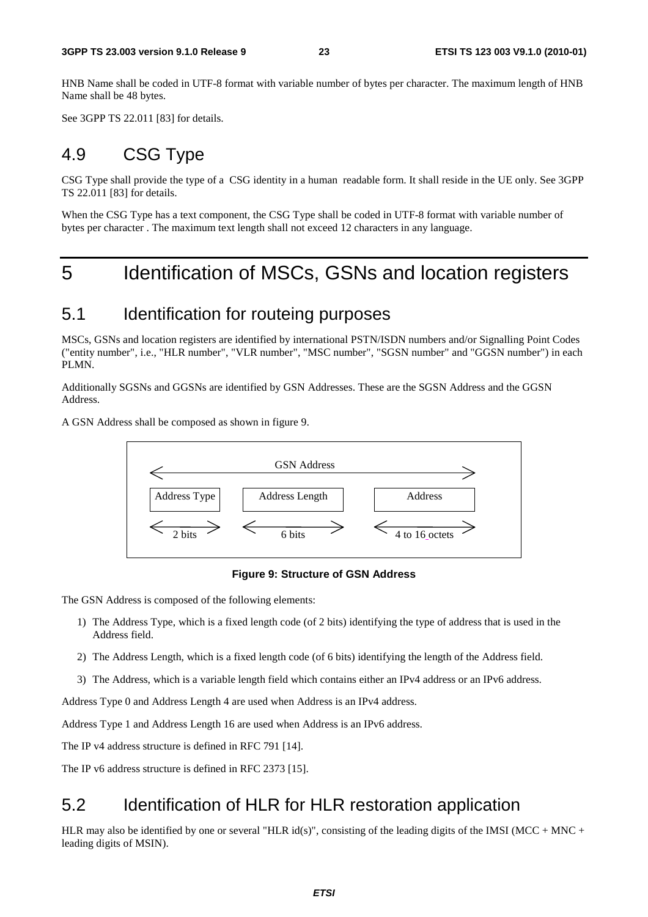HNB Name shall be coded in UTF-8 format with variable number of bytes per character. The maximum length of HNB Name shall be 48 bytes.

See 3GPP TS 22.011 [83] for details.

## 4.9 CSG Type

CSG Type shall provide the type of a CSG identity in a human readable form. It shall reside in the UE only. See 3GPP TS 22.011 [83] for details.

When the CSG Type has a text component, the CSG Type shall be coded in UTF-8 format with variable number of bytes per character . The maximum text length shall not exceed 12 characters in any language.

# 5 Identification of MSCs, GSNs and location registers

## 5.1 Identification for routeing purposes

MSCs, GSNs and location registers are identified by international PSTN/ISDN numbers and/or Signalling Point Codes ("entity number", i.e., "HLR number", "VLR number", "MSC number", "SGSN number" and "GGSN number") in each PLMN.

Additionally SGSNs and GGSNs are identified by GSN Addresses. These are the SGSN Address and the GGSN Address.

A GSN Address shall be composed as shown in figure 9.

| GSN Address | | |
|---|---|---|
| Address Type | Address Length | Address |
| 2 bits | 6 bits | 4 to 16 octets |

**Figure 9: Structure of GSN Address**

The GSN Address is composed of the following elements:

1) The Address Type, which is a fixed length code (of 2 bits) identifying the type of address that is used in the Address field.
2) The Address Length, which is a fixed length code (of 6 bits) identifying the length of the Address field.
3) The Address, which is a variable length field which contains either an IPv4 address or an IPv6 address.

Address Type 0 and Address Length 4 are used when Address is an IPv4 address.

Address Type 1 and Address Length 16 are used when Address is an IPv6 address.

The IP v4 address structure is defined in RFC 791 [14].

The IP v6 address structure is defined in RFC 2373 [15].

## 5.2 Identification of HLR for HLR restoration application

HLR may also be identified by one or several "HLR id(s)", consisting of the leading digits of the IMSI (MCC + MNC + leading digits of MSIN).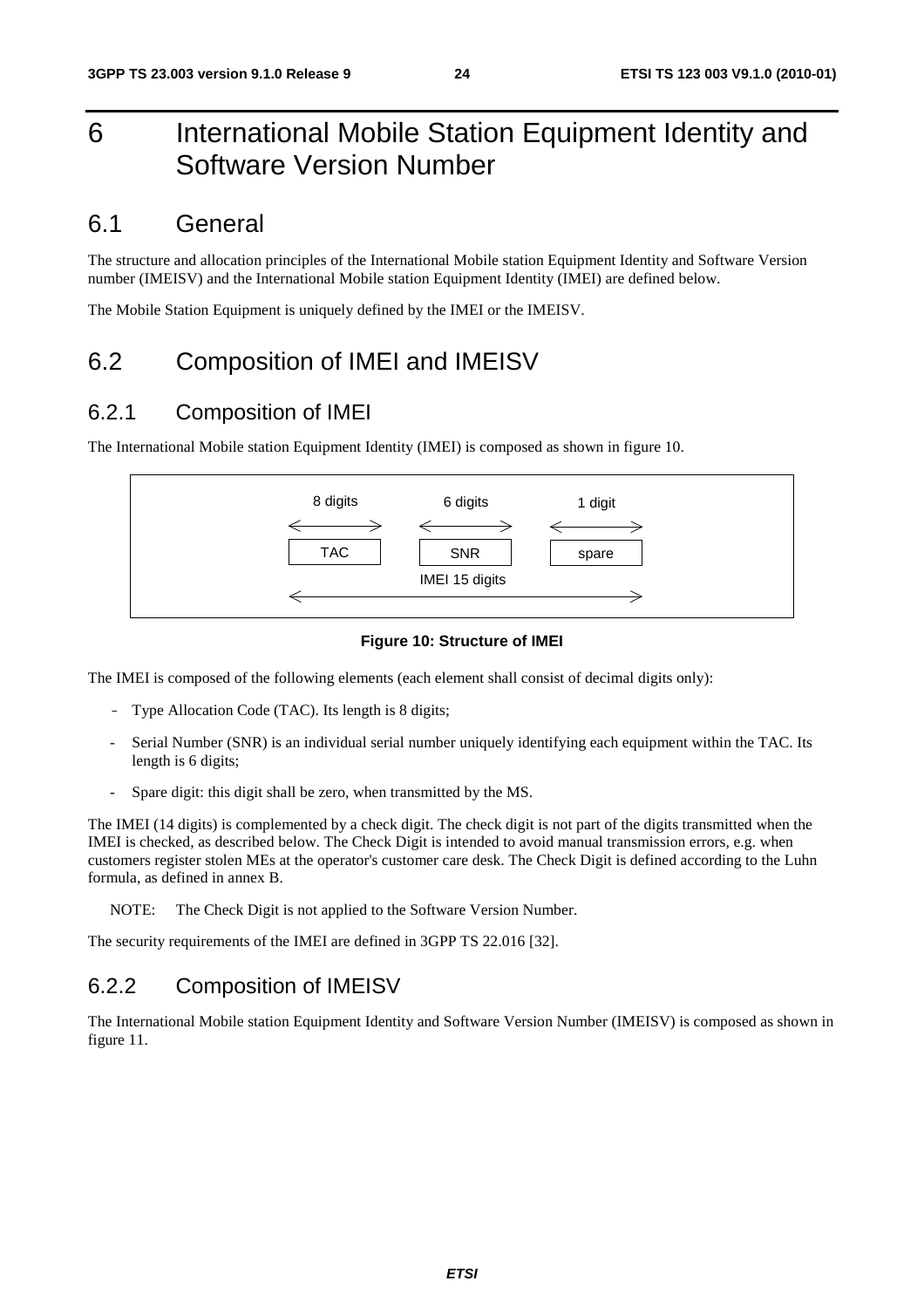# 6 International Mobile Station Equipment Identity and Software Version Number

## 6.1 General

The structure and allocation principles of the International Mobile station Equipment Identity and Software Version number (IMEISV) and the International Mobile station Equipment Identity (IMEI) are defined below.

The Mobile Station Equipment is uniquely defined by the IMEI or the IMEISV.

## 6.2 Composition of IMEI and IMEISV

### 6.2.1 Composition of IMEI

The International Mobile station Equipment Identity (IMEI) is composed as shown in figure 10.

| 8 digits | 6 digits | 1 digit |
|---|---|---|
| TAC | SNR | spare |
| IMEI 15 digits | | |

**Figure 10: Structure of IMEI**

The IMEI is composed of the following elements (each element shall consist of decimal digits only):

- Type Allocation Code (TAC). Its length is 8 digits;
- Serial Number (SNR) is an individual serial number uniquely identifying each equipment within the TAC. Its length is 6 digits;
- Spare digit: this digit shall be zero, when transmitted by the MS.

The IMEI (14 digits) is complemented by a check digit. The check digit is not part of the digits transmitted when the IMEI is checked, as described below. The Check Digit is intended to avoid manual transmission errors, e.g. when customers register stolen MEs at the operator's customer care desk. The Check Digit is defined according to the Luhn formula, as defined in annex B.

NOTE: The Check Digit is not applied to the Software Version Number.

The security requirements of the IMEI are defined in 3GPP TS 22.016 [32].

### 6.2.2 Composition of IMEISV

The International Mobile station Equipment Identity and Software Version Number (IMEISV) is composed as shown in figure 11.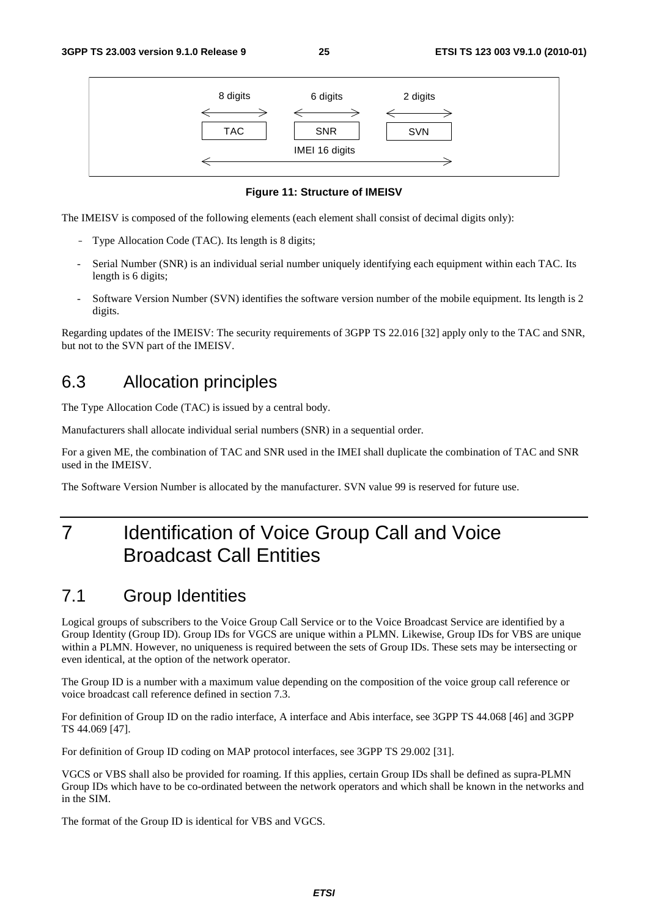| 8 digits | 6 digits | 2 digits |
| --- | --- | --- |
| TAC | SNR | SVN |
| IMEI 16 digits | | |

**Figure 11: Structure of IMEISV**

The IMEISV is composed of the following elements (each element shall consist of decimal digits only):

- Type Allocation Code (TAC). Its length is 8 digits;
- Serial Number (SNR) is an individual serial number uniquely identifying each equipment within each TAC. Its length is 6 digits;
- Software Version Number (SVN) identifies the software version number of the mobile equipment. Its length is 2 digits.

Regarding updates of the IMEISV: The security requirements of 3GPP TS 22.016 [32] apply only to the TAC and SNR, but not to the SVN part of the IMEISV.

## 6.3 Allocation principles

The Type Allocation Code (TAC) is issued by a central body.

Manufacturers shall allocate individual serial numbers (SNR) in a sequential order.

For a given ME, the combination of TAC and SNR used in the IMEI shall duplicate the combination of TAC and SNR used in the IMEISV.

The Software Version Number is allocated by the manufacturer. SVN value 99 is reserved for future use.

# 7 Identification of Voice Group Call and Voice Broadcast Call Entities

## 7.1 Group Identities

Logical groups of subscribers to the Voice Group Call Service or to the Voice Broadcast Service are identified by a Group Identity (Group ID). Group IDs for VGCS are unique within a PLMN. Likewise, Group IDs for VBS are unique within a PLMN. However, no uniqueness is required between the sets of Group IDs. These sets may be intersecting or even identical, at the option of the network operator.

The Group ID is a number with a maximum value depending on the composition of the voice group call reference or voice broadcast call reference defined in section 7.3.

For definition of Group ID on the radio interface, A interface and Abis interface, see 3GPP TS 44.068 [46] and 3GPP TS 44.069 [47].

For definition of Group ID coding on MAP protocol interfaces, see 3GPP TS 29.002 [31].

VGCS or VBS shall also be provided for roaming. If this applies, certain Group IDs shall be defined as supra-PLMN Group IDs which have to be co-ordinated between the network operators and which shall be known in the networks and in the SIM.

The format of the Group ID is identical for VBS and VGCS.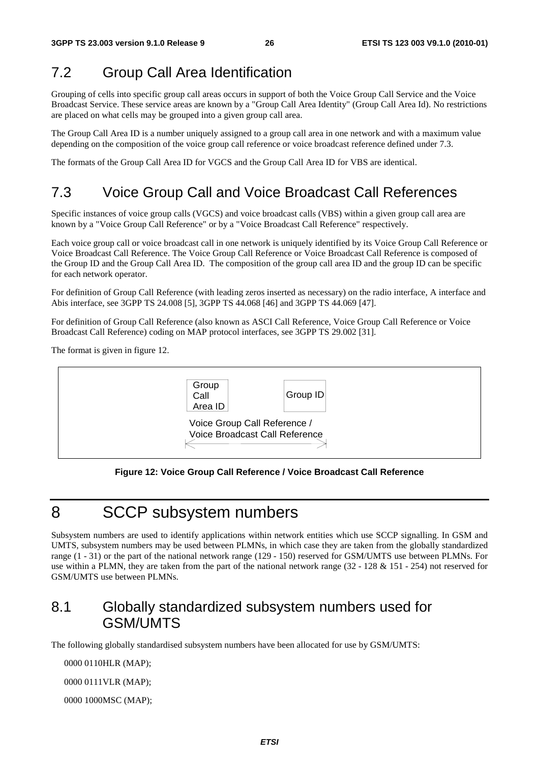## 7.2 Group Call Area Identification

Grouping of cells into specific group call areas occurs in support of both the Voice Group Call Service and the Voice Broadcast Service. These service areas are known by a "Group Call Area Identity" (Group Call Area Id). No restrictions are placed on what cells may be grouped into a given group call area.

The Group Call Area ID is a number uniquely assigned to a group call area in one network and with a maximum value depending on the composition of the voice group call reference or voice broadcast reference defined under 7.3.

The formats of the Group Call Area ID for VGCS and the Group Call Area ID for VBS are identical.

## 7.3 Voice Group Call and Voice Broadcast Call References

Specific instances of voice group calls (VGCS) and voice broadcast calls (VBS) within a given group call area are known by a "Voice Group Call Reference" or by a "Voice Broadcast Call Reference" respectively.

Each voice group call or voice broadcast call in one network is uniquely identified by its Voice Group Call Reference or Voice Broadcast Call Reference. The Voice Group Call Reference or Voice Broadcast Call Reference is composed of the Group ID and the Group Call Area ID. The composition of the group call area ID and the group ID can be specific for each network operator.

For definition of Group Call Reference (with leading zeros inserted as necessary) on the radio interface, A interface and Abis interface, see 3GPP TS 24.008 [5], 3GPP TS 44.068 [46] and 3GPP TS 44.069 [47].

For definition of Group Call Reference (also known as ASCI Call Reference, Voice Group Call Reference or Voice Broadcast Call Reference) coding on MAP protocol interfaces, see 3GPP TS 29.002 [31].

The format is given in figure 12.

| Group Call Area ID | Group ID |
|---|---|

Voice Group Call Reference / Voice Broadcast Call Reference

**Figure 12: Voice Group Call Reference / Voice Broadcast Call Reference**

# 8 SCCP subsystem numbers

Subsystem numbers are used to identify applications within network entities which use SCCP signalling. In GSM and UMTS, subsystem numbers may be used between PLMNs, in which case they are taken from the globally standardized range (1 - 31) or the part of the national network range (129 - 150) reserved for GSM/UMTS use between PLMNs. For use within a PLMN, they are taken from the part of the national network range (32 - 128 & 151 - 254) not reserved for GSM/UMTS use between PLMNs.

## 8.1 Globally standardized subsystem numbers used for GSM/UMTS

The following globally standardised subsystem numbers have been allocated for use by GSM/UMTS:

0000 0110HLR (MAP);

0000 0111VLR (MAP);

0000 1000MSC (MAP);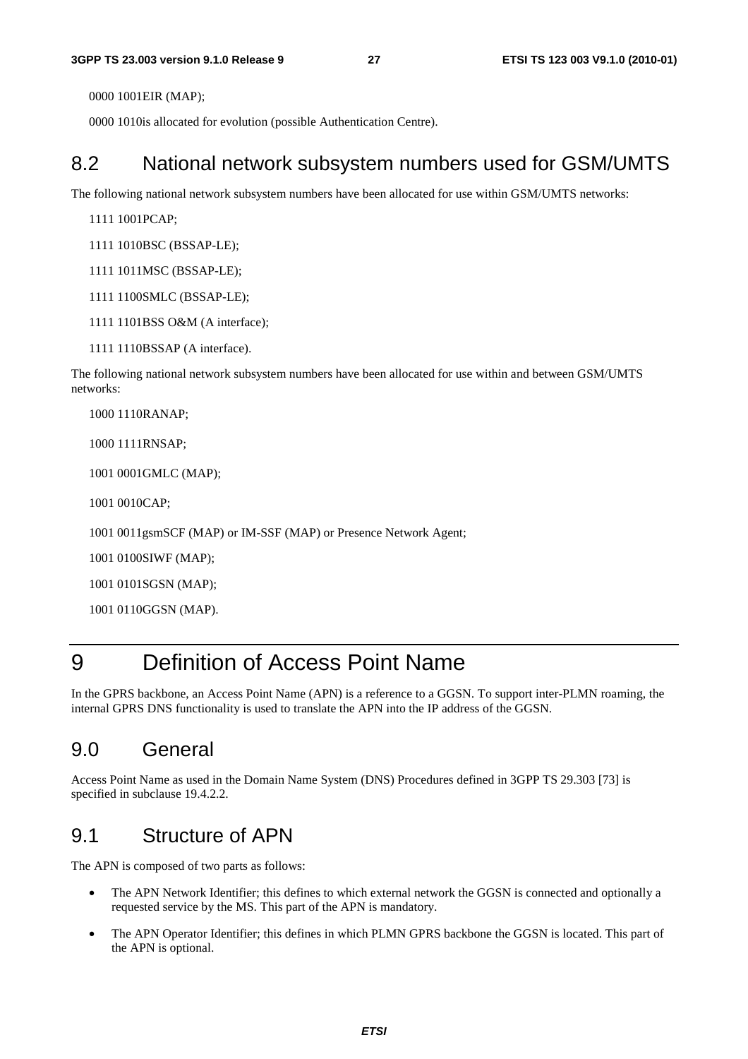0000 1001EIR (MAP);

0000 1010is allocated for evolution (possible Authentication Centre).

## 8.2 National network subsystem numbers used for GSM/UMTS

The following national network subsystem numbers have been allocated for use within GSM/UMTS networks:

1111 1001PCAP;

1111 1010BSC (BSSAP-LE);

1111 1011MSC (BSSAP-LE);

1111 1100SMLC (BSSAP-LE);

1111 1101BSS O&M (A interface);

1111 1110BSSAP (A interface).

The following national network subsystem numbers have been allocated for use within and between GSM/UMTS networks:

1000 1110RANAP;

1000 1111RNSAP;

1001 0001GMLC (MAP);

1001 0010CAP;

1001 0011gsmSCF (MAP) or IM-SSF (MAP) or Presence Network Agent;

1001 0100SIWF (MAP);

1001 0101SGSN (MAP);

1001 0110GGSN (MAP).

# 9 Definition of Access Point Name

In the GPRS backbone, an Access Point Name (APN) is a reference to a GGSN. To support inter-PLMN roaming, the internal GPRS DNS functionality is used to translate the APN into the IP address of the GGSN.

## 9.0 General

Access Point Name as used in the Domain Name System (DNS) Procedures defined in 3GPP TS 29.303 [73] is specified in subclause 19.4.2.2.

## 9.1 Structure of APN

The APN is composed of two parts as follows:

- The APN Network Identifier; this defines to which external network the GGSN is connected and optionally a requested service by the MS. This part of the APN is mandatory.
- The APN Operator Identifier; this defines in which PLMN GPRS backbone the GGSN is located. This part of the APN is optional.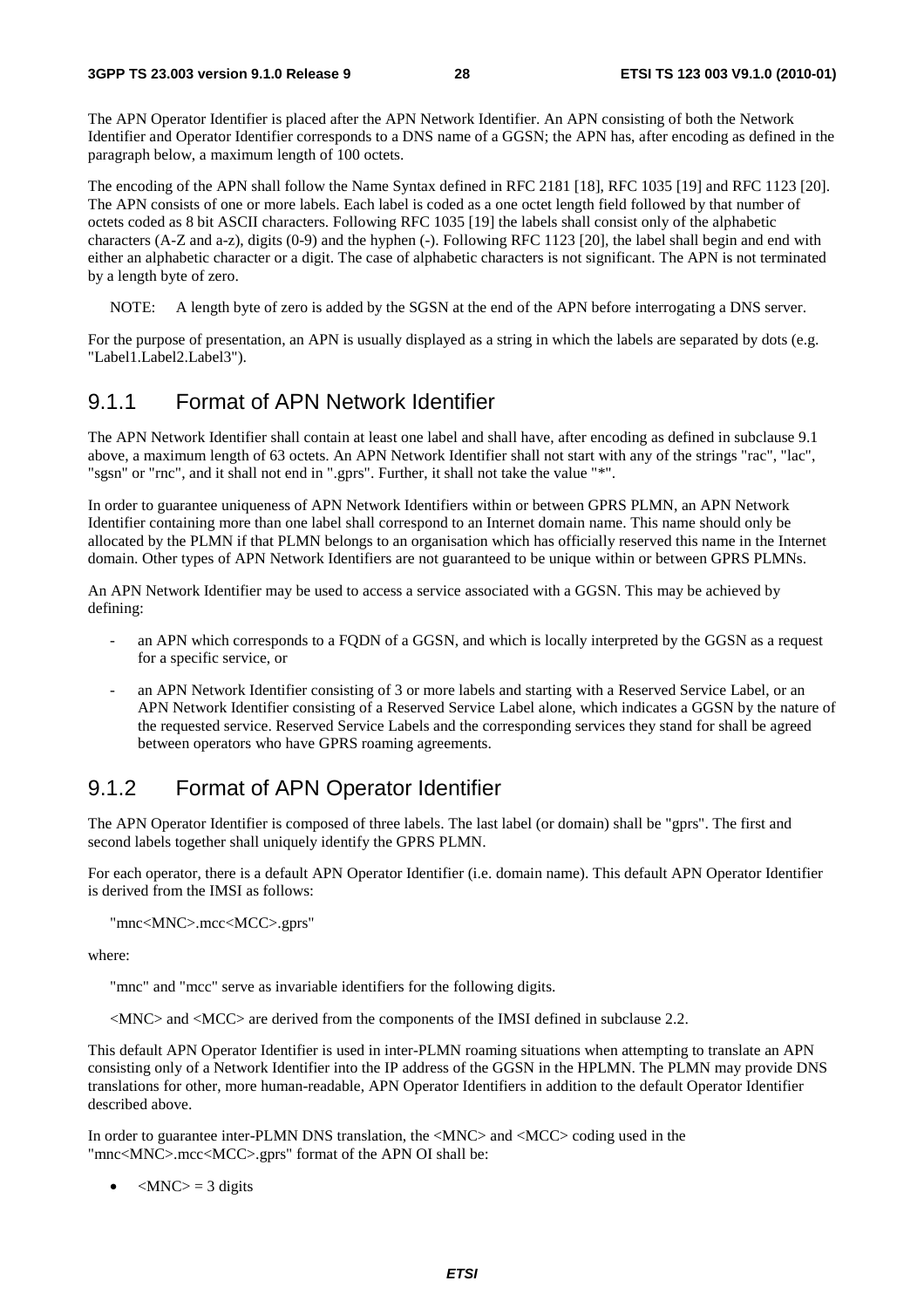The APN Operator Identifier is placed after the APN Network Identifier. An APN consisting of both the Network Identifier and Operator Identifier corresponds to a DNS name of a GGSN; the APN has, after encoding as defined in the paragraph below, a maximum length of 100 octets.

The encoding of the APN shall follow the Name Syntax defined in RFC 2181 [18], RFC 1035 [19] and RFC 1123 [20]. The APN consists of one or more labels. Each label is coded as a one octet length field followed by that number of octets coded as 8 bit ASCII characters. Following RFC 1035 [19] the labels shall consist only of the alphabetic characters (A-Z and a-z), digits (0-9) and the hyphen (-). Following RFC 1123 [20], the label shall begin and end with either an alphabetic character or a digit. The case of alphabetic characters is not significant. The APN is not terminated by a length byte of zero.

NOTE: A length byte of zero is added by the SGSN at the end of the APN before interrogating a DNS server.

For the purpose of presentation, an APN is usually displayed as a string in which the labels are separated by dots (e.g. "Label1.Label2.Label3").

## 9.1.1 Format of APN Network Identifier

The APN Network Identifier shall contain at least one label and shall have, after encoding as defined in subclause 9.1 above, a maximum length of 63 octets. An APN Network Identifier shall not start with any of the strings "rac", "lac", "sgsn" or "rnc", and it shall not end in ".gprs". Further, it shall not take the value "*".

In order to guarantee uniqueness of APN Network Identifiers within or between GPRS PLMN, an APN Network Identifier containing more than one label shall correspond to an Internet domain name. This name should only be allocated by the PLMN if that PLMN belongs to an organisation which has officially reserved this name in the Internet domain. Other types of APN Network Identifiers are not guaranteed to be unique within or between GPRS PLMNs.

An APN Network Identifier may be used to access a service associated with a GGSN. This may be achieved by defining:

- an APN which corresponds to a FQDN of a GGSN, and which is locally interpreted by the GGSN as a request for a specific service, or
- an APN Network Identifier consisting of 3 or more labels and starting with a Reserved Service Label, or an APN Network Identifier consisting of a Reserved Service Label alone, which indicates a GGSN by the nature of the requested service. Reserved Service Labels and the corresponding services they stand for shall be agreed between operators who have GPRS roaming agreements.

## 9.1.2 Format of APN Operator Identifier

The APN Operator Identifier is composed of three labels. The last label (or domain) shall be "gprs". The first and second labels together shall uniquely identify the GPRS PLMN.

For each operator, there is a default APN Operator Identifier (i.e. domain name). This default APN Operator Identifier is derived from the IMSI as follows:

"mnc<MNC>.mcc<MCC>.gprs"

where:

"mnc" and "mcc" serve as invariable identifiers for the following digits.

<MNC> and <MCC> are derived from the components of the IMSI defined in subclause 2.2.

This default APN Operator Identifier is used in inter-PLMN roaming situations when attempting to translate an APN consisting only of a Network Identifier into the IP address of the GGSN in the HPLMN. The PLMN may provide DNS translations for other, more human-readable, APN Operator Identifiers in addition to the default Operator Identifier described above.

In order to guarantee inter-PLMN DNS translation, the <MNC> and <MCC> coding used in the "mnc<MNC>.mcc<MCC>.gprs" format of the APN OI shall be:

- <MNC> = 3 digits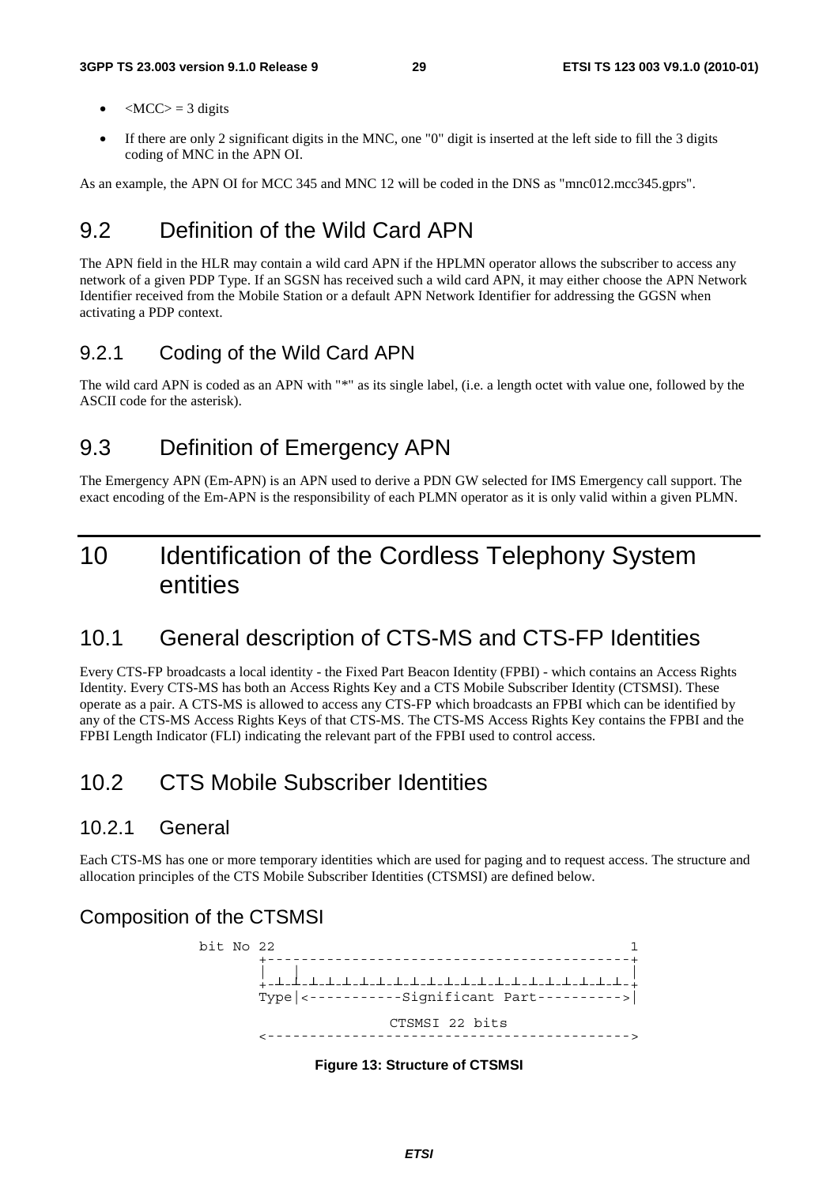- <MCC> = 3 digits
- If there are only 2 significant digits in the MNC, one "0" digit is inserted at the left side to fill the 3 digits coding of MNC in the APN OI.

As an example, the APN OI for MCC 345 and MNC 12 will be coded in the DNS as "mnc012.mcc345.gprs".

## 9.2 Definition of the Wild Card APN

The APN field in the HLR may contain a wild card APN if the HPLMN operator allows the subscriber to access any network of a given PDP Type. If an SGSN has received such a wild card APN, it may either choose the APN Network Identifier received from the Mobile Station or a default APN Network Identifier for addressing the GGSN when activating a PDP context.

### 9.2.1 Coding of the Wild Card APN

The wild card APN is coded as an APN with "*" as its single label, (i.e. a length octet with value one, followed by the ASCII code for the asterisk).

## 9.3 Definition of Emergency APN

The Emergency APN (Em-APN) is an APN used to derive a PDN GW selected for IMS Emergency call support. The exact encoding of the Em-APN is the responsibility of each PLMN operator as it is only valid within a given PLMN.

# 10 Identification of the Cordless Telephony System entities

## 10.1 General description of CTS-MS and CTS-FP Identities

Every CTS-FP broadcasts a local identity - the Fixed Part Beacon Identity (FPBI) - which contains an Access Rights Identity. Every CTS-MS has both an Access Rights Key and a CTS Mobile Subscriber Identity (CTSMSI). These operate as a pair. A CTS-MS is allowed to access any CTS-FP which broadcasts an FPBI which can be identified by any of the CTS-MS Access Rights Keys of that CTS-MS. The CTS-MS Access Rights Key contains the FPBI and the FPBI Length Indicator (FLI) indicating the relevant part of the FPBI used to control access.

## 10.2 CTS Mobile Subscriber Identities

### 10.2.1 General

Each CTS-MS has one or more temporary identities which are used for paging and to request access. The structure and allocation principles of the CTS Mobile Subscriber Identities (CTSMSI) are defined below.

### Composition of the CTSMSI

```
bit No 22                                         1
       +------------------------------------------+
       |  |                                       |
       +-+-+-+-+-+-+-+-+-+-+-+-+-+-+-+-+-+-+-+-+-+-+
       Type|<-----------Significant Part---------->|

                      CTSMSI 22 bits
       <------------------------------------------>
```

**Figure 13: Structure of CTSMSI**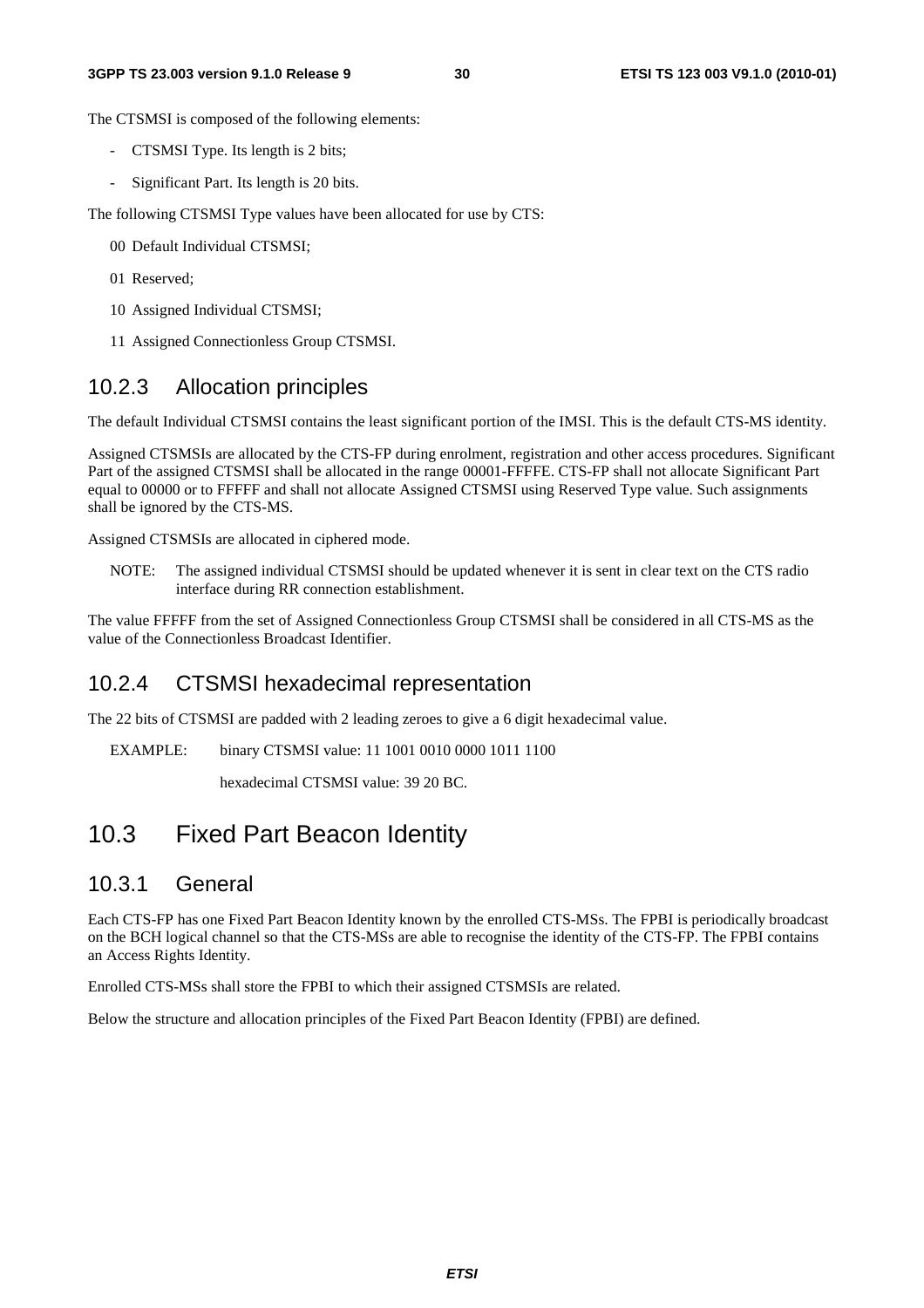The CTSMSI is composed of the following elements:

- CTSMSI Type. Its length is 2 bits;
- Significant Part. Its length is 20 bits.

The following CTSMSI Type values have been allocated for use by CTS:

00 Default Individual CTSMSI;

01 Reserved;

10 Assigned Individual CTSMSI;

11 Assigned Connectionless Group CTSMSI.

### 10.2.3 Allocation principles

The default Individual CTSMSI contains the least significant portion of the IMSI. This is the default CTS-MS identity.

Assigned CTSMSIs are allocated by the CTS-FP during enrolment, registration and other access procedures. Significant Part of the assigned CTSMSI shall be allocated in the range 00001-FFFFE. CTS-FP shall not allocate Significant Part equal to 00000 or to FFFFF and shall not allocate Assigned CTSMSI using Reserved Type value. Such assignments shall be ignored by the CTS-MS.

Assigned CTSMSIs are allocated in ciphered mode.

NOTE: The assigned individual CTSMSI should be updated whenever it is sent in clear text on the CTS radio interface during RR connection establishment.

The value FFFFF from the set of Assigned Connectionless Group CTSMSI shall be considered in all CTS-MS as the value of the Connectionless Broadcast Identifier.

### 10.2.4 CTSMSI hexadecimal representation

The 22 bits of CTSMSI are padded with 2 leading zeroes to give a 6 digit hexadecimal value.

EXAMPLE: binary CTSMSI value: 11 1001 0010 0000 1011 1100

hexadecimal CTSMSI value: 39 20 BC.

## 10.3 Fixed Part Beacon Identity

### 10.3.1 General

Each CTS-FP has one Fixed Part Beacon Identity known by the enrolled CTS-MSs. The FPBI is periodically broadcast on the BCH logical channel so that the CTS-MSs are able to recognise the identity of the CTS-FP. The FPBI contains an Access Rights Identity.

Enrolled CTS-MSs shall store the FPBI to which their assigned CTSMSIs are related.

Below the structure and allocation principles of the Fixed Part Beacon Identity (FPBI) are defined.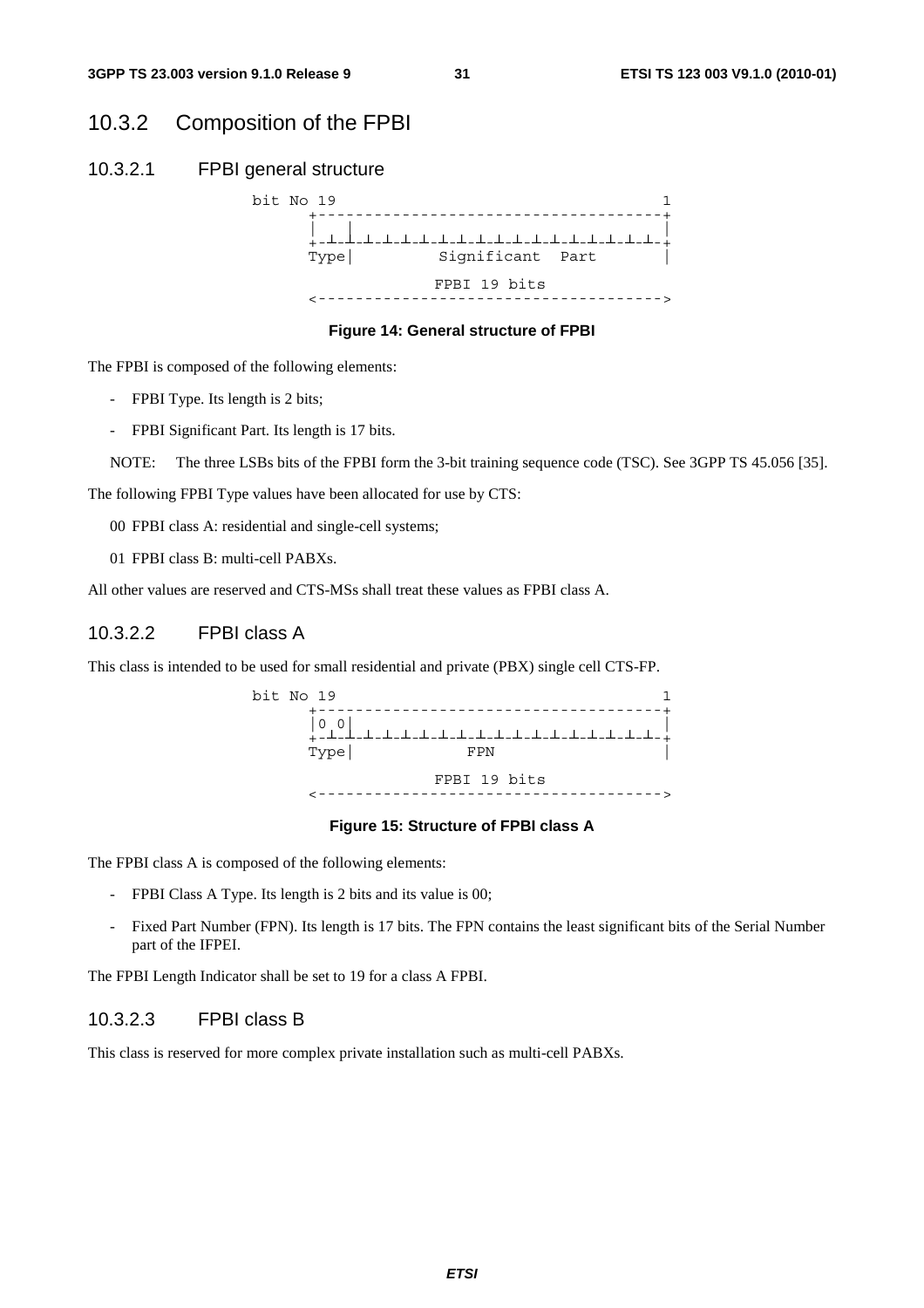## 10.3.2 Composition of the FPBI

### 10.3.2.1 FPBI general structure

```
bit No 19                                     1
       +-------------------------------------+
       |   |                                 |
       +-┴-┴-┴-┴-┴-┴-┴-┴-┴-┴-┴-┴-┴-┴-┴-┴-┴-┴-+
       Type|         Significant  Part       |

                     FPBI 19 bits
       <------------------------------------->
```

**Figure 14: General structure of FPBI**

The FPBI is composed of the following elements:

- FPBI Type. Its length is 2 bits;
- FPBI Significant Part. Its length is 17 bits.

NOTE: The three LSBs bits of the FPBI form the 3-bit training sequence code (TSC). See 3GPP TS 45.056 [35].

The following FPBI Type values have been allocated for use by CTS:

00 FPBI class A: residential and single-cell systems;

01 FPBI class B: multi-cell PABXs.

All other values are reserved and CTS-MSs shall treat these values as FPBI class A.

### 10.3.2.2 FPBI class A

This class is intended to be used for small residential and private (PBX) single cell CTS-FP.

```
bit No 19                                     1
       +-------------------------------------+
       |0 0|                                 |
       +-┴-┴-┴-┴-┴-┴-┴-┴-┴-┴-┴-┴-┴-┴-┴-┴-┴-┴-+
       Type|            FPN                  |

                     FPBI 19 bits
       <------------------------------------->
```

**Figure 15: Structure of FPBI class A**

The FPBI class A is composed of the following elements:

- FPBI Class A Type. Its length is 2 bits and its value is 00;
- Fixed Part Number (FPN). Its length is 17 bits. The FPN contains the least significant bits of the Serial Number part of the IFPEI.

The FPBI Length Indicator shall be set to 19 for a class A FPBI.

### 10.3.2.3 FPBI class B

This class is reserved for more complex private installation such as multi-cell PABXs.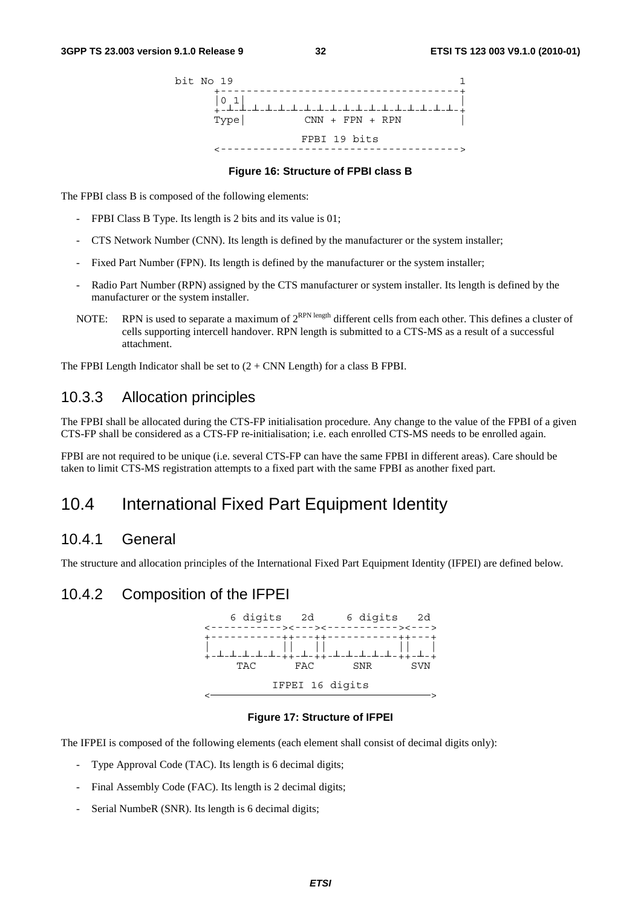```
bit No 19                                    1
      +------------------------------------+
      |0 1|                                |
      +-+-+-+-+-+-+-+-+-+-+-+-+-+-+-+-+-+-+-+
      Type|        CNN + FPN + RPN         |

                   FPBI 19 bits
      <------------------------------------>
```

**Figure 16: Structure of FPBI class B**

The FPBI class B is composed of the following elements:

- FPBI Class B Type. Its length is 2 bits and its value is 01;
- CTS Network Number (CNN). Its length is defined by the manufacturer or the system installer;
- Fixed Part Number (FPN). Its length is defined by the manufacturer or the system installer;
- Radio Part Number (RPN) assigned by the CTS manufacturer or system installer. Its length is defined by the manufacturer or the system installer.

NOTE: RPN is used to separate a maximum of $2^{\text{RPN length}}$ different cells from each other. This defines a cluster of cells supporting intercell handover. RPN length is submitted to a CTS-MS as a result of a successful attachment.

The FPBI Length Indicator shall be set to (2 + CNN Length) for a class B FPBI.

### 10.3.3 Allocation principles

The FPBI shall be allocated during the CTS-FP initialisation procedure. Any change to the value of the FPBI of a given CTS-FP shall be considered as a CTS-FP re-initialisation; i.e. each enrolled CTS-MS needs to be enrolled again.

FPBI are not required to be unique (i.e. several CTS-FP can have the same FPBI in different areas). Care should be taken to limit CTS-MS registration attempts to a fixed part with the same FPBI as another fixed part.

## 10.4 International Fixed Part Equipment Identity

### 10.4.1 General

The structure and allocation principles of the International Fixed Part Equipment Identity (IFPEI) are defined below.

### 10.4.2 Composition of the IFPEI

```
    6 digits   2d     6 digits   2d
<-----------><---><-----------><--->
+-----------++---++-----------++---+
|           ||   ||           ||   |
+-+-+-+-+-+-++-+-++-+-+-+-+-+-++-+-+
     TAC      FAC      SNR      SVN

          IFPEI 16 digits
<---------------------------------->
```

**Figure 17: Structure of IFPEI**

The IFPEI is composed of the following elements (each element shall consist of decimal digits only):

- Type Approval Code (TAC). Its length is 6 decimal digits;
- Final Assembly Code (FAC). Its length is 2 decimal digits;
- Serial NumbeR (SNR). Its length is 6 decimal digits;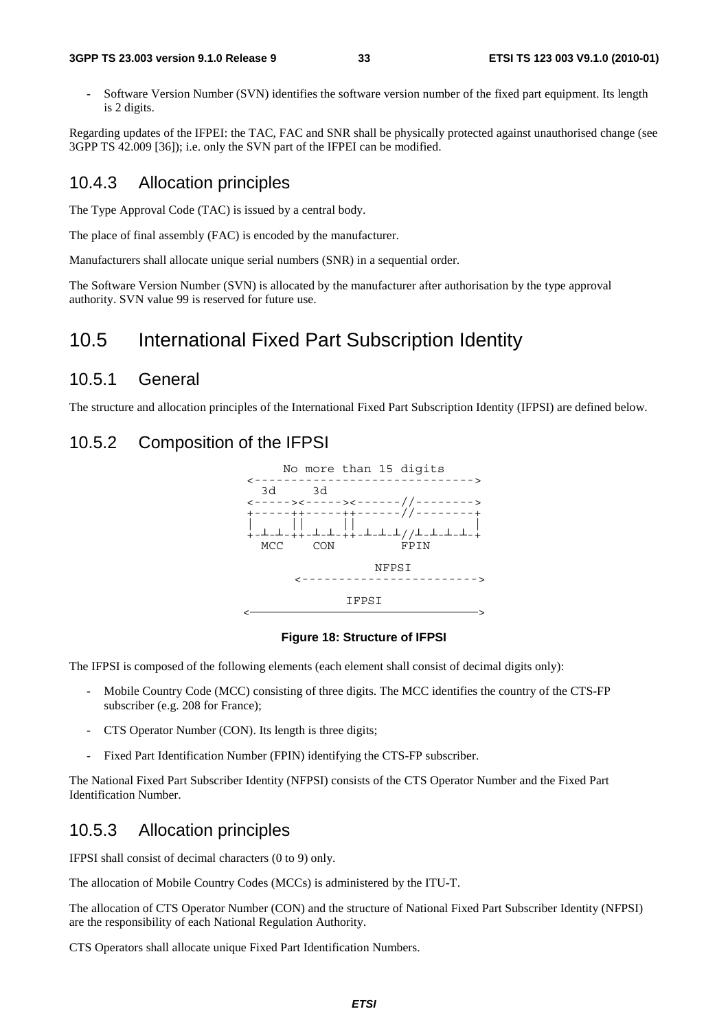- Software Version Number (SVN) identifies the software version number of the fixed part equipment. Its length is 2 digits.

Regarding updates of the IFPEI: the TAC, FAC and SNR shall be physically protected against unauthorised change (see 3GPP TS 42.009 [36]); i.e. only the SVN part of the IFPEI can be modified.

### 10.4.3 Allocation principles

The Type Approval Code (TAC) is issued by a central body.

The place of final assembly (FAC) is encoded by the manufacturer.

Manufacturers shall allocate unique serial numbers (SNR) in a sequential order.

The Software Version Number (SVN) is allocated by the manufacturer after authorisation by the type approval authority. SVN value 99 is reserved for future use.

## 10.5 International Fixed Part Subscription Identity

### 10.5.1 General

The structure and allocation principles of the International Fixed Part Subscription Identity (IFPSI) are defined below.

### 10.5.2 Composition of the IFPSI

```
     No more than 15 digits
<------------------------------>
  3d     3d
<-----><-----><------//-------->
+-----++-----++------//--------+
|     ||     ||                |
+-┴-┴-++-┴-┴-++-┴-┴-┴//┴-┴-┴-┴-+
  MCC    CON          FPIN

                NFPSI
       <----------------------->

              IFPSI
<------------------------------>
```

**Figure 18: Structure of IFPSI**

The IFPSI is composed of the following elements (each element shall consist of decimal digits only):

- Mobile Country Code (MCC) consisting of three digits. The MCC identifies the country of the CTS-FP subscriber (e.g. 208 for France);
- CTS Operator Number (CON). Its length is three digits;
- Fixed Part Identification Number (FPIN) identifying the CTS-FP subscriber.

The National Fixed Part Subscriber Identity (NFPSI) consists of the CTS Operator Number and the Fixed Part Identification Number.

### 10.5.3 Allocation principles

IFPSI shall consist of decimal characters (0 to 9) only.

The allocation of Mobile Country Codes (MCCs) is administered by the ITU-T.

The allocation of CTS Operator Number (CON) and the structure of National Fixed Part Subscriber Identity (NFPSI) are the responsibility of each National Regulation Authority.

CTS Operators shall allocate unique Fixed Part Identification Numbers.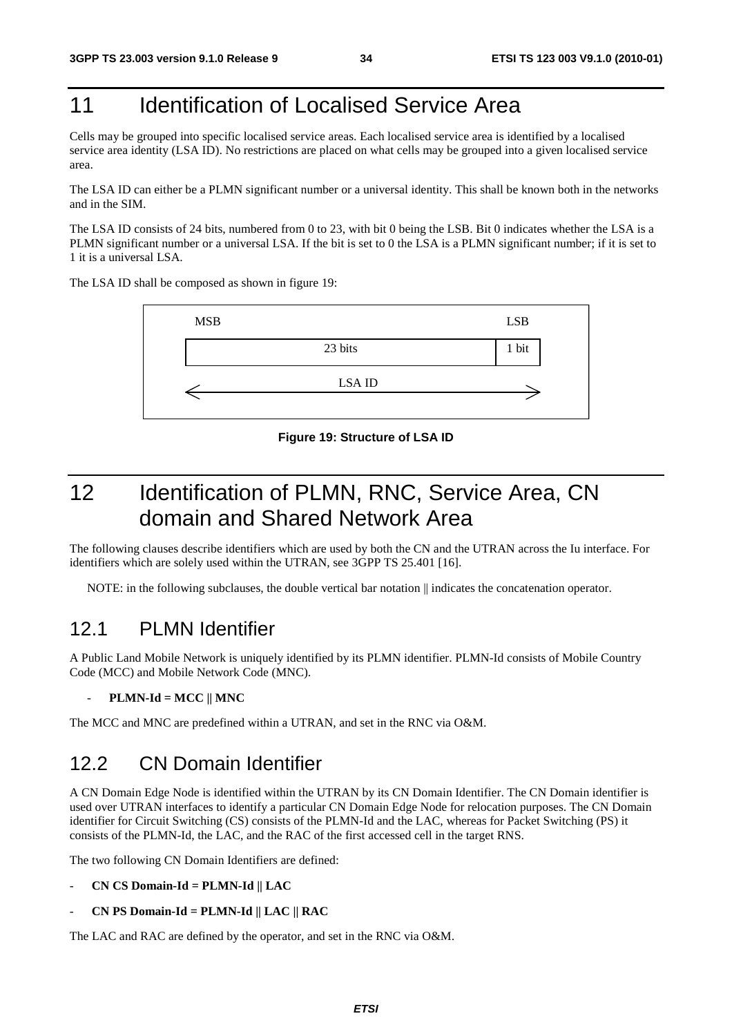# 11 Identification of Localised Service Area

Cells may be grouped into specific localised service areas. Each localised service area is identified by a localised service area identity (LSA ID). No restrictions are placed on what cells may be grouped into a given localised service area.

The LSA ID can either be a PLMN significant number or a universal identity. This shall be known both in the networks and in the SIM.

The LSA ID consists of 24 bits, numbered from 0 to 23, with bit 0 being the LSB. Bit 0 indicates whether the LSA is a PLMN significant number or a universal LSA. If the bit is set to 0 the LSA is a PLMN significant number; if it is set to 1 it is a universal LSA.

The LSA ID shall be composed as shown in figure 19:

| MSB | LSB |
|---|---|
| 23 bits | 1 bit |
| LSA ID | |

**Figure 19: Structure of LSA ID**

# 12 Identification of PLMN, RNC, Service Area, CN domain and Shared Network Area

The following clauses describe identifiers which are used by both the CN and the UTRAN across the Iu interface. For identifiers which are solely used within the UTRAN, see 3GPP TS 25.401 [16].

NOTE: in the following subclauses, the double vertical bar notation || indicates the concatenation operator.

## 12.1 PLMN Identifier

A Public Land Mobile Network is uniquely identified by its PLMN identifier. PLMN-Id consists of Mobile Country Code (MCC) and Mobile Network Code (MNC).

- **PLMN-Id = MCC || MNC**

The MCC and MNC are predefined within a UTRAN, and set in the RNC via O&M.

## 12.2 CN Domain Identifier

A CN Domain Edge Node is identified within the UTRAN by its CN Domain Identifier. The CN Domain identifier is used over UTRAN interfaces to identify a particular CN Domain Edge Node for relocation purposes. The CN Domain identifier for Circuit Switching (CS) consists of the PLMN-Id and the LAC, whereas for Packet Switching (PS) it consists of the PLMN-Id, the LAC, and the RAC of the first accessed cell in the target RNS.

The two following CN Domain Identifiers are defined:

- **CN CS Domain-Id = PLMN-Id || LAC**
- **CN PS Domain-Id = PLMN-Id || LAC || RAC**

The LAC and RAC are defined by the operator, and set in the RNC via O&M.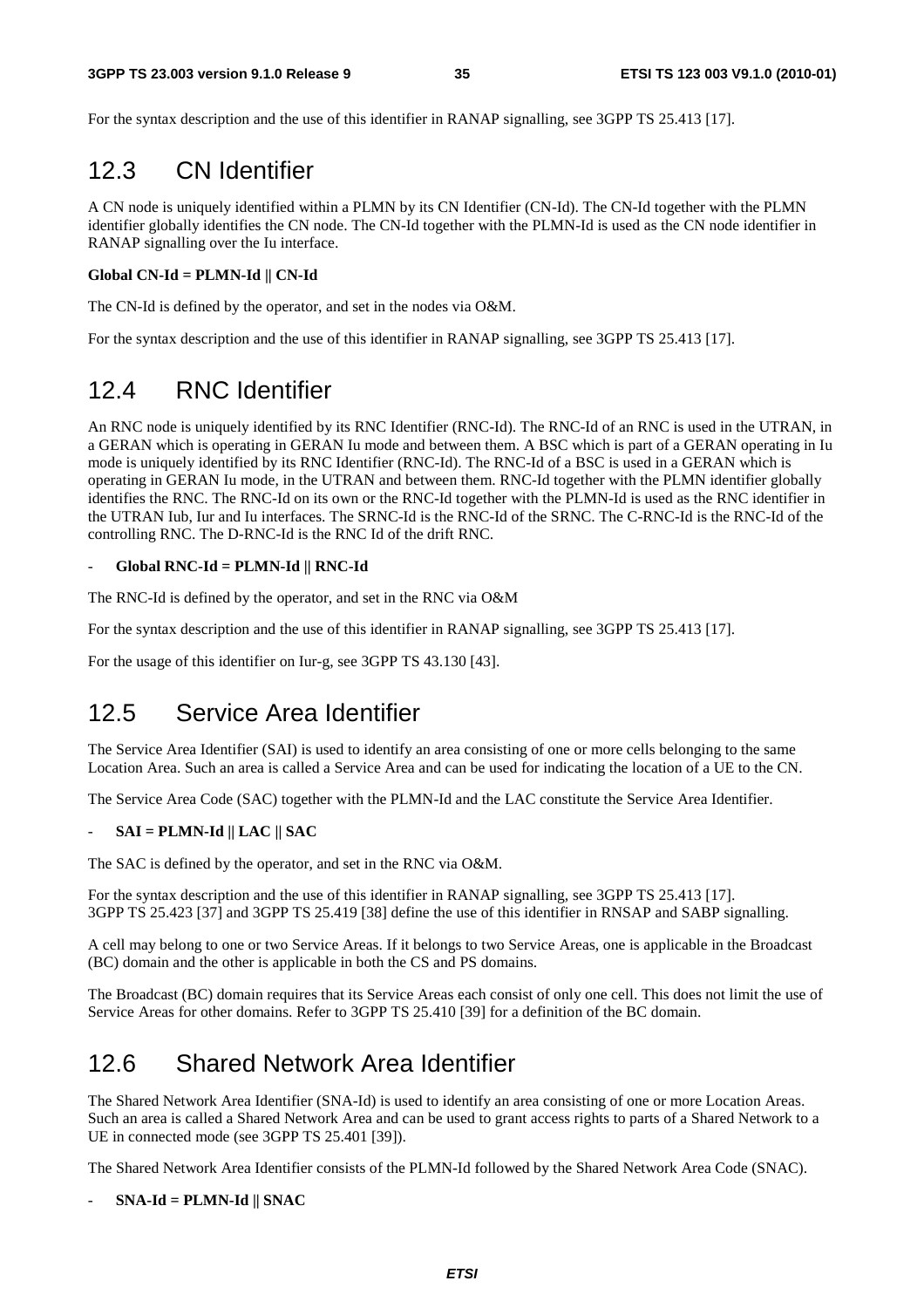For the syntax description and the use of this identifier in RANAP signalling, see 3GPP TS 25.413 [17].

## 12.3 CN Identifier

A CN node is uniquely identified within a PLMN by its CN Identifier (CN-Id). The CN-Id together with the PLMN identifier globally identifies the CN node. The CN-Id together with the PLMN-Id is used as the CN node identifier in RANAP signalling over the Iu interface.

**Global CN-Id = PLMN-Id || CN-Id**

The CN-Id is defined by the operator, and set in the nodes via O&M.

For the syntax description and the use of this identifier in RANAP signalling, see 3GPP TS 25.413 [17].

## 12.4 RNC Identifier

An RNC node is uniquely identified by its RNC Identifier (RNC-Id). The RNC-Id of an RNC is used in the UTRAN, in a GERAN which is operating in GERAN Iu mode and between them. A BSC which is part of a GERAN operating in Iu mode is uniquely identified by its RNC Identifier (RNC-Id). The RNC-Id of a BSC is used in a GERAN which is operating in GERAN Iu mode, in the UTRAN and between them. RNC-Id together with the PLMN identifier globally identifies the RNC. The RNC-Id on its own or the RNC-Id together with the PLMN-Id is used as the RNC identifier in the UTRAN Iub, Iur and Iu interfaces. The SRNC-Id is the RNC-Id of the SRNC. The C-RNC-Id is the RNC-Id of the controlling RNC. The D-RNC-Id is the RNC Id of the drift RNC.

- **Global RNC-Id = PLMN-Id || RNC-Id**

The RNC-Id is defined by the operator, and set in the RNC via O&M

For the syntax description and the use of this identifier in RANAP signalling, see 3GPP TS 25.413 [17].

For the usage of this identifier on Iur-g, see 3GPP TS 43.130 [43].

## 12.5 Service Area Identifier

The Service Area Identifier (SAI) is used to identify an area consisting of one or more cells belonging to the same Location Area. Such an area is called a Service Area and can be used for indicating the location of a UE to the CN.

The Service Area Code (SAC) together with the PLMN-Id and the LAC constitute the Service Area Identifier.

- **SAI = PLMN-Id || LAC || SAC**

The SAC is defined by the operator, and set in the RNC via O&M.

For the syntax description and the use of this identifier in RANAP signalling, see 3GPP TS 25.413 [17].
3GPP TS 25.423 [37] and 3GPP TS 25.419 [38] define the use of this identifier in RNSAP and SABP signalling.

A cell may belong to one or two Service Areas. If it belongs to two Service Areas, one is applicable in the Broadcast (BC) domain and the other is applicable in both the CS and PS domains.

The Broadcast (BC) domain requires that its Service Areas each consist of only one cell. This does not limit the use of Service Areas for other domains. Refer to 3GPP TS 25.410 [39] for a definition of the BC domain.

## 12.6 Shared Network Area Identifier

The Shared Network Area Identifier (SNA-Id) is used to identify an area consisting of one or more Location Areas. Such an area is called a Shared Network Area and can be used to grant access rights to parts of a Shared Network to a UE in connected mode (see 3GPP TS 25.401 [39]).

The Shared Network Area Identifier consists of the PLMN-Id followed by the Shared Network Area Code (SNAC).

- **SNA-Id = PLMN-Id || SNAC**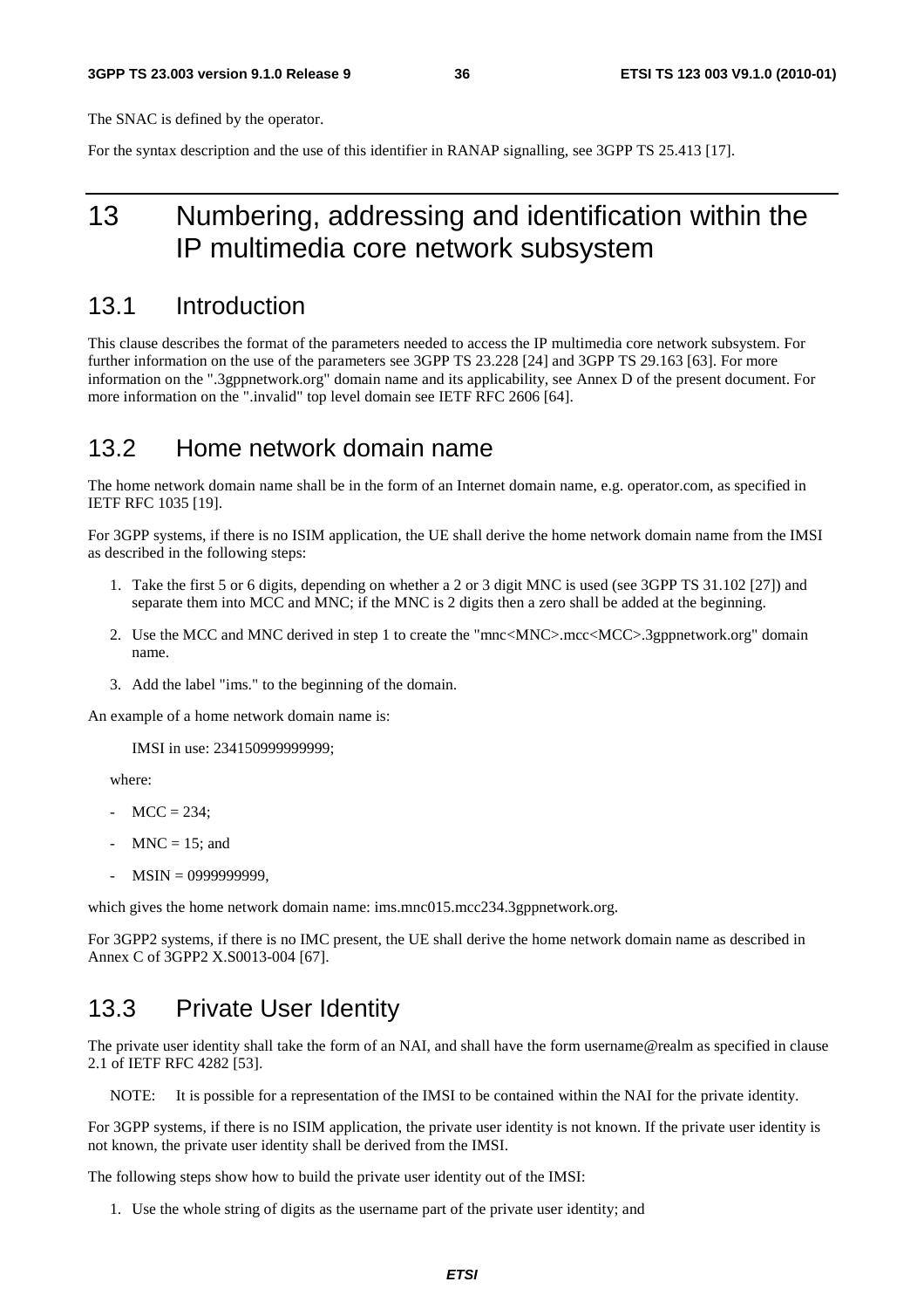The SNAC is defined by the operator.

For the syntax description and the use of this identifier in RANAP signalling, see 3GPP TS 25.413 [17].

# 13 Numbering, addressing and identification within the IP multimedia core network subsystem

## 13.1 Introduction

This clause describes the format of the parameters needed to access the IP multimedia core network subsystem. For further information on the use of the parameters see 3GPP TS 23.228 [24] and 3GPP TS 29.163 [63]. For more information on the ".3gppnetwork.org" domain name and its applicability, see Annex D of the present document. For more information on the ".invalid" top level domain see IETF RFC 2606 [64].

## 13.2 Home network domain name

The home network domain name shall be in the form of an Internet domain name, e.g. operator.com, as specified in IETF RFC 1035 [19].

For 3GPP systems, if there is no ISIM application, the UE shall derive the home network domain name from the IMSI as described in the following steps:

1. Take the first 5 or 6 digits, depending on whether a 2 or 3 digit MNC is used (see 3GPP TS 31.102 [27]) and separate them into MCC and MNC; if the MNC is 2 digits then a zero shall be added at the beginning.
2. Use the MCC and MNC derived in step 1 to create the "mnc<MNC>.mcc<MCC>.3gppnetwork.org" domain name.
3. Add the label "ims." to the beginning of the domain.

An example of a home network domain name is:

IMSI in use: 234150999999999;

where:

- MCC = 234;
- MNC = 15; and
- MSIN = 0999999999,

which gives the home network domain name: ims.mnc015.mcc234.3gppnetwork.org.

For 3GPP2 systems, if there is no IMC present, the UE shall derive the home network domain name as described in Annex C of 3GPP2 X.S0013-004 [67].

## 13.3 Private User Identity

The private user identity shall take the form of an NAI, and shall have the form username@realm as specified in clause 2.1 of IETF RFC 4282 [53].

NOTE: It is possible for a representation of the IMSI to be contained within the NAI for the private identity.

For 3GPP systems, if there is no ISIM application, the private user identity is not known. If the private user identity is not known, the private user identity shall be derived from the IMSI.

The following steps show how to build the private user identity out of the IMSI:

1. Use the whole string of digits as the username part of the private user identity; and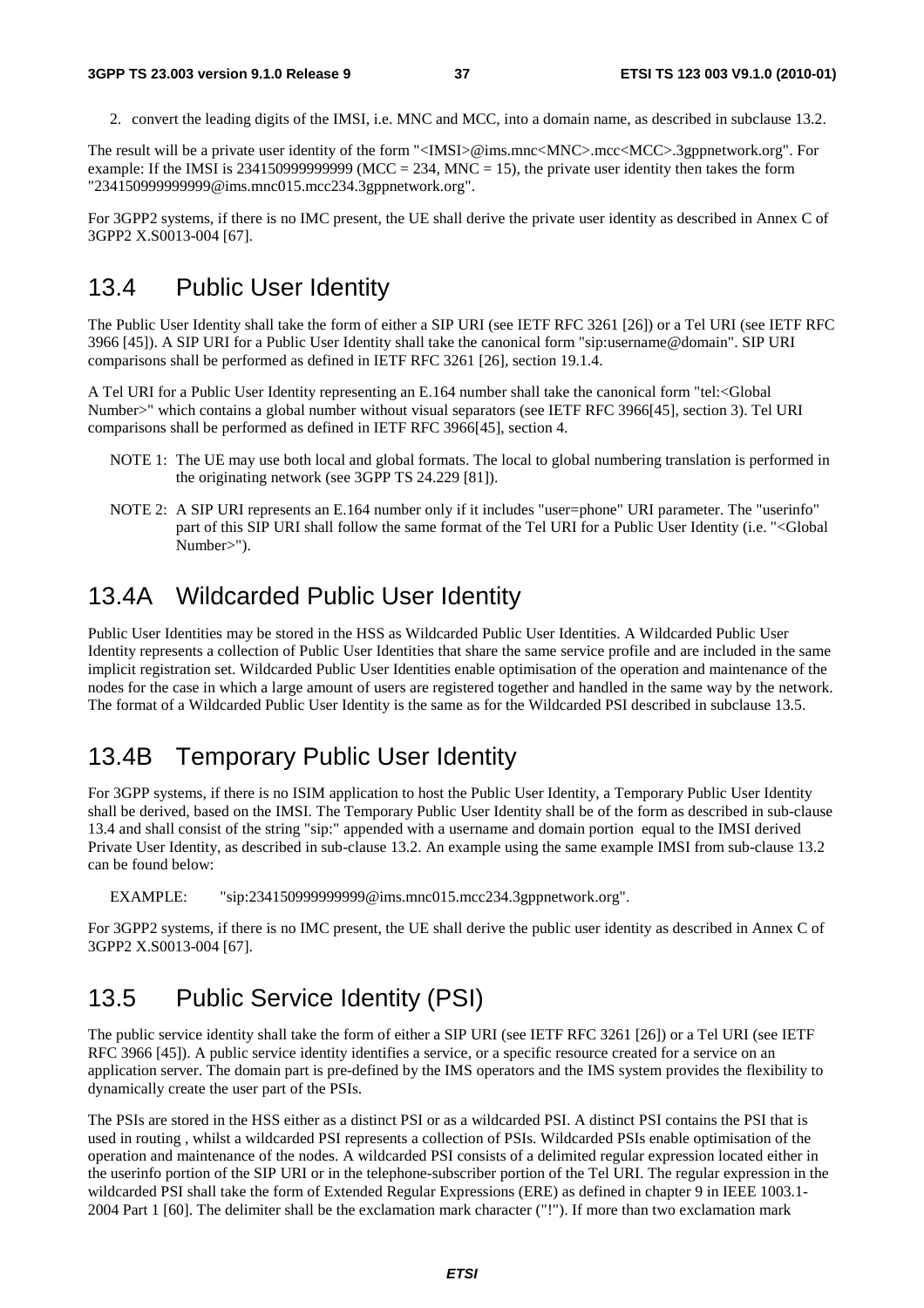2. convert the leading digits of the IMSI, i.e. MNC and MCC, into a domain name, as described in subclause 13.2.

The result will be a private user identity of the form "<IMSI>@ims.mnc<MNC>.mcc<MCC>.3gppnetwork.org". For example: If the IMSI is 234150999999999 (MCC = 234, MNC = 15), the private user identity then takes the form "234150999999999@ims.mnc015.mcc234.3gppnetwork.org".

For 3GPP2 systems, if there is no IMC present, the UE shall derive the private user identity as described in Annex C of 3GPP2 X.S0013-004 [67].

## 13.4 Public User Identity

The Public User Identity shall take the form of either a SIP URI (see IETF RFC 3261 [26]) or a Tel URI (see IETF RFC 3966 [45]). A SIP URI for a Public User Identity shall take the canonical form "sip:username@domain". SIP URI comparisons shall be performed as defined in IETF RFC 3261 [26], section 19.1.4.

A Tel URI for a Public User Identity representing an E.164 number shall take the canonical form "tel:<Global Number>" which contains a global number without visual separators (see IETF RFC 3966[45], section 3). Tel URI comparisons shall be performed as defined in IETF RFC 3966[45], section 4.

NOTE 1: The UE may use both local and global formats. The local to global numbering translation is performed in the originating network (see 3GPP TS 24.229 [81]).

NOTE 2: A SIP URI represents an E.164 number only if it includes "user=phone" URI parameter. The "userinfo" part of this SIP URI shall follow the same format of the Tel URI for a Public User Identity (i.e. "<Global Number>").

## 13.4A Wildcarded Public User Identity

Public User Identities may be stored in the HSS as Wildcarded Public User Identities. A Wildcarded Public User Identity represents a collection of Public User Identities that share the same service profile and are included in the same implicit registration set. Wildcarded Public User Identities enable optimisation of the operation and maintenance of the nodes for the case in which a large amount of users are registered together and handled in the same way by the network. The format of a Wildcarded Public User Identity is the same as for the Wildcarded PSI described in subclause 13.5.

## 13.4B Temporary Public User Identity

For 3GPP systems, if there is no ISIM application to host the Public User Identity, a Temporary Public User Identity shall be derived, based on the IMSI. The Temporary Public User Identity shall be of the form as described in sub-clause 13.4 and shall consist of the string "sip:" appended with a username and domain portion equal to the IMSI derived Private User Identity, as described in sub-clause 13.2. An example using the same example IMSI from sub-clause 13.2 can be found below:

EXAMPLE: "sip:234150999999999@ims.mnc015.mcc234.3gppnetwork.org".

For 3GPP2 systems, if there is no IMC present, the UE shall derive the public user identity as described in Annex C of 3GPP2 X.S0013-004 [67].

## 13.5 Public Service Identity (PSI)

The public service identity shall take the form of either a SIP URI (see IETF RFC 3261 [26]) or a Tel URI (see IETF RFC 3966 [45]). A public service identity identifies a service, or a specific resource created for a service on an application server. The domain part is pre-defined by the IMS operators and the IMS system provides the flexibility to dynamically create the user part of the PSIs.

The PSIs are stored in the HSS either as a distinct PSI or as a wildcarded PSI. A distinct PSI contains the PSI that is used in routing , whilst a wildcarded PSI represents a collection of PSIs. Wildcarded PSIs enable optimisation of the operation and maintenance of the nodes. A wildcarded PSI consists of a delimited regular expression located either in the userinfo portion of the SIP URI or in the telephone-subscriber portion of the Tel URI. The regular expression in the wildcarded PSI shall take the form of Extended Regular Expressions (ERE) as defined in chapter 9 in IEEE 1003.1-2004 Part 1 [60]. The delimiter shall be the exclamation mark character ("!"). If more than two exclamation mark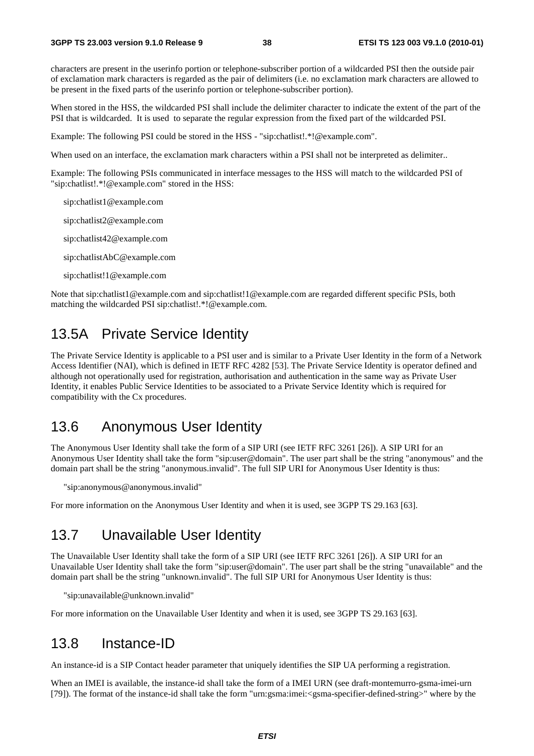characters are present in the userinfo portion or telephone-subscriber portion of a wildcarded PSI then the outside pair of exclamation mark characters is regarded as the pair of delimiters (i.e. no exclamation mark characters are allowed to be present in the fixed parts of the userinfo portion or telephone-subscriber portion).

When stored in the HSS, the wildcarded PSI shall include the delimiter character to indicate the extent of the part of the PSI that is wildcarded. It is used to separate the regular expression from the fixed part of the wildcarded PSI.

Example: The following PSI could be stored in the HSS - "sip:chatlist!.*!@example.com".

When used on an interface, the exclamation mark characters within a PSI shall not be interpreted as delimiter..

Example: The following PSIs communicated in interface messages to the HSS will match to the wildcarded PSI of "sip:chatlist!.*!@example.com" stored in the HSS:

sip:chatlist1@example.com

sip:chatlist2@example.com

sip:chatlist42@example.com

sip:chatlistAbC@example.com

sip:chatlist!1@example.com

Note that sip:chatlist1@example.com and sip:chatlist!1@example.com are regarded different specific PSIs, both matching the wildcarded PSI sip:chatlist!.*!@example.com.

## 13.5A Private Service Identity

The Private Service Identity is applicable to a PSI user and is similar to a Private User Identity in the form of a Network Access Identifier (NAI), which is defined in IETF RFC 4282 [53]. The Private Service Identity is operator defined and although not operationally used for registration, authorisation and authentication in the same way as Private User Identity, it enables Public Service Identities to be associated to a Private Service Identity which is required for compatibility with the Cx procedures.

## 13.6 Anonymous User Identity

The Anonymous User Identity shall take the form of a SIP URI (see IETF RFC 3261 [26]). A SIP URI for an Anonymous User Identity shall take the form "sip:user@domain". The user part shall be the string "anonymous" and the domain part shall be the string "anonymous.invalid". The full SIP URI for Anonymous User Identity is thus:

"sip:anonymous@anonymous.invalid"

For more information on the Anonymous User Identity and when it is used, see 3GPP TS 29.163 [63].

## 13.7 Unavailable User Identity

The Unavailable User Identity shall take the form of a SIP URI (see IETF RFC 3261 [26]). A SIP URI for an Unavailable User Identity shall take the form "sip:user@domain". The user part shall be the string "unavailable" and the domain part shall be the string "unknown.invalid". The full SIP URI for Anonymous User Identity is thus:

"sip:unavailable@unknown.invalid"

For more information on the Unavailable User Identity and when it is used, see 3GPP TS 29.163 [63].

## 13.8 Instance-ID

An instance-id is a SIP Contact header parameter that uniquely identifies the SIP UA performing a registration.

When an IMEI is available, the instance-id shall take the form of a IMEI URN (see draft-montemurro-gsma-imei-urn [79]). The format of the instance-id shall take the form "urn:gsma:imei:<gsma-specifier-defined-string>" where by the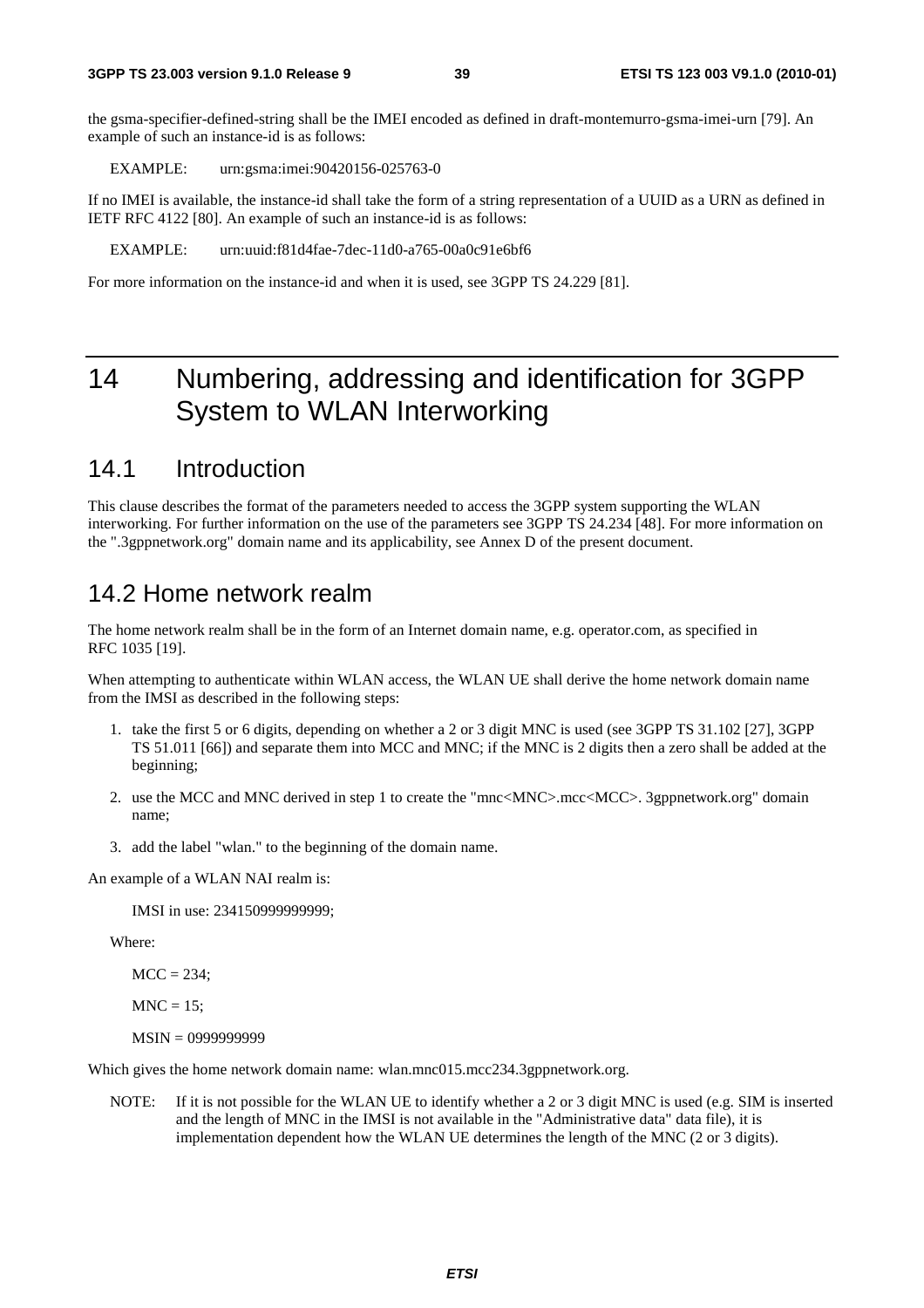the gsma-specifier-defined-string shall be the IMEI encoded as defined in draft-montemurro-gsma-imei-urn [79]. An example of such an instance-id is as follows:

EXAMPLE: urn:gsma:imei:90420156-025763-0

If no IMEI is available, the instance-id shall take the form of a string representation of a UUID as a URN as defined in IETF RFC 4122 [80]. An example of such an instance-id is as follows:

EXAMPLE: urn:uuid:f81d4fae-7dec-11d0-a765-00a0c91e6bf6

For more information on the instance-id and when it is used, see 3GPP TS 24.229 [81].

# 14 Numbering, addressing and identification for 3GPP System to WLAN Interworking

## 14.1 Introduction

This clause describes the format of the parameters needed to access the 3GPP system supporting the WLAN interworking. For further information on the use of the parameters see 3GPP TS 24.234 [48]. For more information on the ".3gppnetwork.org" domain name and its applicability, see Annex D of the present document.

## 14.2 Home network realm

The home network realm shall be in the form of an Internet domain name, e.g. operator.com, as specified in RFC 1035 [19].

When attempting to authenticate within WLAN access, the WLAN UE shall derive the home network domain name from the IMSI as described in the following steps:

1. take the first 5 or 6 digits, depending on whether a 2 or 3 digit MNC is used (see 3GPP TS 31.102 [27], 3GPP TS 51.011 [66]) and separate them into MCC and MNC; if the MNC is 2 digits then a zero shall be added at the beginning;
2. use the MCC and MNC derived in step 1 to create the "mnc<MNC>.mcc<MCC>. 3gppnetwork.org" domain name;
3. add the label "wlan." to the beginning of the domain name.

An example of a WLAN NAI realm is:

IMSI in use: 234150999999999;

Where:

MCC = 234;

MNC = 15;

MSIN = 0999999999

Which gives the home network domain name: wlan.mnc015.mcc234.3gppnetwork.org.

NOTE: If it is not possible for the WLAN UE to identify whether a 2 or 3 digit MNC is used (e.g. SIM is inserted and the length of MNC in the IMSI is not available in the "Administrative data" data file), it is implementation dependent how the WLAN UE determines the length of the MNC (2 or 3 digits).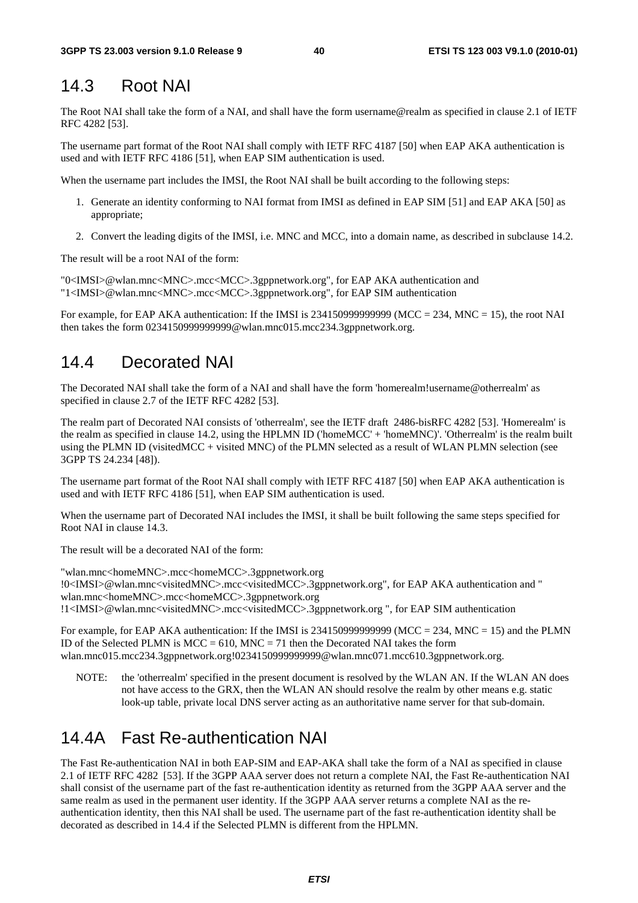## 14.3 Root NAI

The Root NAI shall take the form of a NAI, and shall have the form username@realm as specified in clause 2.1 of IETF RFC 4282 [53].

The username part format of the Root NAI shall comply with IETF RFC 4187 [50] when EAP AKA authentication is used and with IETF RFC 4186 [51], when EAP SIM authentication is used.

When the username part includes the IMSI, the Root NAI shall be built according to the following steps:

1. Generate an identity conforming to NAI format from IMSI as defined in EAP SIM [51] and EAP AKA [50] as appropriate;

2. Convert the leading digits of the IMSI, i.e. MNC and MCC, into a domain name, as described in subclause 14.2.

The result will be a root NAI of the form:

"0<IMSI>@wlan.mnc<MNC>.mcc<MCC>.3gppnetwork.org", for EAP AKA authentication and
"1<IMSI>@wlan.mnc<MNC>.mcc<MCC>.3gppnetwork.org", for EAP SIM authentication

For example, for EAP AKA authentication: If the IMSI is 234150999999999 (MCC = 234, MNC = 15), the root NAI then takes the form 0234150999999999@wlan.mnc015.mcc234.3gppnetwork.org.

## 14.4 Decorated NAI

The Decorated NAI shall take the form of a NAI and shall have the form 'homerealm!username@otherrealm' as specified in clause 2.7 of the IETF RFC 4282 [53].

The realm part of Decorated NAI consists of 'otherrealm', see the IETF draft 2486-bisRFC 4282 [53]. 'Homerealm' is the realm as specified in clause 14.2, using the HPLMN ID ('homeMCC' + 'homeMNC)'. 'Otherrealm' is the realm built using the PLMN ID (visitedMCC + visited MNC) of the PLMN selected as a result of WLAN PLMN selection (see 3GPP TS 24.234 [48]).

The username part format of the Root NAI shall comply with IETF RFC 4187 [50] when EAP AKA authentication is used and with IETF RFC 4186 [51], when EAP SIM authentication is used.

When the username part of Decorated NAI includes the IMSI, it shall be built following the same steps specified for Root NAI in clause 14.3.

The result will be a decorated NAI of the form:

"wlan.mnc<homeMNC>.mcc<homeMCC>.3gppnetwork.org
!0<IMSI>@wlan.mnc<visitedMNC>.mcc<visitedMCC>.3gppnetwork.org", for EAP AKA authentication and "
wlan.mnc<homeMNC>.mcc<homeMCC>.3gppnetwork.org
!1<IMSI>@wlan.mnc<visitedMNC>.mcc<visitedMCC>.3gppnetwork.org ", for EAP SIM authentication

For example, for EAP AKA authentication: If the IMSI is 234150999999999 (MCC = 234, MNC = 15) and the PLMN ID of the Selected PLMN is MCC = 610, MNC = 71 then the Decorated NAI takes the form wlan.mnc015.mcc234.3gppnetwork.org!0234150999999999@wlan.mnc071.mcc610.3gppnetwork.org.

NOTE: the 'otherrealm' specified in the present document is resolved by the WLAN AN. If the WLAN AN does not have access to the GRX, then the WLAN AN should resolve the realm by other means e.g. static look-up table, private local DNS server acting as an authoritative name server for that sub-domain.

## 14.4A Fast Re-authentication NAI

The Fast Re-authentication NAI in both EAP-SIM and EAP-AKA shall take the form of a NAI as specified in clause 2.1 of IETF RFC 4282 [53]. If the 3GPP AAA server does not return a complete NAI, the Fast Re-authentication NAI shall consist of the username part of the fast re-authentication identity as returned from the 3GPP AAA server and the same realm as used in the permanent user identity. If the 3GPP AAA server returns a complete NAI as the re-authentication identity, then this NAI shall be used. The username part of the fast re-authentication identity shall be decorated as described in 14.4 if the Selected PLMN is different from the HPLMN.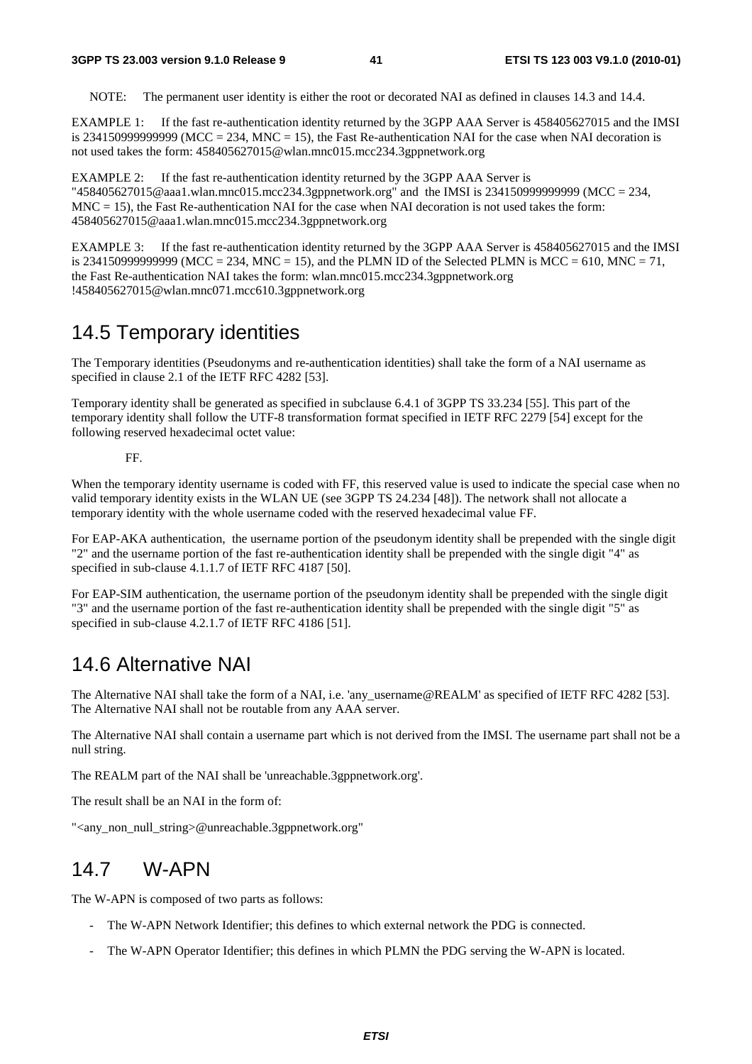NOTE: The permanent user identity is either the root or decorated NAI as defined in clauses 14.3 and 14.4.

EXAMPLE 1: If the fast re-authentication identity returned by the 3GPP AAA Server is 458405627015 and the IMSI is 234150999999999 (MCC = 234, MNC = 15), the Fast Re-authentication NAI for the case when NAI decoration is not used takes the form: 458405627015@wlan.mnc015.mcc234.3gppnetwork.org

EXAMPLE 2: If the fast re-authentication identity returned by the 3GPP AAA Server is "458405627015@aaa1.wlan.mnc015.mcc234.3gppnetwork.org" and the IMSI is 234150999999999 (MCC = 234, MNC = 15), the Fast Re-authentication NAI for the case when NAI decoration is not used takes the form: 458405627015@aaa1.wlan.mnc015.mcc234.3gppnetwork.org

EXAMPLE 3: If the fast re-authentication identity returned by the 3GPP AAA Server is 458405627015 and the IMSI is 234150999999999 (MCC = 234, MNC = 15), and the PLMN ID of the Selected PLMN is MCC = 610, MNC = 71, the Fast Re-authentication NAI takes the form: wlan.mnc015.mcc234.3gppnetwork.org !458405627015@wlan.mnc071.mcc610.3gppnetwork.org

## 14.5 Temporary identities

The Temporary identities (Pseudonyms and re-authentication identities) shall take the form of a NAI username as specified in clause 2.1 of the IETF RFC 4282 [53].

Temporary identity shall be generated as specified in subclause 6.4.1 of 3GPP TS 33.234 [55]. This part of the temporary identity shall follow the UTF-8 transformation format specified in IETF RFC 2279 [54] except for the following reserved hexadecimal octet value:

FF.

When the temporary identity username is coded with FF, this reserved value is used to indicate the special case when no valid temporary identity exists in the WLAN UE (see 3GPP TS 24.234 [48]). The network shall not allocate a temporary identity with the whole username coded with the reserved hexadecimal value FF.

For EAP-AKA authentication, the username portion of the pseudonym identity shall be prepended with the single digit "2" and the username portion of the fast re-authentication identity shall be prepended with the single digit "4" as specified in sub-clause 4.1.1.7 of IETF RFC 4187 [50].

For EAP-SIM authentication, the username portion of the pseudonym identity shall be prepended with the single digit "3" and the username portion of the fast re-authentication identity shall be prepended with the single digit "5" as specified in sub-clause 4.2.1.7 of IETF RFC 4186 [51].

## 14.6 Alternative NAI

The Alternative NAI shall take the form of a NAI, i.e. 'any_username@REALM' as specified of IETF RFC 4282 [53]. The Alternative NAI shall not be routable from any AAA server.

The Alternative NAI shall contain a username part which is not derived from the IMSI. The username part shall not be a null string.

The REALM part of the NAI shall be 'unreachable.3gppnetwork.org'.

The result shall be an NAI in the form of:

"<any_non_null_string>@unreachable.3gppnetwork.org"

## 14.7 W-APN

The W-APN is composed of two parts as follows:

- The W-APN Network Identifier; this defines to which external network the PDG is connected.
- The W-APN Operator Identifier; this defines in which PLMN the PDG serving the W-APN is located.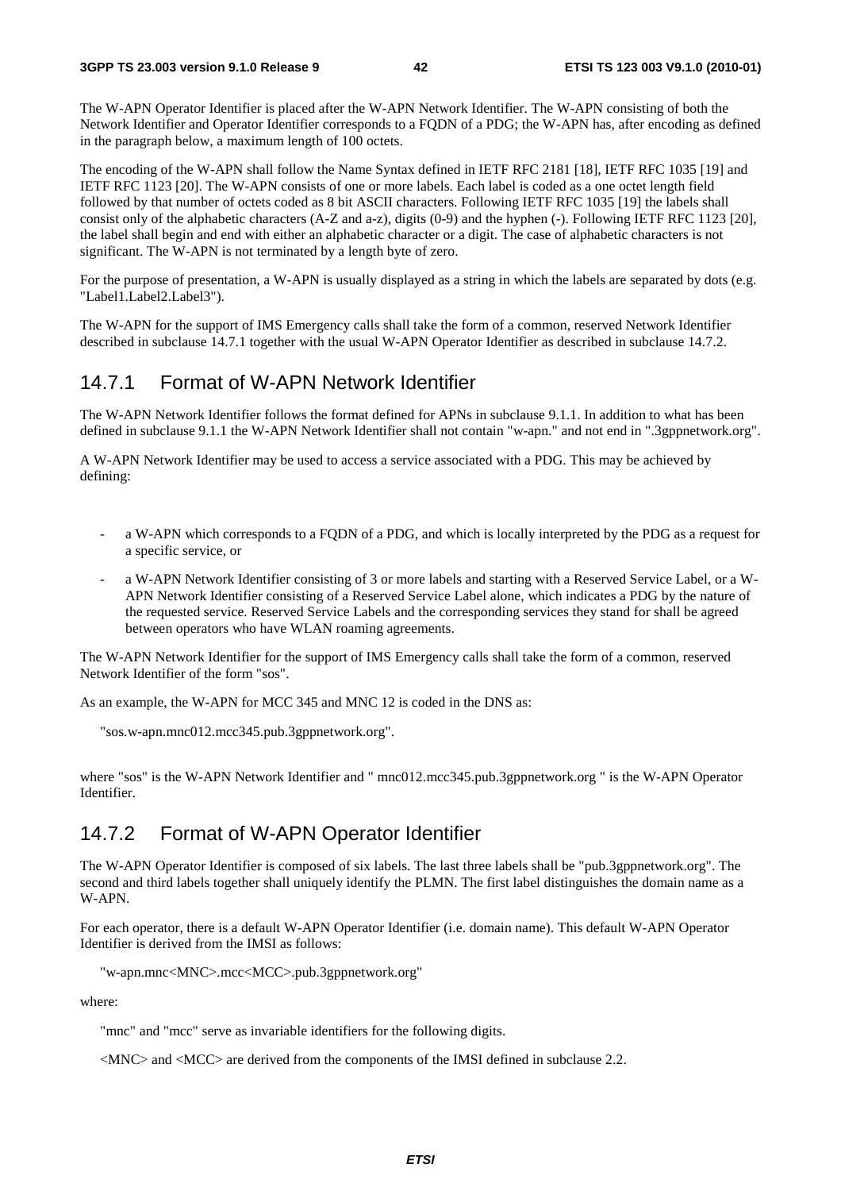The W-APN Operator Identifier is placed after the W-APN Network Identifier. The W-APN consisting of both the Network Identifier and Operator Identifier corresponds to a FQDN of a PDG; the W-APN has, after encoding as defined in the paragraph below, a maximum length of 100 octets.

The encoding of the W-APN shall follow the Name Syntax defined in IETF RFC 2181 [18], IETF RFC 1035 [19] and IETF RFC 1123 [20]. The W-APN consists of one or more labels. Each label is coded as a one octet length field followed by that number of octets coded as 8 bit ASCII characters. Following IETF RFC 1035 [19] the labels shall consist only of the alphabetic characters (A-Z and a-z), digits (0-9) and the hyphen (-). Following IETF RFC 1123 [20], the label shall begin and end with either an alphabetic character or a digit. The case of alphabetic characters is not significant. The W-APN is not terminated by a length byte of zero.

For the purpose of presentation, a W-APN is usually displayed as a string in which the labels are separated by dots (e.g. "Label1.Label2.Label3").

The W-APN for the support of IMS Emergency calls shall take the form of a common, reserved Network Identifier described in subclause 14.7.1 together with the usual W-APN Operator Identifier as described in subclause 14.7.2.

## 14.7.1 Format of W-APN Network Identifier

The W-APN Network Identifier follows the format defined for APNs in subclause 9.1.1. In addition to what has been defined in subclause 9.1.1 the W-APN Network Identifier shall not contain "w-apn." and not end in ".3gppnetwork.org".

A W-APN Network Identifier may be used to access a service associated with a PDG. This may be achieved by defining:

- a W-APN which corresponds to a FQDN of a PDG, and which is locally interpreted by the PDG as a request for a specific service, or
- a W-APN Network Identifier consisting of 3 or more labels and starting with a Reserved Service Label, or a W-APN Network Identifier consisting of a Reserved Service Label alone, which indicates a PDG by the nature of the requested service. Reserved Service Labels and the corresponding services they stand for shall be agreed between operators who have WLAN roaming agreements.

The W-APN Network Identifier for the support of IMS Emergency calls shall take the form of a common, reserved Network Identifier of the form "sos".

As an example, the W-APN for MCC 345 and MNC 12 is coded in the DNS as:

"sos.w-apn.mnc012.mcc345.pub.3gppnetwork.org".

where "sos" is the W-APN Network Identifier and " mnc012.mcc345.pub.3gppnetwork.org " is the W-APN Operator Identifier.

## 14.7.2 Format of W-APN Operator Identifier

The W-APN Operator Identifier is composed of six labels. The last three labels shall be "pub.3gppnetwork.org". The second and third labels together shall uniquely identify the PLMN. The first label distinguishes the domain name as a W-APN.

For each operator, there is a default W-APN Operator Identifier (i.e. domain name). This default W-APN Operator Identifier is derived from the IMSI as follows:

"w-apn.mnc<MNC>.mcc<MCC>.pub.3gppnetwork.org"

where:

"mnc" and "mcc" serve as invariable identifiers for the following digits.

<MNC> and <MCC> are derived from the components of the IMSI defined in subclause 2.2.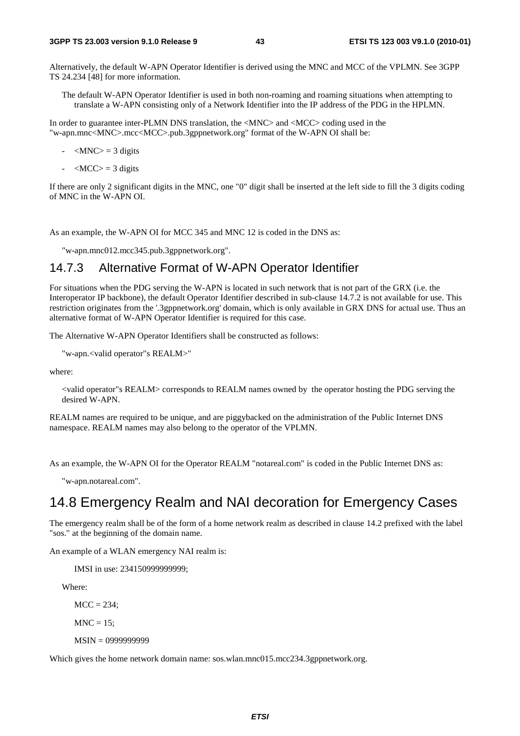Alternatively, the default W-APN Operator Identifier is derived using the MNC and MCC of the VPLMN. See 3GPP TS 24.234 [48] for more information.

The default W-APN Operator Identifier is used in both non-roaming and roaming situations when attempting to translate a W-APN consisting only of a Network Identifier into the IP address of the PDG in the HPLMN.

In order to guarantee inter-PLMN DNS translation, the <MNC> and <MCC> coding used in the "w-apn.mnc<MNC>.mcc<MCC>.pub.3gppnetwork.org" format of the W-APN OI shall be:

- <MNC> = 3 digits
- <MCC> = 3 digits

If there are only 2 significant digits in the MNC, one "0" digit shall be inserted at the left side to fill the 3 digits coding of MNC in the W-APN OI.

As an example, the W-APN OI for MCC 345 and MNC 12 is coded in the DNS as:

"w-apn.mnc012.mcc345.pub.3gppnetwork.org".

### 14.7.3 Alternative Format of W-APN Operator Identifier

For situations when the PDG serving the W-APN is located in such network that is not part of the GRX (i.e. the Interoperator IP backbone), the default Operator Identifier described in sub-clause 14.7.2 is not available for use. This restriction originates from the '.3gppnetwork.org' domain, which is only available in GRX DNS for actual use. Thus an alternative format of W-APN Operator Identifier is required for this case.

The Alternative W-APN Operator Identifiers shall be constructed as follows:

"w-apn.<valid operator"s REALM>"

where:

<valid operator"s REALM> corresponds to REALM names owned by the operator hosting the PDG serving the desired W-APN.

REALM names are required to be unique, and are piggybacked on the administration of the Public Internet DNS namespace. REALM names may also belong to the operator of the VPLMN.

As an example, the W-APN OI for the Operator REALM "notareal.com" is coded in the Public Internet DNS as:

"w-apn.notareal.com".

## 14.8 Emergency Realm and NAI decoration for Emergency Cases

The emergency realm shall be of the form of a home network realm as described in clause 14.2 prefixed with the label "sos." at the beginning of the domain name.

An example of a WLAN emergency NAI realm is:

IMSI in use: 234150999999999;

Where:

MCC = 234;

MNC = 15;

MSIN = 0999999999

Which gives the home network domain name: sos.wlan.mnc015.mcc234.3gppnetwork.org.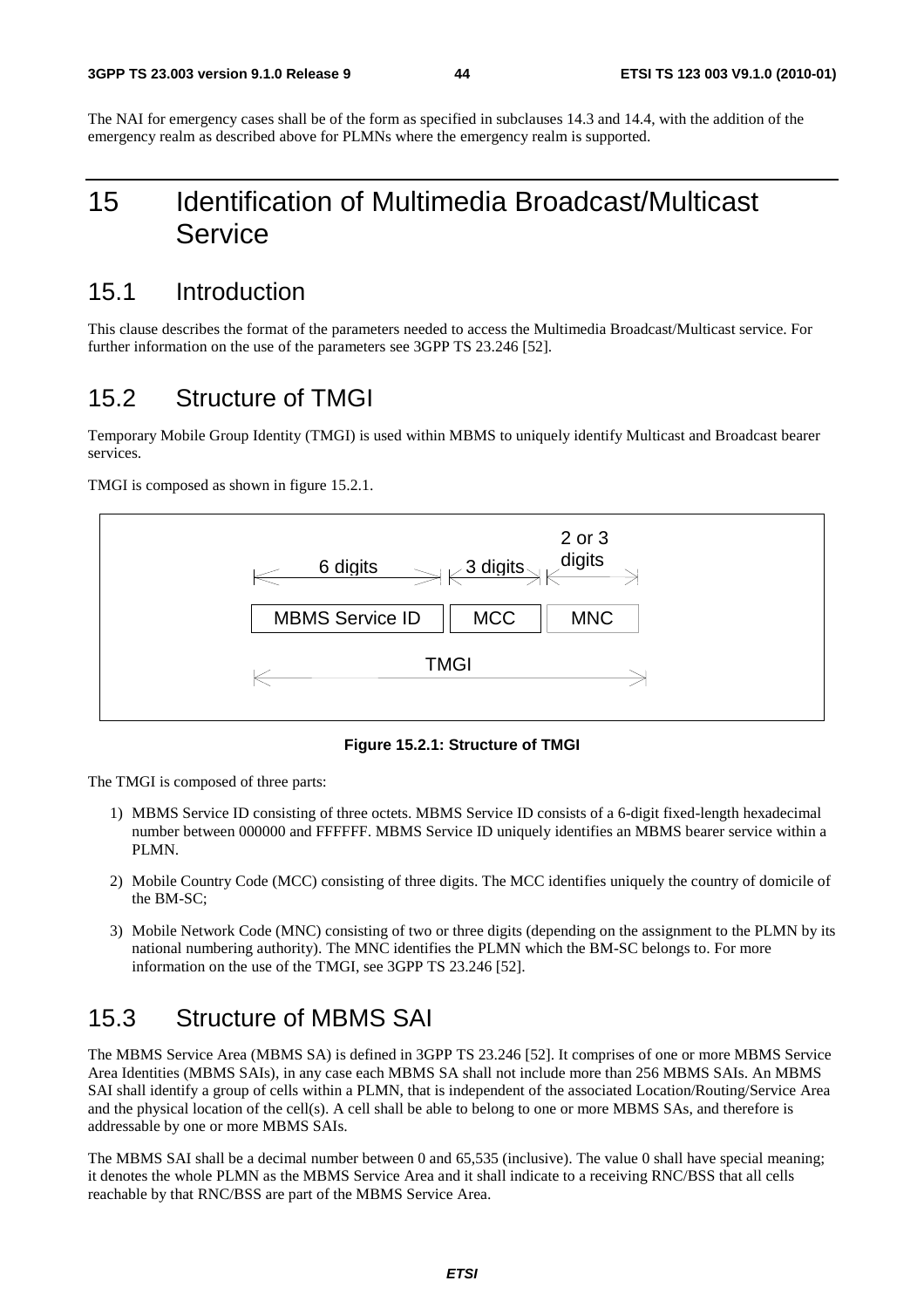The NAI for emergency cases shall be of the form as specified in subclauses 14.3 and 14.4, with the addition of the emergency realm as described above for PLMNs where the emergency realm is supported.

# 15 Identification of Multimedia Broadcast/Multicast Service

## 15.1 Introduction

This clause describes the format of the parameters needed to access the Multimedia Broadcast/Multicast service. For further information on the use of the parameters see 3GPP TS 23.246 [52].

## 15.2 Structure of TMGI

Temporary Mobile Group Identity (TMGI) is used within MBMS to uniquely identify Multicast and Broadcast bearer services.

TMGI is composed as shown in figure 15.2.1.

| MBMS Service ID | MCC | MNC |
|---|---|---|
| 6 digits | 3 digits | 2 or 3 digits |
| TMGI | | |

**Figure 15.2.1: Structure of TMGI**

The TMGI is composed of three parts:

1) MBMS Service ID consisting of three octets. MBMS Service ID consists of a 6-digit fixed-length hexadecimal number between 000000 and FFFFFF. MBMS Service ID uniquely identifies an MBMS bearer service within a PLMN.

2) Mobile Country Code (MCC) consisting of three digits. The MCC identifies uniquely the country of domicile of the BM-SC;

3) Mobile Network Code (MNC) consisting of two or three digits (depending on the assignment to the PLMN by its national numbering authority). The MNC identifies the PLMN which the BM-SC belongs to. For more information on the use of the TMGI, see 3GPP TS 23.246 [52].

## 15.3 Structure of MBMS SAI

The MBMS Service Area (MBMS SA) is defined in 3GPP TS 23.246 [52]. It comprises of one or more MBMS Service Area Identities (MBMS SAIs), in any case each MBMS SA shall not include more than 256 MBMS SAIs. An MBMS SAI shall identify a group of cells within a PLMN, that is independent of the associated Location/Routing/Service Area and the physical location of the cell(s). A cell shall be able to belong to one or more MBMS SAs, and therefore is addressable by one or more MBMS SAIs.

The MBMS SAI shall be a decimal number between 0 and 65,535 (inclusive). The value 0 shall have special meaning; it denotes the whole PLMN as the MBMS Service Area and it shall indicate to a receiving RNC/BSS that all cells reachable by that RNC/BSS are part of the MBMS Service Area.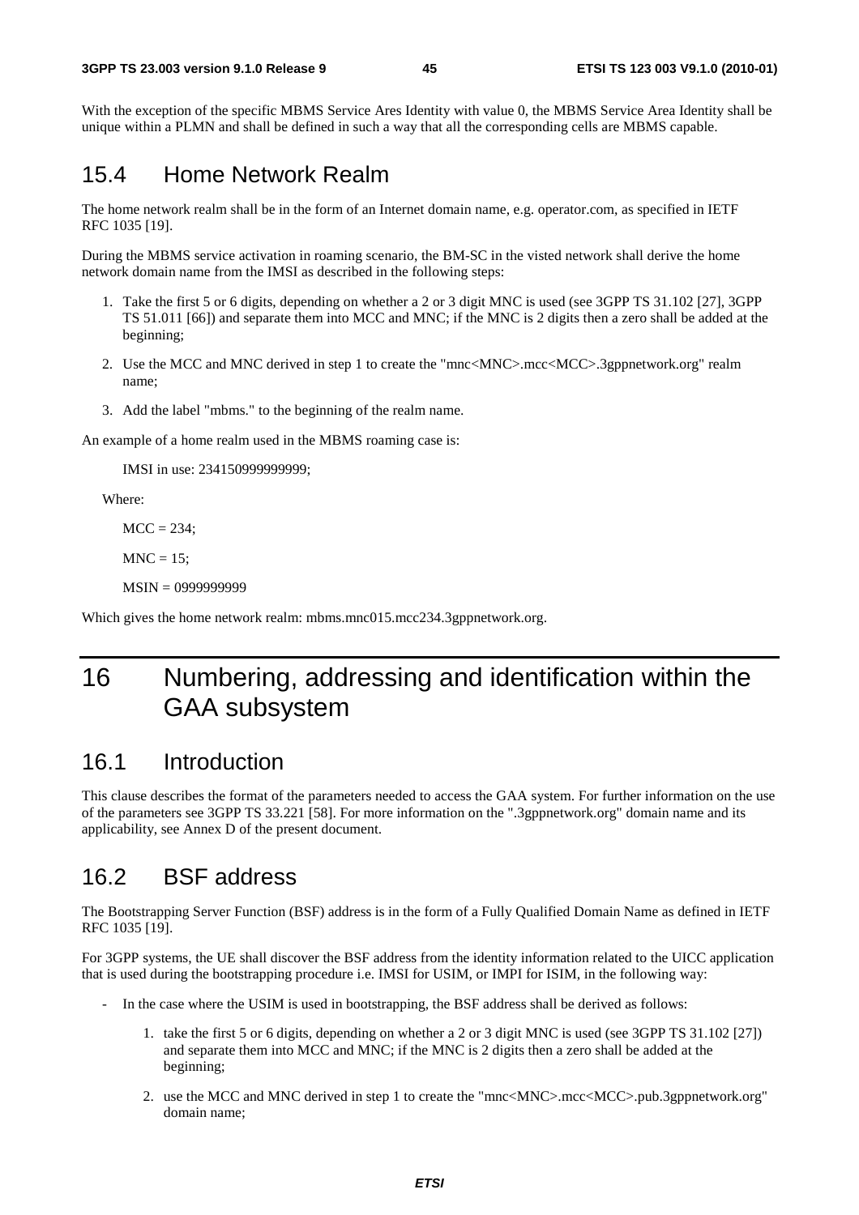With the exception of the specific MBMS Service Ares Identity with value 0, the MBMS Service Area Identity shall be unique within a PLMN and shall be defined in such a way that all the corresponding cells are MBMS capable.

## 15.4 Home Network Realm

The home network realm shall be in the form of an Internet domain name, e.g. operator.com, as specified in IETF RFC 1035 [19].

During the MBMS service activation in roaming scenario, the BM-SC in the visted network shall derive the home network domain name from the IMSI as described in the following steps:

1. Take the first 5 or 6 digits, depending on whether a 2 or 3 digit MNC is used (see 3GPP TS 31.102 [27], 3GPP TS 51.011 [66]) and separate them into MCC and MNC; if the MNC is 2 digits then a zero shall be added at the beginning;
2. Use the MCC and MNC derived in step 1 to create the "mnc<MNC>.mcc<MCC>.3gppnetwork.org" realm name;
3. Add the label "mbms." to the beginning of the realm name.

An example of a home realm used in the MBMS roaming case is:

IMSI in use: 234150999999999;

Where:

MCC = 234;

MNC = 15;

MSIN = 0999999999

Which gives the home network realm: mbms.mnc015.mcc234.3gppnetwork.org.

# 16 Numbering, addressing and identification within the GAA subsystem

## 16.1 Introduction

This clause describes the format of the parameters needed to access the GAA system. For further information on the use of the parameters see 3GPP TS 33.221 [58]. For more information on the ".3gppnetwork.org" domain name and its applicability, see Annex D of the present document.

## 16.2 BSF address

The Bootstrapping Server Function (BSF) address is in the form of a Fully Qualified Domain Name as defined in IETF RFC 1035 [19].

For 3GPP systems, the UE shall discover the BSF address from the identity information related to the UICC application that is used during the bootstrapping procedure i.e. IMSI for USIM, or IMPI for ISIM, in the following way:

- In the case where the USIM is used in bootstrapping, the BSF address shall be derived as follows:
  1. take the first 5 or 6 digits, depending on whether a 2 or 3 digit MNC is used (see 3GPP TS 31.102 [27]) and separate them into MCC and MNC; if the MNC is 2 digits then a zero shall be added at the beginning;
  2. use the MCC and MNC derived in step 1 to create the "mnc<MNC>.mcc<MCC>.pub.3gppnetwork.org" domain name;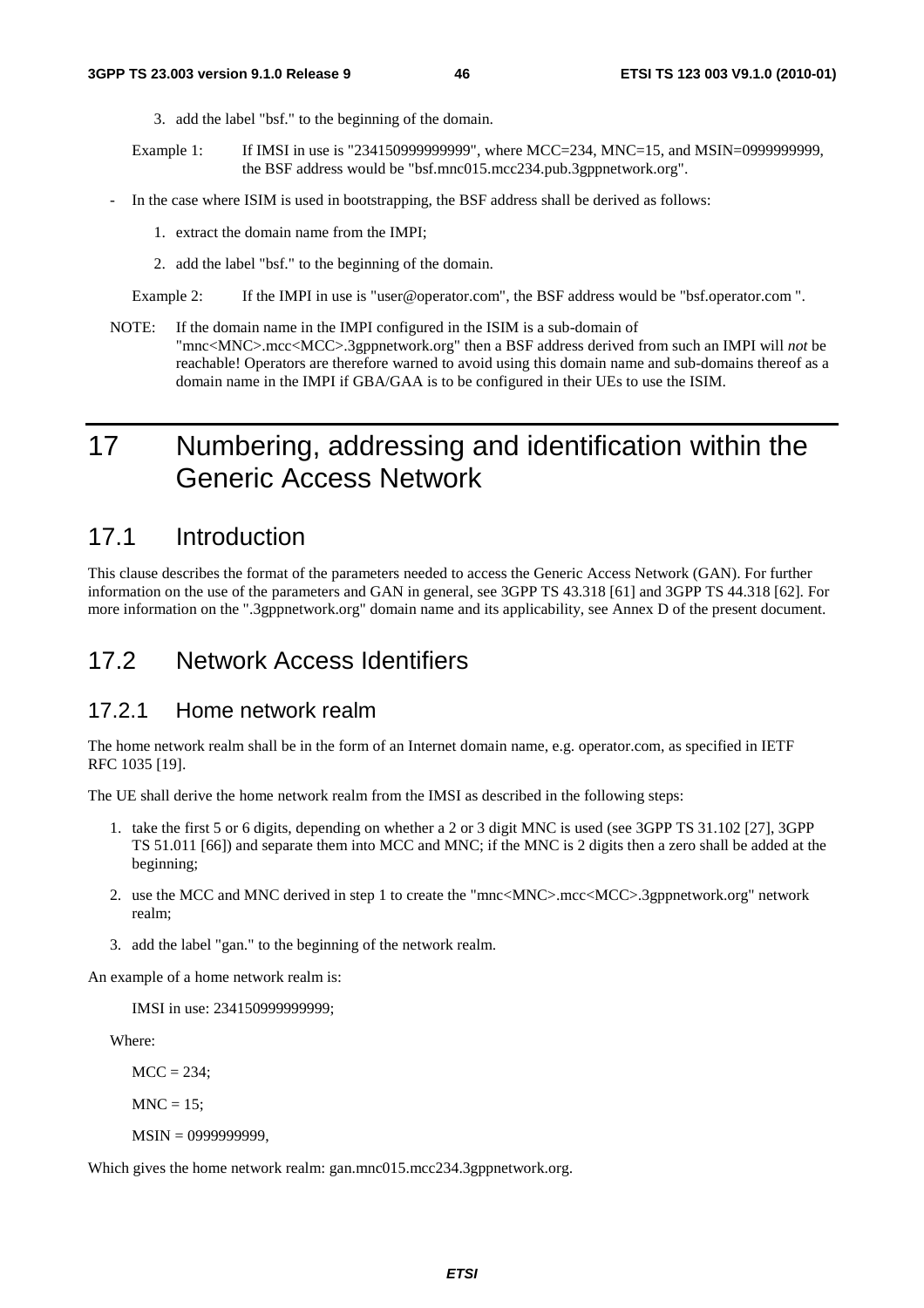3. add the label "bsf." to the beginning of the domain.

Example 1: If IMSI in use is "234150999999999", where MCC=234, MNC=15, and MSIN=0999999999, the BSF address would be "bsf.mnc015.mcc234.pub.3gppnetwork.org".

- In the case where ISIM is used in bootstrapping, the BSF address shall be derived as follows:

  1. extract the domain name from the IMPI;

  2. add the label "bsf." to the beginning of the domain.

Example 2: If the IMPI in use is "user@operator.com", the BSF address would be "bsf.operator.com ".

NOTE: If the domain name in the IMPI configured in the ISIM is a sub-domain of "mnc<MNC>.mcc<MCC>.3gppnetwork.org" then a BSF address derived from such an IMPI will *not* be reachable! Operators are therefore warned to avoid using this domain name and sub-domains thereof as a domain name in the IMPI if GBA/GAA is to be configured in their UEs to use the ISIM.

# 17 Numbering, addressing and identification within the Generic Access Network

## 17.1 Introduction

This clause describes the format of the parameters needed to access the Generic Access Network (GAN). For further information on the use of the parameters and GAN in general, see 3GPP TS 43.318 [61] and 3GPP TS 44.318 [62]. For more information on the ".3gppnetwork.org" domain name and its applicability, see Annex D of the present document.

## 17.2 Network Access Identifiers

### 17.2.1 Home network realm

The home network realm shall be in the form of an Internet domain name, e.g. operator.com, as specified in IETF RFC 1035 [19].

The UE shall derive the home network realm from the IMSI as described in the following steps:

1. take the first 5 or 6 digits, depending on whether a 2 or 3 digit MNC is used (see 3GPP TS 31.102 [27], 3GPP TS 51.011 [66]) and separate them into MCC and MNC; if the MNC is 2 digits then a zero shall be added at the beginning;

2. use the MCC and MNC derived in step 1 to create the "mnc<MNC>.mcc<MCC>.3gppnetwork.org" network realm;

3. add the label "gan." to the beginning of the network realm.

An example of a home network realm is:

IMSI in use: 234150999999999;

Where:

MCC = 234;

MNC = 15;

MSIN = 0999999999,

Which gives the home network realm: gan.mnc015.mcc234.3gppnetwork.org.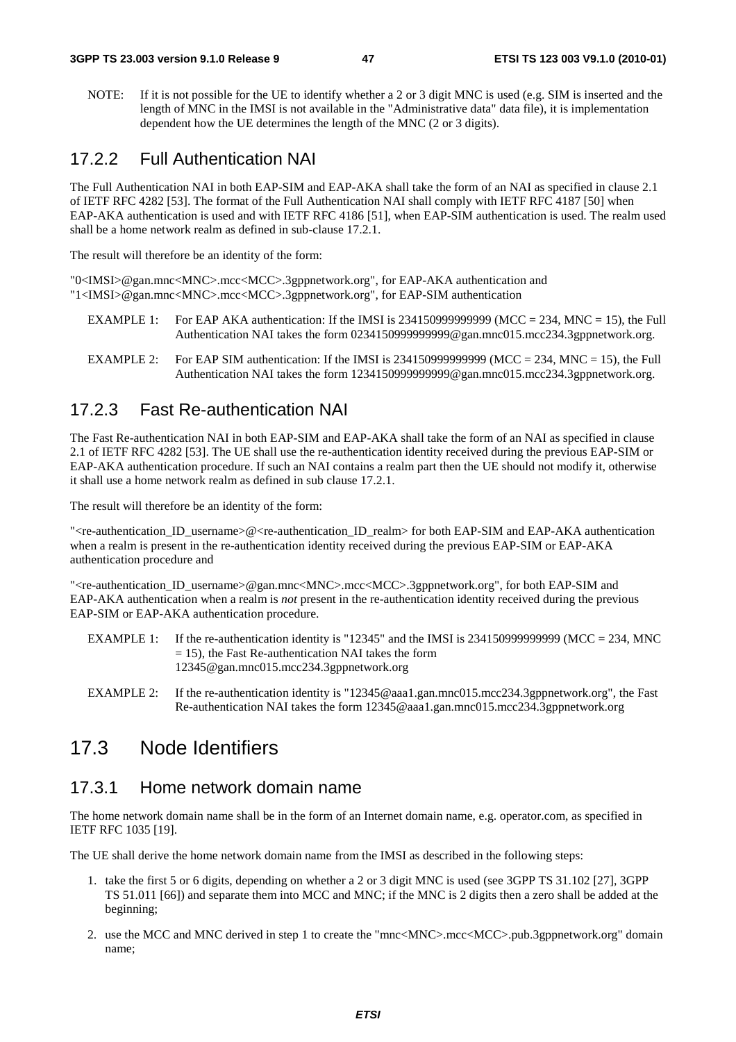NOTE: If it is not possible for the UE to identify whether a 2 or 3 digit MNC is used (e.g. SIM is inserted and the length of MNC in the IMSI is not available in the "Administrative data" data file), it is implementation dependent how the UE determines the length of the MNC (2 or 3 digits).

### 17.2.2 Full Authentication NAI

The Full Authentication NAI in both EAP-SIM and EAP-AKA shall take the form of an NAI as specified in clause 2.1 of IETF RFC 4282 [53]. The format of the Full Authentication NAI shall comply with IETF RFC 4187 [50] when EAP-AKA authentication is used and with IETF RFC 4186 [51], when EAP-SIM authentication is used. The realm used shall be a home network realm as defined in sub-clause 17.2.1.

The result will therefore be an identity of the form:

"0<IMSI>@gan.mnc<MNC>.mcc<MCC>.3gppnetwork.org", for EAP-AKA authentication and
"1<IMSI>@gan.mnc<MNC>.mcc<MCC>.3gppnetwork.org", for EAP-SIM authentication

EXAMPLE 1: For EAP AKA authentication: If the IMSI is 234150999999999 (MCC = 234, MNC = 15), the Full Authentication NAI takes the form 0234150999999999@gan.mnc015.mcc234.3gppnetwork.org.

EXAMPLE 2: For EAP SIM authentication: If the IMSI is 234150999999999 (MCC = 234, MNC = 15), the Full Authentication NAI takes the form 1234150999999999@gan.mnc015.mcc234.3gppnetwork.org.

### 17.2.3 Fast Re-authentication NAI

The Fast Re-authentication NAI in both EAP-SIM and EAP-AKA shall take the form of an NAI as specified in clause 2.1 of IETF RFC 4282 [53]. The UE shall use the re-authentication identity received during the previous EAP-SIM or EAP-AKA authentication procedure. If such an NAI contains a realm part then the UE should not modify it, otherwise it shall use a home network realm as defined in sub clause 17.2.1.

The result will therefore be an identity of the form:

"<re-authentication_ID_username>@<re-authentication_ID_realm> for both EAP-SIM and EAP-AKA authentication when a realm is present in the re-authentication identity received during the previous EAP-SIM or EAP-AKA authentication procedure and

"<re-authentication_ID_username>@gan.mnc<MNC>.mcc<MCC>.3gppnetwork.org", for both EAP-SIM and EAP-AKA authentication when a realm is *not* present in the re-authentication identity received during the previous EAP-SIM or EAP-AKA authentication procedure.

EXAMPLE 1: If the re-authentication identity is "12345" and the IMSI is 234150999999999 (MCC = 234, MNC = 15), the Fast Re-authentication NAI takes the form 12345@gan.mnc015.mcc234.3gppnetwork.org

EXAMPLE 2: If the re-authentication identity is "12345@aaa1.gan.mnc015.mcc234.3gppnetwork.org", the Fast Re-authentication NAI takes the form 12345@aaa1.gan.mnc015.mcc234.3gppnetwork.org

## 17.3 Node Identifiers

### 17.3.1 Home network domain name

The home network domain name shall be in the form of an Internet domain name, e.g. operator.com, as specified in IETF RFC 1035 [19].

The UE shall derive the home network domain name from the IMSI as described in the following steps:

1. take the first 5 or 6 digits, depending on whether a 2 or 3 digit MNC is used (see 3GPP TS 31.102 [27], 3GPP TS 51.011 [66]) and separate them into MCC and MNC; if the MNC is 2 digits then a zero shall be added at the beginning;
2. use the MCC and MNC derived in step 1 to create the "mnc<MNC>.mcc<MCC>.pub.3gppnetwork.org" domain name;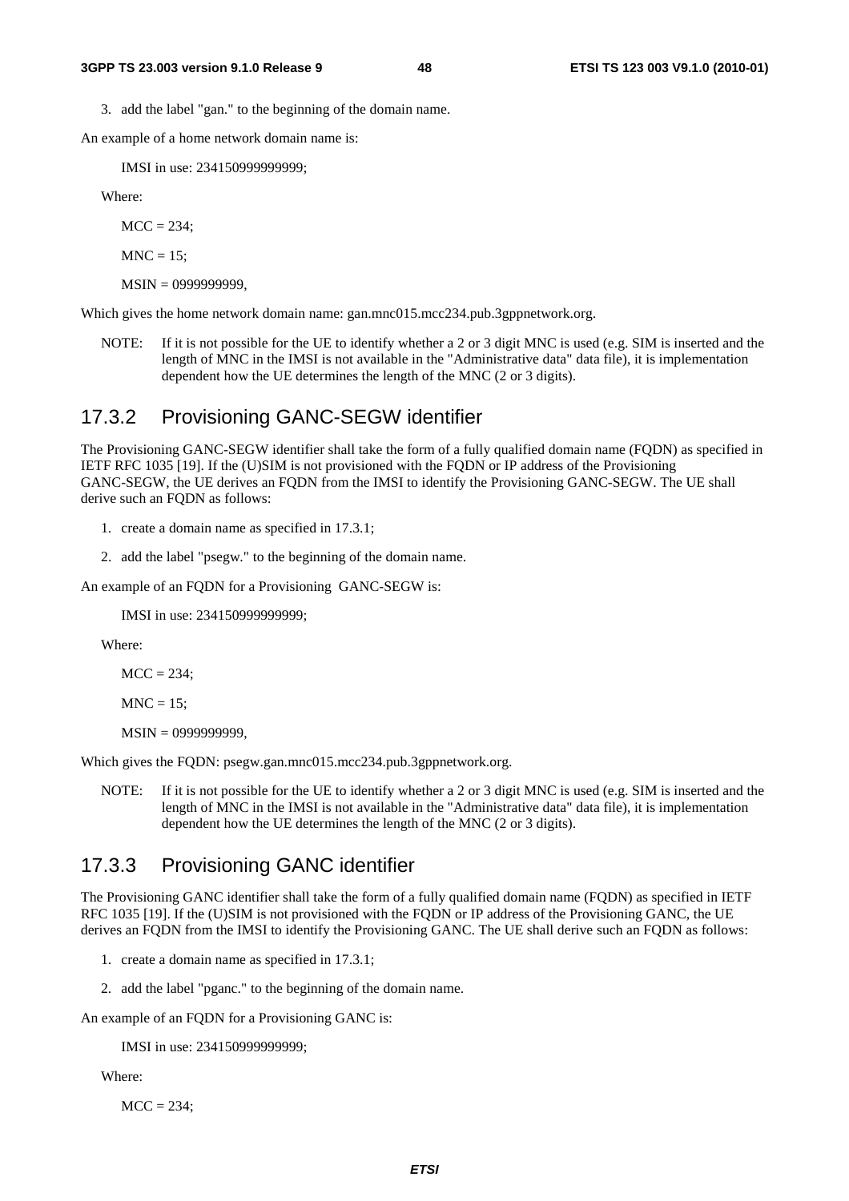3. add the label "gan." to the beginning of the domain name.

An example of a home network domain name is:

IMSI in use: 234150999999999;

Where:

MCC = 234;

MNC = 15;

MSIN = 0999999999,

Which gives the home network domain name: gan.mnc015.mcc234.pub.3gppnetwork.org.

NOTE: If it is not possible for the UE to identify whether a 2 or 3 digit MNC is used (e.g. SIM is inserted and the length of MNC in the IMSI is not available in the "Administrative data" data file), it is implementation dependent how the UE determines the length of the MNC (2 or 3 digits).

### 17.3.2 Provisioning GANC-SEGW identifier

The Provisioning GANC-SEGW identifier shall take the form of a fully qualified domain name (FQDN) as specified in IETF RFC 1035 [19]. If the (U)SIM is not provisioned with the FQDN or IP address of the Provisioning GANC-SEGW, the UE derives an FQDN from the IMSI to identify the Provisioning GANC-SEGW. The UE shall derive such an FQDN as follows:

1. create a domain name as specified in 17.3.1;
2. add the label "psegw." to the beginning of the domain name.

An example of an FQDN for a Provisioning GANC-SEGW is:

IMSI in use: 234150999999999;

Where:

MCC = 234;

MNC = 15;

MSIN = 0999999999,

Which gives the FQDN: psegw.gan.mnc015.mcc234.pub.3gppnetwork.org.

NOTE: If it is not possible for the UE to identify whether a 2 or 3 digit MNC is used (e.g. SIM is inserted and the length of MNC in the IMSI is not available in the "Administrative data" data file), it is implementation dependent how the UE determines the length of the MNC (2 or 3 digits).

### 17.3.3 Provisioning GANC identifier

The Provisioning GANC identifier shall take the form of a fully qualified domain name (FQDN) as specified in IETF RFC 1035 [19]. If the (U)SIM is not provisioned with the FQDN or IP address of the Provisioning GANC, the UE derives an FQDN from the IMSI to identify the Provisioning GANC. The UE shall derive such an FQDN as follows:

1. create a domain name as specified in 17.3.1;
2. add the label "pganc." to the beginning of the domain name.

An example of an FQDN for a Provisioning GANC is:

IMSI in use: 234150999999999;

Where:

MCC = 234;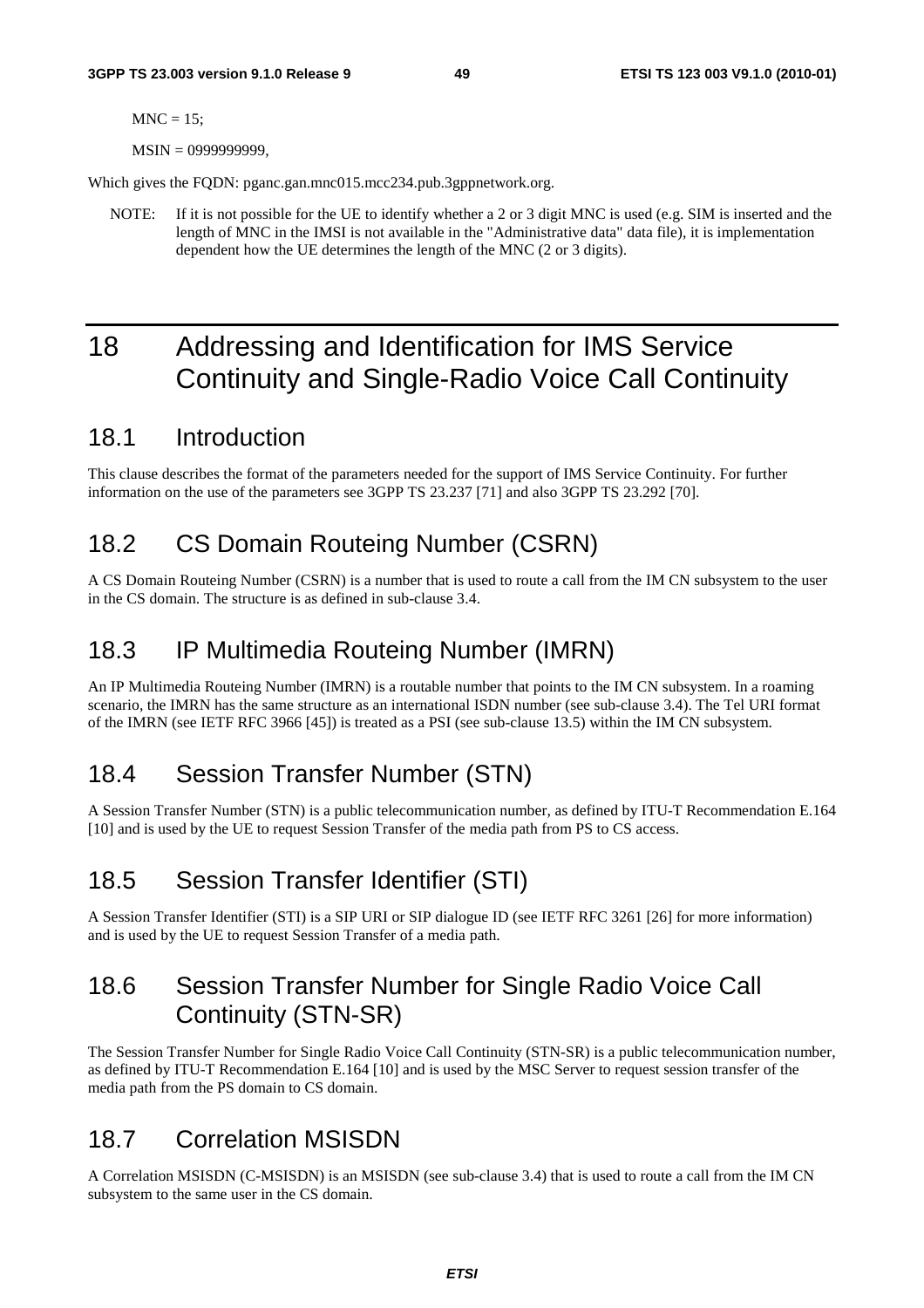MNC = 15;

MSIN = 0999999999,

Which gives the FQDN: pganc.gan.mnc015.mcc234.pub.3gppnetwork.org.

NOTE: If it is not possible for the UE to identify whether a 2 or 3 digit MNC is used (e.g. SIM is inserted and the length of MNC in the IMSI is not available in the "Administrative data" data file), it is implementation dependent how the UE determines the length of the MNC (2 or 3 digits).

# 18 Addressing and Identification for IMS Service Continuity and Single-Radio Voice Call Continuity

## 18.1 Introduction

This clause describes the format of the parameters needed for the support of IMS Service Continuity. For further information on the use of the parameters see 3GPP TS 23.237 [71] and also 3GPP TS 23.292 [70].

## 18.2 CS Domain Routeing Number (CSRN)

A CS Domain Routeing Number (CSRN) is a number that is used to route a call from the IM CN subsystem to the user in the CS domain. The structure is as defined in sub-clause 3.4.

## 18.3 IP Multimedia Routeing Number (IMRN)

An IP Multimedia Routeing Number (IMRN) is a routable number that points to the IM CN subsystem. In a roaming scenario, the IMRN has the same structure as an international ISDN number (see sub-clause 3.4). The Tel URI format of the IMRN (see IETF RFC 3966 [45]) is treated as a PSI (see sub-clause 13.5) within the IM CN subsystem.

## 18.4 Session Transfer Number (STN)

A Session Transfer Number (STN) is a public telecommunication number, as defined by ITU-T Recommendation E.164 [10] and is used by the UE to request Session Transfer of the media path from PS to CS access.

## 18.5 Session Transfer Identifier (STI)

A Session Transfer Identifier (STI) is a SIP URI or SIP dialogue ID (see IETF RFC 3261 [26] for more information) and is used by the UE to request Session Transfer of a media path.

## 18.6 Session Transfer Number for Single Radio Voice Call Continuity (STN-SR)

The Session Transfer Number for Single Radio Voice Call Continuity (STN-SR) is a public telecommunication number, as defined by ITU-T Recommendation E.164 [10] and is used by the MSC Server to request session transfer of the media path from the PS domain to CS domain.

## 18.7 Correlation MSISDN

A Correlation MSISDN (C-MSISDN) is an MSISDN (see sub-clause 3.4) that is used to route a call from the IM CN subsystem to the same user in the CS domain.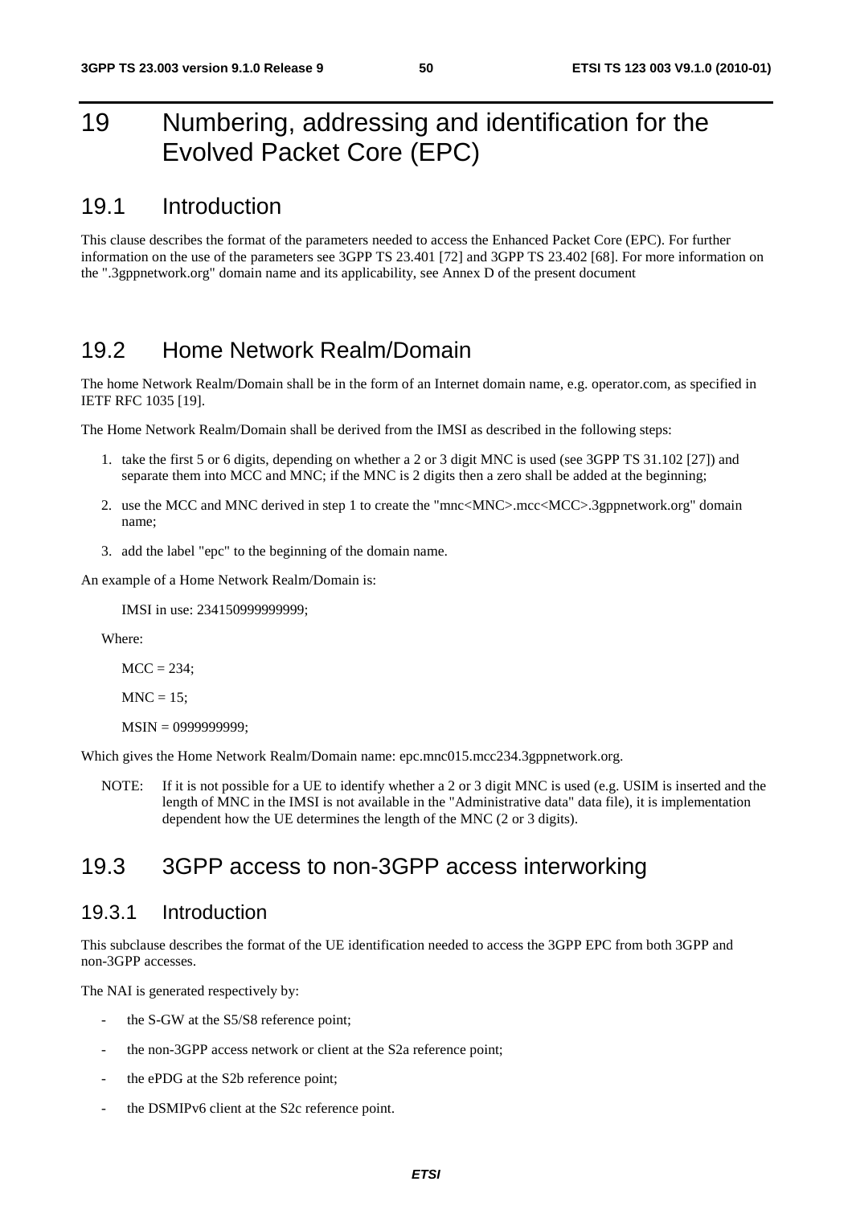# 19 Numbering, addressing and identification for the Evolved Packet Core (EPC)

## 19.1 Introduction

This clause describes the format of the parameters needed to access the Enhanced Packet Core (EPC). For further information on the use of the parameters see 3GPP TS 23.401 [72] and 3GPP TS 23.402 [68]. For more information on the ".3gppnetwork.org" domain name and its applicability, see Annex D of the present document

## 19.2 Home Network Realm/Domain

The home Network Realm/Domain shall be in the form of an Internet domain name, e.g. operator.com, as specified in IETF RFC 1035 [19].

The Home Network Realm/Domain shall be derived from the IMSI as described in the following steps:

1. take the first 5 or 6 digits, depending on whether a 2 or 3 digit MNC is used (see 3GPP TS 31.102 [27]) and separate them into MCC and MNC; if the MNC is 2 digits then a zero shall be added at the beginning;
2. use the MCC and MNC derived in step 1 to create the "mnc<MNC>.mcc<MCC>.3gppnetwork.org" domain name;
3. add the label "epc" to the beginning of the domain name.

An example of a Home Network Realm/Domain is:

IMSI in use: 234150999999999;

Where:

MCC = 234;

MNC = 15;

MSIN = 0999999999;

Which gives the Home Network Realm/Domain name: epc.mnc015.mcc234.3gppnetwork.org.

NOTE: If it is not possible for a UE to identify whether a 2 or 3 digit MNC is used (e.g. USIM is inserted and the length of MNC in the IMSI is not available in the "Administrative data" data file), it is implementation dependent how the UE determines the length of the MNC (2 or 3 digits).

## 19.3 3GPP access to non-3GPP access interworking

### 19.3.1 Introduction

This subclause describes the format of the UE identification needed to access the 3GPP EPC from both 3GPP and non-3GPP accesses.

The NAI is generated respectively by:

- the S-GW at the S5/S8 reference point;
- the non-3GPP access network or client at the S2a reference point;
- the ePDG at the S2b reference point;
- the DSMIPv6 client at the S2c reference point.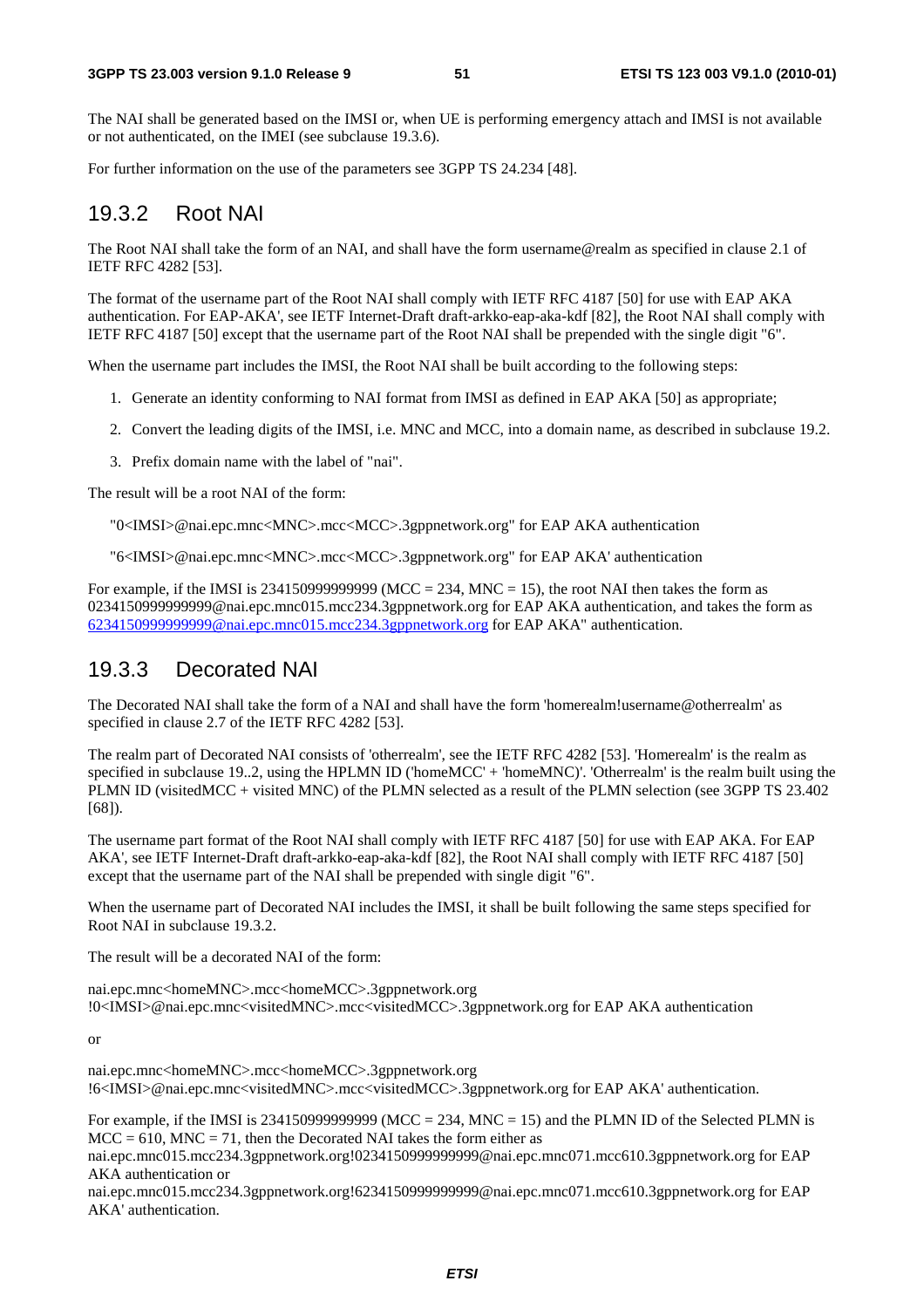The NAI shall be generated based on the IMSI or, when UE is performing emergency attach and IMSI is not available or not authenticated, on the IMEI (see subclause 19.3.6).

For further information on the use of the parameters see 3GPP TS 24.234 [48].

### 19.3.2 Root NAI

The Root NAI shall take the form of an NAI, and shall have the form username@realm as specified in clause 2.1 of IETF RFC 4282 [53].

The format of the username part of the Root NAI shall comply with IETF RFC 4187 [50] for use with EAP AKA authentication. For EAP-AKA', see IETF Internet-Draft draft-arkko-eap-aka-kdf [82], the Root NAI shall comply with IETF RFC 4187 [50] except that the username part of the Root NAI shall be prepended with the single digit "6".

When the username part includes the IMSI, the Root NAI shall be built according to the following steps:

1. Generate an identity conforming to NAI format from IMSI as defined in EAP AKA [50] as appropriate;
2. Convert the leading digits of the IMSI, i.e. MNC and MCC, into a domain name, as described in subclause 19.2.
3. Prefix domain name with the label of "nai".

The result will be a root NAI of the form:

"0<IMSI>@nai.epc.mnc<MNC>.mcc<MCC>.3gppnetwork.org" for EAP AKA authentication

"6<IMSI>@nai.epc.mnc<MNC>.mcc<MCC>.3gppnetwork.org" for EAP AKA' authentication

For example, if the IMSI is 234150999999999 (MCC = 234, MNC = 15), the root NAI then takes the form as 0234150999999999@nai.epc.mnc015.mcc234.3gppnetwork.org for EAP AKA authentication, and takes the form as 6234150999999999@nai.epc.mnc015.mcc234.3gppnetwork.org for EAP AKA" authentication.

### 19.3.3 Decorated NAI

The Decorated NAI shall take the form of a NAI and shall have the form 'homerealm!username@otherrealm' as specified in clause 2.7 of the IETF RFC 4282 [53].

The realm part of Decorated NAI consists of 'otherrealm', see the IETF RFC 4282 [53]. 'Homerealm' is the realm as specified in subclause 19..2, using the HPLMN ID ('homeMCC' + 'homeMNC)'. 'Otherrealm' is the realm built using the PLMN ID (visitedMCC + visited MNC) of the PLMN selected as a result of the PLMN selection (see 3GPP TS 23.402 [68]).

The username part format of the Root NAI shall comply with IETF RFC 4187 [50] for use with EAP AKA. For EAP AKA', see IETF Internet-Draft draft-arkko-eap-aka-kdf [82], the Root NAI shall comply with IETF RFC 4187 [50] except that the username part of the NAI shall be prepended with single digit "6".

When the username part of Decorated NAI includes the IMSI, it shall be built following the same steps specified for Root NAI in subclause 19.3.2.

The result will be a decorated NAI of the form:

nai.epc.mnc<homeMNC>.mcc<homeMCC>.3gppnetwork.org !0<IMSI>@nai.epc.mnc<visitedMNC>.mcc<visitedMCC>.3gppnetwork.org for EAP AKA authentication

or

nai.epc.mnc<homeMNC>.mcc<homeMCC>.3gppnetwork.org !6<IMSI>@nai.epc.mnc<visitedMNC>.mcc<visitedMCC>.3gppnetwork.org for EAP AKA' authentication.

For example, if the IMSI is 234150999999999 (MCC = 234, MNC = 15) and the PLMN ID of the Selected PLMN is MCC = 610, MNC = 71, then the Decorated NAI takes the form either as nai.epc.mnc015.mcc234.3gppnetwork.org!0234150999999999@nai.epc.mnc071.mcc610.3gppnetwork.org for EAP AKA authentication or nai.epc.mnc015.mcc234.3gppnetwork.org!6234150999999999@nai.epc.mnc071.mcc610.3gppnetwork.org for EAP AKA' authentication.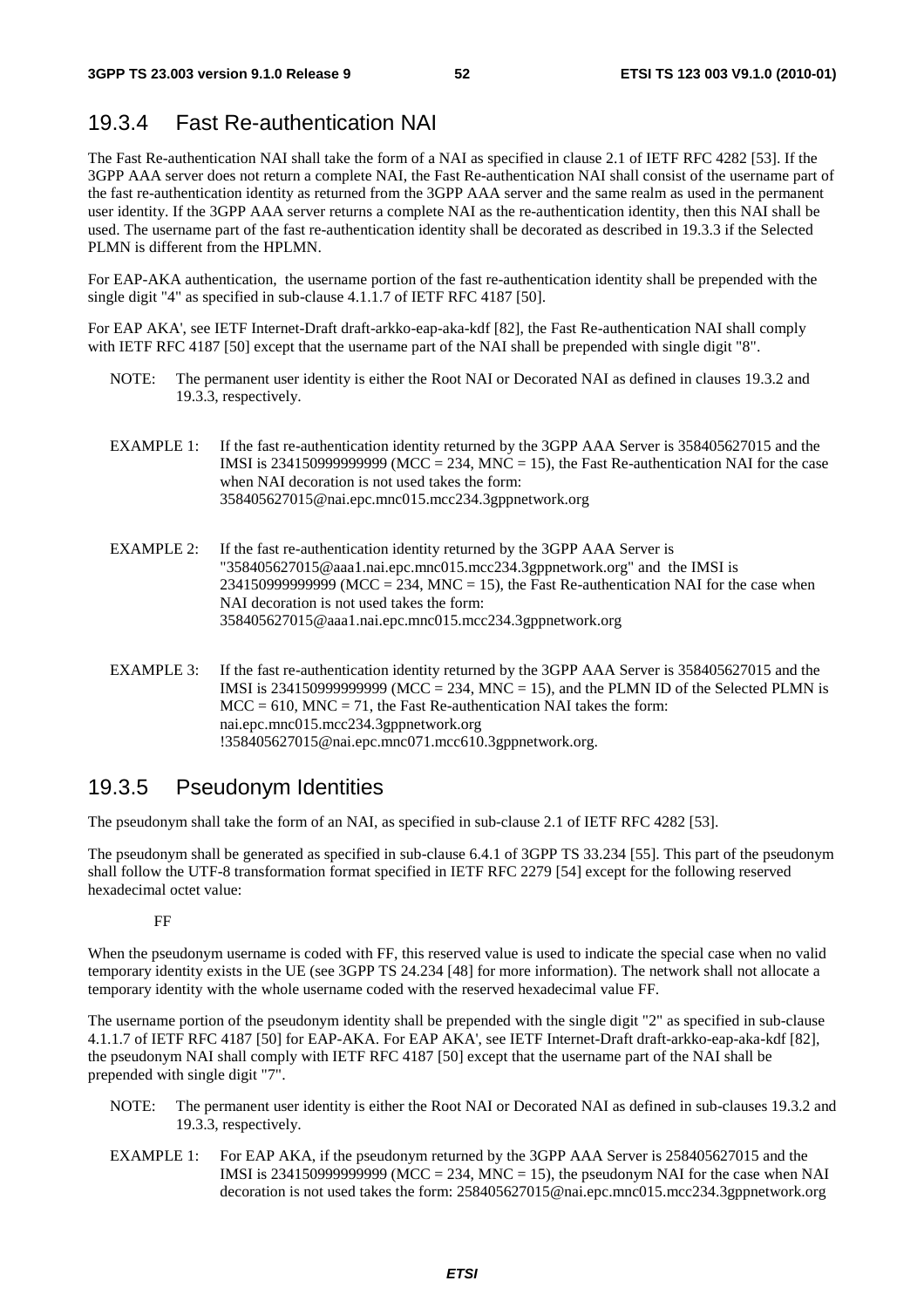### 19.3.4 Fast Re-authentication NAI

The Fast Re-authentication NAI shall take the form of a NAI as specified in clause 2.1 of IETF RFC 4282 [53]. If the 3GPP AAA server does not return a complete NAI, the Fast Re-authentication NAI shall consist of the username part of the fast re-authentication identity as returned from the 3GPP AAA server and the same realm as used in the permanent user identity. If the 3GPP AAA server returns a complete NAI as the re-authentication identity, then this NAI shall be used. The username part of the fast re-authentication identity shall be decorated as described in 19.3.3 if the Selected PLMN is different from the HPLMN.

For EAP-AKA authentication, the username portion of the fast re-authentication identity shall be prepended with the single digit "4" as specified in sub-clause 4.1.1.7 of IETF RFC 4187 [50].

For EAP AKA', see IETF Internet-Draft draft-arkko-eap-aka-kdf [82], the Fast Re-authentication NAI shall comply with IETF RFC 4187 [50] except that the username part of the NAI shall be prepended with single digit "8".

NOTE: The permanent user identity is either the Root NAI or Decorated NAI as defined in clauses 19.3.2 and 19.3.3, respectively.

EXAMPLE 1: If the fast re-authentication identity returned by the 3GPP AAA Server is 358405627015 and the IMSI is 234150999999999 (MCC = 234, MNC = 15), the Fast Re-authentication NAI for the case when NAI decoration is not used takes the form: 358405627015@nai.epc.mnc015.mcc234.3gppnetwork.org

EXAMPLE 2: If the fast re-authentication identity returned by the 3GPP AAA Server is "358405627015@aaa1.nai.epc.mnc015.mcc234.3gppnetwork.org" and the IMSI is 234150999999999 (MCC = 234, MNC = 15), the Fast Re-authentication NAI for the case when NAI decoration is not used takes the form: 358405627015@aaa1.nai.epc.mnc015.mcc234.3gppnetwork.org

EXAMPLE 3: If the fast re-authentication identity returned by the 3GPP AAA Server is 358405627015 and the IMSI is 234150999999999 (MCC = 234, MNC = 15), and the PLMN ID of the Selected PLMN is MCC = 610, MNC = 71, the Fast Re-authentication NAI takes the form: nai.epc.mnc015.mcc234.3gppnetwork.org !358405627015@nai.epc.mnc071.mcc610.3gppnetwork.org.

### 19.3.5 Pseudonym Identities

The pseudonym shall take the form of an NAI, as specified in sub-clause 2.1 of IETF RFC 4282 [53].

The pseudonym shall be generated as specified in sub-clause 6.4.1 of 3GPP TS 33.234 [55]. This part of the pseudonym shall follow the UTF-8 transformation format specified in IETF RFC 2279 [54] except for the following reserved hexadecimal octet value:

FF

When the pseudonym username is coded with FF, this reserved value is used to indicate the special case when no valid temporary identity exists in the UE (see 3GPP TS 24.234 [48] for more information). The network shall not allocate a temporary identity with the whole username coded with the reserved hexadecimal value FF.

The username portion of the pseudonym identity shall be prepended with the single digit "2" as specified in sub-clause 4.1.1.7 of IETF RFC 4187 [50] for EAP-AKA. For EAP AKA', see IETF Internet-Draft draft-arkko-eap-aka-kdf [82], the pseudonym NAI shall comply with IETF RFC 4187 [50] except that the username part of the NAI shall be prepended with single digit "7".

NOTE: The permanent user identity is either the Root NAI or Decorated NAI as defined in sub-clauses 19.3.2 and 19.3.3, respectively.

EXAMPLE 1: For EAP AKA, if the pseudonym returned by the 3GPP AAA Server is 258405627015 and the IMSI is 234150999999999 (MCC = 234, MNC = 15), the pseudonym NAI for the case when NAI decoration is not used takes the form: 258405627015@nai.epc.mnc015.mcc234.3gppnetwork.org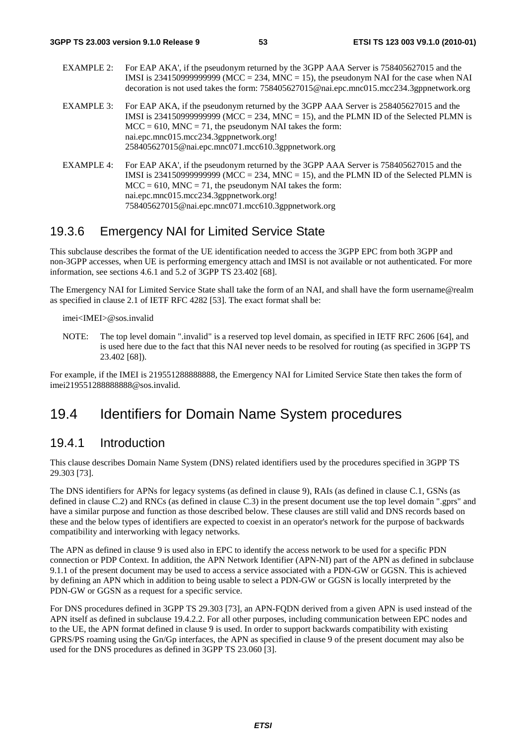EXAMPLE 2: For EAP AKA', if the pseudonym returned by the 3GPP AAA Server is 758405627015 and the IMSI is 234150999999999 (MCC = 234, MNC = 15), the pseudonym NAI for the case when NAI decoration is not used takes the form: 758405627015@nai.epc.mnc015.mcc234.3gppnetwork.org

EXAMPLE 3: For EAP AKA, if the pseudonym returned by the 3GPP AAA Server is 258405627015 and the IMSI is 234150999999999 (MCC = 234, MNC = 15), and the PLMN ID of the Selected PLMN is MCC = 610, MNC = 71, the pseudonym NAI takes the form: nai.epc.mnc015.mcc234.3gppnetwork.org! 258405627015@nai.epc.mnc071.mcc610.3gppnetwork.org

EXAMPLE 4: For EAP AKA', if the pseudonym returned by the 3GPP AAA Server is 758405627015 and the IMSI is 234150999999999 (MCC = 234, MNC = 15), and the PLMN ID of the Selected PLMN is MCC = 610, MNC = 71, the pseudonym NAI takes the form: nai.epc.mnc015.mcc234.3gppnetwork.org! 758405627015@nai.epc.mnc071.mcc610.3gppnetwork.org

### 19.3.6 Emergency NAI for Limited Service State

This subclause describes the format of the UE identification needed to access the 3GPP EPC from both 3GPP and non-3GPP accesses, when UE is performing emergency attach and IMSI is not available or not authenticated. For more information, see sections 4.6.1 and 5.2 of 3GPP TS 23.402 [68].

The Emergency NAI for Limited Service State shall take the form of an NAI, and shall have the form username@realm as specified in clause 2.1 of IETF RFC 4282 [53]. The exact format shall be:

imei<IMEI>@sos.invalid

NOTE: The top level domain ".invalid" is a reserved top level domain, as specified in IETF RFC 2606 [64], and is used here due to the fact that this NAI never needs to be resolved for routing (as specified in 3GPP TS 23.402 [68]).

For example, if the IMEI is 219551288888888, the Emergency NAI for Limited Service State then takes the form of imei219551288888888@sos.invalid.

## 19.4 Identifiers for Domain Name System procedures

### 19.4.1 Introduction

This clause describes Domain Name System (DNS) related identifiers used by the procedures specified in 3GPP TS 29.303 [73].

The DNS identifiers for APNs for legacy systems (as defined in clause 9), RAIs (as defined in clause C.1, GSNs (as defined in clause C.2) and RNCs (as defined in clause C.3) in the present document use the top level domain ".gprs" and have a similar purpose and function as those described below. These clauses are still valid and DNS records based on these and the below types of identifiers are expected to coexist in an operator's network for the purpose of backwards compatibility and interworking with legacy networks.

The APN as defined in clause 9 is used also in EPC to identify the access network to be used for a specific PDN connection or PDP Context. In addition, the APN Network Identifier (APN-NI) part of the APN as defined in subclause 9.1.1 of the present document may be used to access a service associated with a PDN-GW or GGSN. This is achieved by defining an APN which in addition to being usable to select a PDN-GW or GGSN is locally interpreted by the PDN-GW or GGSN as a request for a specific service.

For DNS procedures defined in 3GPP TS 29.303 [73], an APN-FQDN derived from a given APN is used instead of the APN itself as defined in subclause 19.4.2.2. For all other purposes, including communication between EPC nodes and to the UE, the APN format defined in clause 9 is used. In order to support backwards compatibility with existing GPRS/PS roaming using the Gn/Gp interfaces, the APN as specified in clause 9 of the present document may also be used for the DNS procedures as defined in 3GPP TS 23.060 [3].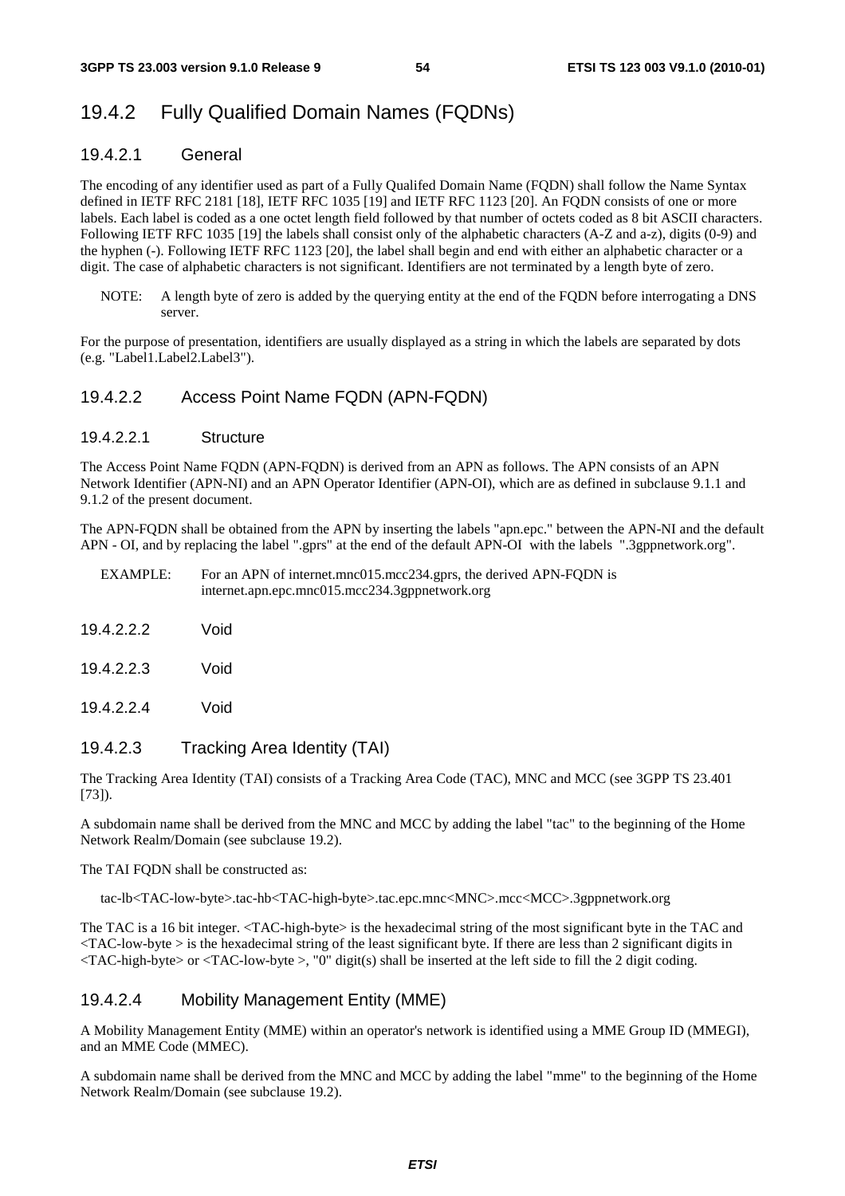## 19.4.2 Fully Qualified Domain Names (FQDNs)

### 19.4.2.1 General

The encoding of any identifier used as part of a Fully Qualifed Domain Name (FQDN) shall follow the Name Syntax defined in IETF RFC 2181 [18], IETF RFC 1035 [19] and IETF RFC 1123 [20]. An FQDN consists of one or more labels. Each label is coded as a one octet length field followed by that number of octets coded as 8 bit ASCII characters. Following IETF RFC 1035 [19] the labels shall consist only of the alphabetic characters (A-Z and a-z), digits (0-9) and the hyphen (-). Following IETF RFC 1123 [20], the label shall begin and end with either an alphabetic character or a digit. The case of alphabetic characters is not significant. Identifiers are not terminated by a length byte of zero.

NOTE: A length byte of zero is added by the querying entity at the end of the FQDN before interrogating a DNS server.

For the purpose of presentation, identifiers are usually displayed as a string in which the labels are separated by dots (e.g. "Label1.Label2.Label3").

### 19.4.2.2 Access Point Name FQDN (APN-FQDN)

#### 19.4.2.2.1 Structure

The Access Point Name FQDN (APN-FQDN) is derived from an APN as follows. The APN consists of an APN Network Identifier (APN-NI) and an APN Operator Identifier (APN-OI), which are as defined in subclause 9.1.1 and 9.1.2 of the present document.

The APN-FQDN shall be obtained from the APN by inserting the labels "apn.epc." between the APN-NI and the default APN - OI, and by replacing the label ".gprs" at the end of the default APN-OI with the labels ".3gppnetwork.org".

EXAMPLE: For an APN of internet.mnc015.mcc234.gprs, the derived APN-FQDN is internet.apn.epc.mnc015.mcc234.3gppnetwork.org

#### 19.4.2.2.2 Void

#### 19.4.2.2.3 Void

#### 19.4.2.2.4 Void

### 19.4.2.3 Tracking Area Identity (TAI)

The Tracking Area Identity (TAI) consists of a Tracking Area Code (TAC), MNC and MCC (see 3GPP TS 23.401 [73]).

A subdomain name shall be derived from the MNC and MCC by adding the label "tac" to the beginning of the Home Network Realm/Domain (see subclause 19.2).

The TAI FQDN shall be constructed as:

```
tac-lb<TAC-low-byte>.tac-hb<TAC-high-byte>.tac.epc.mnc<MNC>.mcc<MCC>.3gppnetwork.org
```

The TAC is a 16 bit integer. <TAC-high-byte> is the hexadecimal string of the most significant byte in the TAC and <TAC-low-byte > is the hexadecimal string of the least significant byte. If there are less than 2 significant digits in <TAC-high-byte> or <TAC-low-byte >, "0" digit(s) shall be inserted at the left side to fill the 2 digit coding.

### 19.4.2.4 Mobility Management Entity (MME)

A Mobility Management Entity (MME) within an operator's network is identified using a MME Group ID (MMEGI), and an MME Code (MMEC).

A subdomain name shall be derived from the MNC and MCC by adding the label "mme" to the beginning of the Home Network Realm/Domain (see subclause 19.2).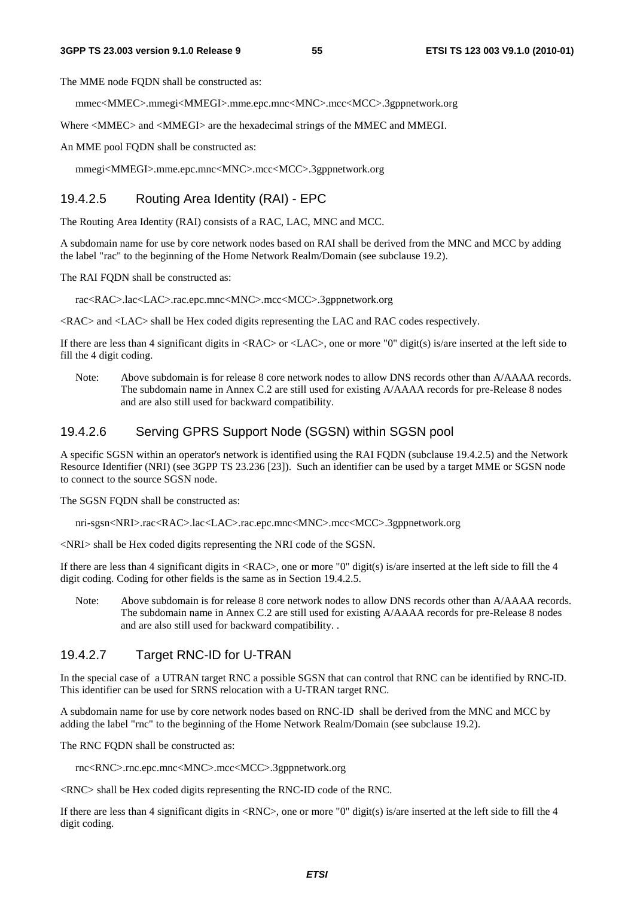The MME node FQDN shall be constructed as:

```
mmec<MMEC>.mmegi<MMEGI>.mme.epc.mnc<MNC>.mcc<MCC>.3gppnetwork.org
```

Where <MMEC> and <MMEGI> are the hexadecimal strings of the MMEC and MMEGI.

An MME pool FQDN shall be constructed as:

```
mmegi<MMEGI>.mme.epc.mnc<MNC>.mcc<MCC>.3gppnetwork.org
```

#### 19.4.2.5 Routing Area Identity (RAI) - EPC

The Routing Area Identity (RAI) consists of a RAC, LAC, MNC and MCC.

A subdomain name for use by core network nodes based on RAI shall be derived from the MNC and MCC by adding the label "rac" to the beginning of the Home Network Realm/Domain (see subclause 19.2).

The RAI FQDN shall be constructed as:

```
rac<RAC>.lac<LAC>.rac.epc.mnc<MNC>.mcc<MCC>.3gppnetwork.org
```

<RAC> and <LAC> shall be Hex coded digits representing the LAC and RAC codes respectively.

If there are less than 4 significant digits in <RAC> or <LAC>, one or more "0" digit(s) is/are inserted at the left side to fill the 4 digit coding.

Note: Above subdomain is for release 8 core network nodes to allow DNS records other than A/AAAA records. The subdomain name in Annex C.2 are still used for existing A/AAAA records for pre-Release 8 nodes and are also still used for backward compatibility.

#### 19.4.2.6 Serving GPRS Support Node (SGSN) within SGSN pool

A specific SGSN within an operator's network is identified using the RAI FQDN (subclause 19.4.2.5) and the Network Resource Identifier (NRI) (see 3GPP TS 23.236 [23]). Such an identifier can be used by a target MME or SGSN node to connect to the source SGSN node.

The SGSN FQDN shall be constructed as:

```
nri-sgsn<NRI>.rac<RAC>.lac<LAC>.rac.epc.mnc<MNC>.mcc<MCC>.3gppnetwork.org
```

<NRI> shall be Hex coded digits representing the NRI code of the SGSN.

If there are less than 4 significant digits in <RAC>, one or more "0" digit(s) is/are inserted at the left side to fill the 4 digit coding. Coding for other fields is the same as in Section 19.4.2.5.

Note: Above subdomain is for release 8 core network nodes to allow DNS records other than A/AAAA records. The subdomain name in Annex C.2 are still used for existing A/AAAA records for pre-Release 8 nodes and are also still used for backward compatibility. .

#### 19.4.2.7 Target RNC-ID for U-TRAN

In the special case of a UTRAN target RNC a possible SGSN that can control that RNC can be identified by RNC-ID. This identifier can be used for SRNS relocation with a U-TRAN target RNC.

A subdomain name for use by core network nodes based on RNC-ID shall be derived from the MNC and MCC by adding the label "rnc" to the beginning of the Home Network Realm/Domain (see subclause 19.2).

The RNC FQDN shall be constructed as:

```
rnc<RNC>.rnc.epc.mnc<MNC>.mcc<MCC>.3gppnetwork.org
```

<RNC> shall be Hex coded digits representing the RNC-ID code of the RNC.

If there are less than 4 significant digits in <RNC>, one or more "0" digit(s) is/are inserted at the left side to fill the 4 digit coding.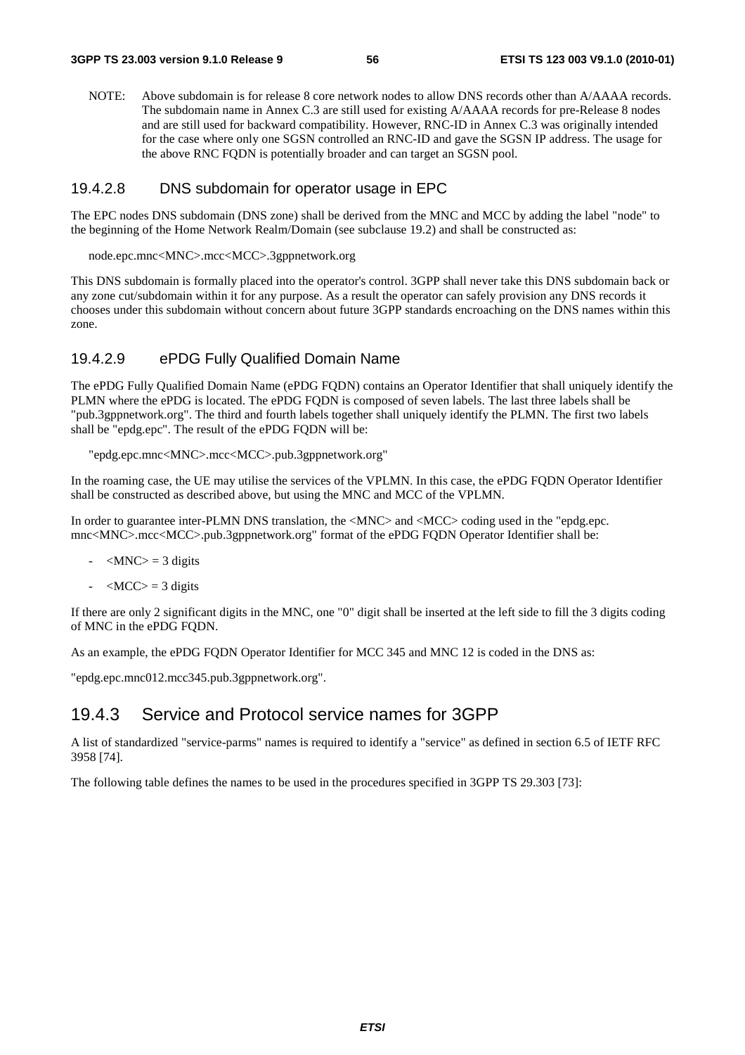NOTE: Above subdomain is for release 8 core network nodes to allow DNS records other than A/AAAA records. The subdomain name in Annex C.3 are still used for existing A/AAAA records for pre-Release 8 nodes and are still used for backward compatibility. However, RNC-ID in Annex C.3 was originally intended for the case where only one SGSN controlled an RNC-ID and gave the SGSN IP address. The usage for the above RNC FQDN is potentially broader and can target an SGSN pool.

#### 19.4.2.8 DNS subdomain for operator usage in EPC

The EPC nodes DNS subdomain (DNS zone) shall be derived from the MNC and MCC by adding the label "node" to the beginning of the Home Network Realm/Domain (see subclause 19.2) and shall be constructed as:

node.epc.mnc<MNC>.mcc<MCC>.3gppnetwork.org

This DNS subdomain is formally placed into the operator's control. 3GPP shall never take this DNS subdomain back or any zone cut/subdomain within it for any purpose. As a result the operator can safely provision any DNS records it chooses under this subdomain without concern about future 3GPP standards encroaching on the DNS names within this zone.

#### 19.4.2.9 ePDG Fully Qualified Domain Name

The ePDG Fully Qualified Domain Name (ePDG FQDN) contains an Operator Identifier that shall uniquely identify the PLMN where the ePDG is located. The ePDG FQDN is composed of seven labels. The last three labels shall be "pub.3gppnetwork.org". The third and fourth labels together shall uniquely identify the PLMN. The first two labels shall be "epdg.epc". The result of the ePDG FQDN will be:

"epdg.epc.mnc<MNC>.mcc<MCC>.pub.3gppnetwork.org"

In the roaming case, the UE may utilise the services of the VPLMN. In this case, the ePDG FQDN Operator Identifier shall be constructed as described above, but using the MNC and MCC of the VPLMN.

In order to guarantee inter-PLMN DNS translation, the <MNC> and <MCC> coding used in the "epdg.epc. mnc<MNC>.mcc<MCC>.pub.3gppnetwork.org" format of the ePDG FQDN Operator Identifier shall be:

- <MNC> = 3 digits
- <MCC> = 3 digits

If there are only 2 significant digits in the MNC, one "0" digit shall be inserted at the left side to fill the 3 digits coding of MNC in the ePDG FQDN.

As an example, the ePDG FQDN Operator Identifier for MCC 345 and MNC 12 is coded in the DNS as:

"epdg.epc.mnc012.mcc345.pub.3gppnetwork.org".

### 19.4.3 Service and Protocol service names for 3GPP

A list of standardized "service-parms" names is required to identify a "service" as defined in section 6.5 of IETF RFC 3958 [74].

The following table defines the names to be used in the procedures specified in 3GPP TS 29.303 [73]: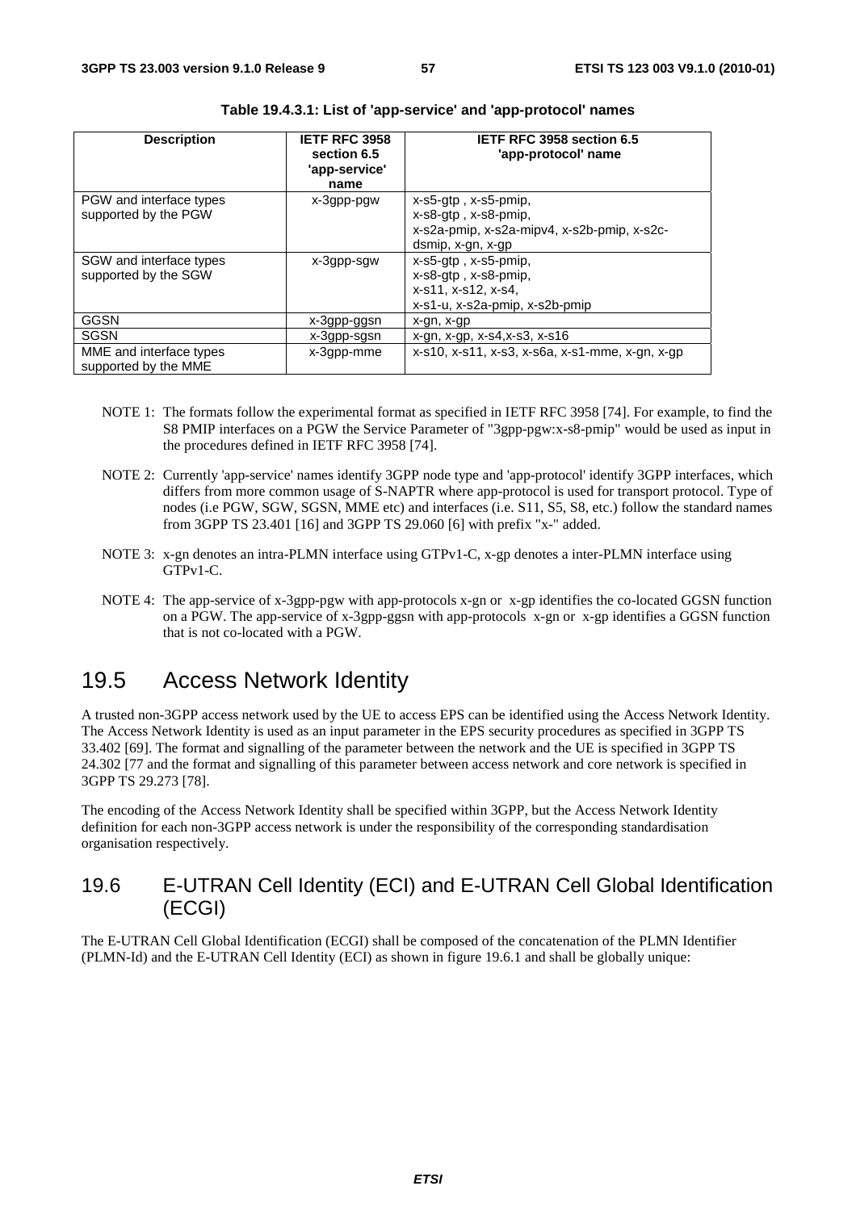**Table 19.4.3.1: List of 'app-service' and 'app-protocol' names**

| Description | IETF RFC 3958 section 6.5 'app-service' name | IETF RFC 3958 section 6.5 'app-protocol' name |
|---|---|---|
| PGW and interface types supported by the PGW | x-3gpp-pgw | x-s5-gtp , x-s5-pmip, x-s8-gtp , x-s8-pmip, x-s2a-pmip, x-s2a-mipv4, x-s2b-pmip, x-s2c-dsmip, x-gn, x-gp |
| SGW and interface types supported by the SGW | x-3gpp-sgw | x-s5-gtp , x-s5-pmip, x-s8-gtp , x-s8-pmip, x-s11, x-s12, x-s4, x-s1-u, x-s2a-pmip, x-s2b-pmip |
| GGSN | x-3gpp-ggsn | x-gn, x-gp |
| SGSN | x-3gpp-sgsn | x-gn, x-gp, x-s4,x-s3, x-s16 |
| MME and interface types supported by the MME | x-3gpp-mme | x-s10, x-s11, x-s3, x-s6a, x-s1-mme, x-gn, x-gp |

NOTE 1: The formats follow the experimental format as specified in IETF RFC 3958 [74]. For example, to find the S8 PMIP interfaces on a PGW the Service Parameter of "3gpp-pgw:x-s8-pmip" would be used as input in the procedures defined in IETF RFC 3958 [74].

NOTE 2: Currently 'app-service' names identify 3GPP node type and 'app-protocol' identify 3GPP interfaces, which differs from more common usage of S-NAPTR where app-protocol is used for transport protocol. Type of nodes (i.e PGW, SGW, SGSN, MME etc) and interfaces (i.e. S11, S5, S8, etc.) follow the standard names from 3GPP TS 23.401 [16] and 3GPP TS 29.060 [6] with prefix "x-" added.

NOTE 3: x-gn denotes an intra-PLMN interface using GTPv1-C, x-gp denotes a inter-PLMN interface using GTPv1-C.

NOTE 4: The app-service of x-3gpp-pgw with app-protocols x-gn or x-gp identifies the co-located GGSN function on a PGW. The app-service of x-3gpp-ggsn with app-protocols x-gn or x-gp identifies a GGSN function that is not co-located with a PGW.

## 19.5 Access Network Identity

A trusted non-3GPP access network used by the UE to access EPS can be identified using the Access Network Identity. The Access Network Identity is used as an input parameter in the EPS security procedures as specified in 3GPP TS 33.402 [69]. The format and signalling of the parameter between the network and the UE is specified in 3GPP TS 24.302 [77 and the format and signalling of this parameter between access network and core network is specified in 3GPP TS 29.273 [78].

The encoding of the Access Network Identity shall be specified within 3GPP, but the Access Network Identity definition for each non-3GPP access network is under the responsibility of the corresponding standardisation organisation respectively.

### 19.6 E-UTRAN Cell Identity (ECI) and E-UTRAN Cell Global Identification (ECGI)

The E-UTRAN Cell Global Identification (ECGI) shall be composed of the concatenation of the PLMN Identifier (PLMN-Id) and the E-UTRAN Cell Identity (ECI) as shown in figure 19.6.1 and shall be globally unique: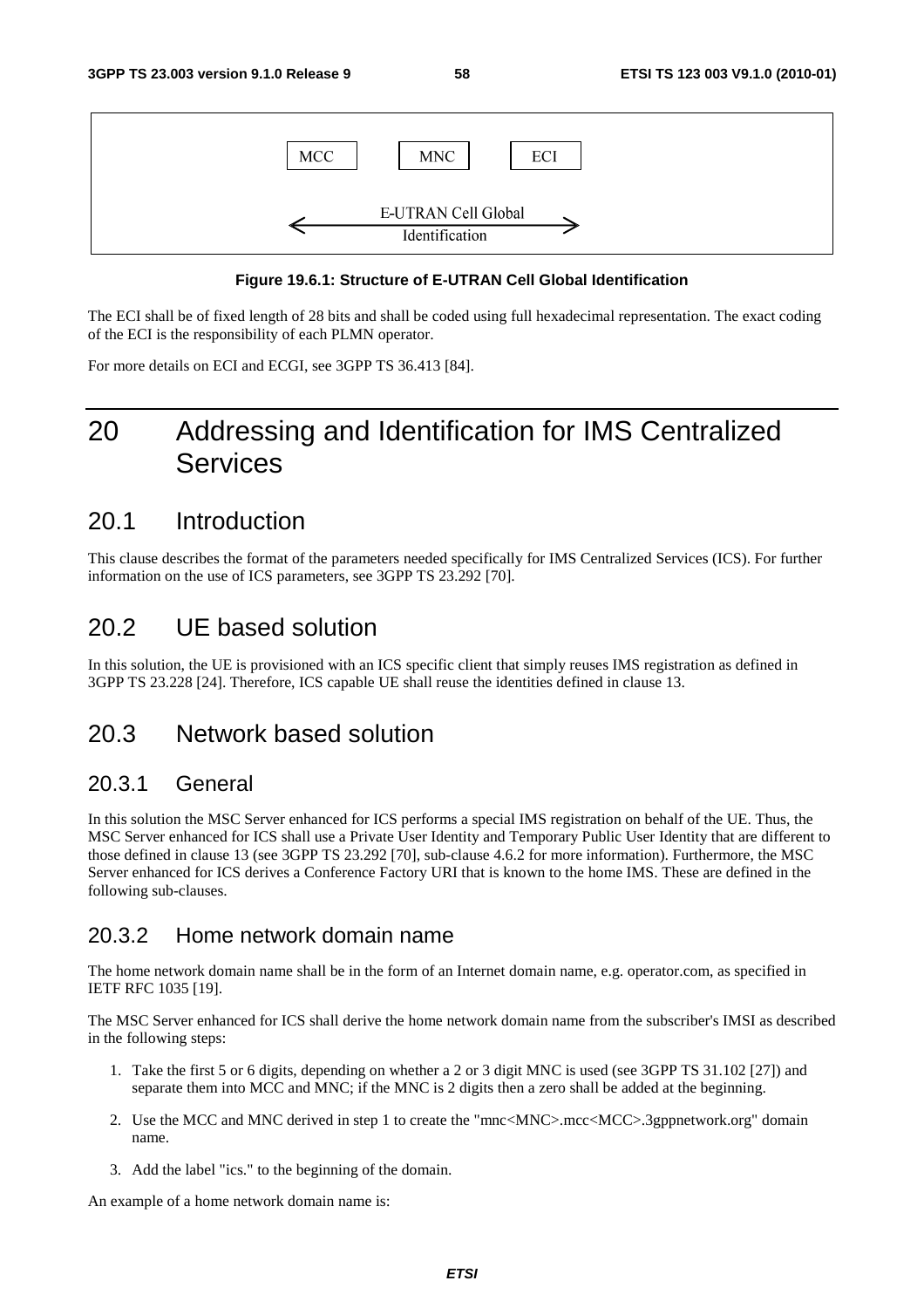MCC | MNC | ECI

E-UTRAN Cell Global Identification

**Figure 19.6.1: Structure of E-UTRAN Cell Global Identification**

The ECI shall be of fixed length of 28 bits and shall be coded using full hexadecimal representation. The exact coding of the ECI is the responsibility of each PLMN operator.

For more details on ECI and ECGI, see 3GPP TS 36.413 [84].

# 20 Addressing and Identification for IMS Centralized Services

## 20.1 Introduction

This clause describes the format of the parameters needed specifically for IMS Centralized Services (ICS). For further information on the use of ICS parameters, see 3GPP TS 23.292 [70].

## 20.2 UE based solution

In this solution, the UE is provisioned with an ICS specific client that simply reuses IMS registration as defined in 3GPP TS 23.228 [24]. Therefore, ICS capable UE shall reuse the identities defined in clause 13.

## 20.3 Network based solution

### 20.3.1 General

In this solution the MSC Server enhanced for ICS performs a special IMS registration on behalf of the UE. Thus, the MSC Server enhanced for ICS shall use a Private User Identity and Temporary Public User Identity that are different to those defined in clause 13 (see 3GPP TS 23.292 [70], sub-clause 4.6.2 for more information). Furthermore, the MSC Server enhanced for ICS derives a Conference Factory URI that is known to the home IMS. These are defined in the following sub-clauses.

### 20.3.2 Home network domain name

The home network domain name shall be in the form of an Internet domain name, e.g. operator.com, as specified in IETF RFC 1035 [19].

The MSC Server enhanced for ICS shall derive the home network domain name from the subscriber's IMSI as described in the following steps:

1. Take the first 5 or 6 digits, depending on whether a 2 or 3 digit MNC is used (see 3GPP TS 31.102 [27]) and separate them into MCC and MNC; if the MNC is 2 digits then a zero shall be added at the beginning.
2. Use the MCC and MNC derived in step 1 to create the "mnc<MNC>.mcc<MCC>.3gppnetwork.org" domain name.
3. Add the label "ics." to the beginning of the domain.

An example of a home network domain name is: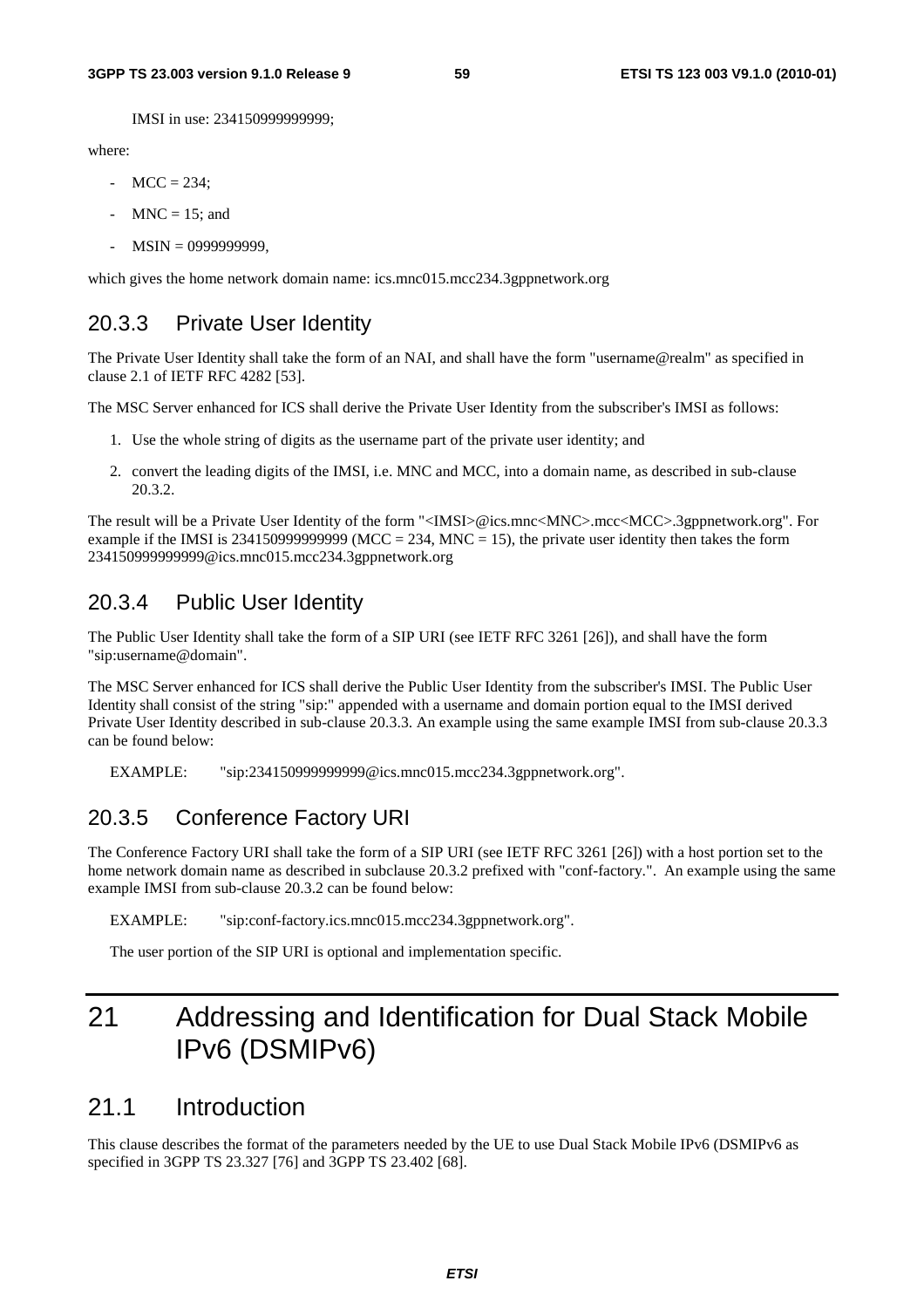IMSI in use: 234150999999999;

where:

- MCC = 234;
- MNC = 15; and
- MSIN = 0999999999,

which gives the home network domain name: ics.mnc015.mcc234.3gppnetwork.org

### 20.3.3 Private User Identity

The Private User Identity shall take the form of an NAI, and shall have the form "username@realm" as specified in clause 2.1 of IETF RFC 4282 [53].

The MSC Server enhanced for ICS shall derive the Private User Identity from the subscriber's IMSI as follows:

1. Use the whole string of digits as the username part of the private user identity; and
2. convert the leading digits of the IMSI, i.e. MNC and MCC, into a domain name, as described in sub-clause 20.3.2.

The result will be a Private User Identity of the form "<IMSI>@ics.mnc<MNC>.mcc<MCC>.3gppnetwork.org". For example if the IMSI is 234150999999999 (MCC = 234, MNC = 15), the private user identity then takes the form 234150999999999@ics.mnc015.mcc234.3gppnetwork.org

### 20.3.4 Public User Identity

The Public User Identity shall take the form of a SIP URI (see IETF RFC 3261 [26]), and shall have the form "sip:username@domain".

The MSC Server enhanced for ICS shall derive the Public User Identity from the subscriber's IMSI. The Public User Identity shall consist of the string "sip:" appended with a username and domain portion equal to the IMSI derived Private User Identity described in sub-clause 20.3.3. An example using the same example IMSI from sub-clause 20.3.3 can be found below:

EXAMPLE: "sip:234150999999999@ics.mnc015.mcc234.3gppnetwork.org".

### 20.3.5 Conference Factory URI

The Conference Factory URI shall take the form of a SIP URI (see IETF RFC 3261 [26]) with a host portion set to the home network domain name as described in subclause 20.3.2 prefixed with "conf-factory.". An example using the same example IMSI from sub-clause 20.3.2 can be found below:

EXAMPLE: "sip:conf-factory.ics.mnc015.mcc234.3gppnetwork.org".

The user portion of the SIP URI is optional and implementation specific.

# 21 Addressing and Identification for Dual Stack Mobile IPv6 (DSMIPv6)

## 21.1 Introduction

This clause describes the format of the parameters needed by the UE to use Dual Stack Mobile IPv6 (DSMIPv6 as specified in 3GPP TS 23.327 [76] and 3GPP TS 23.402 [68].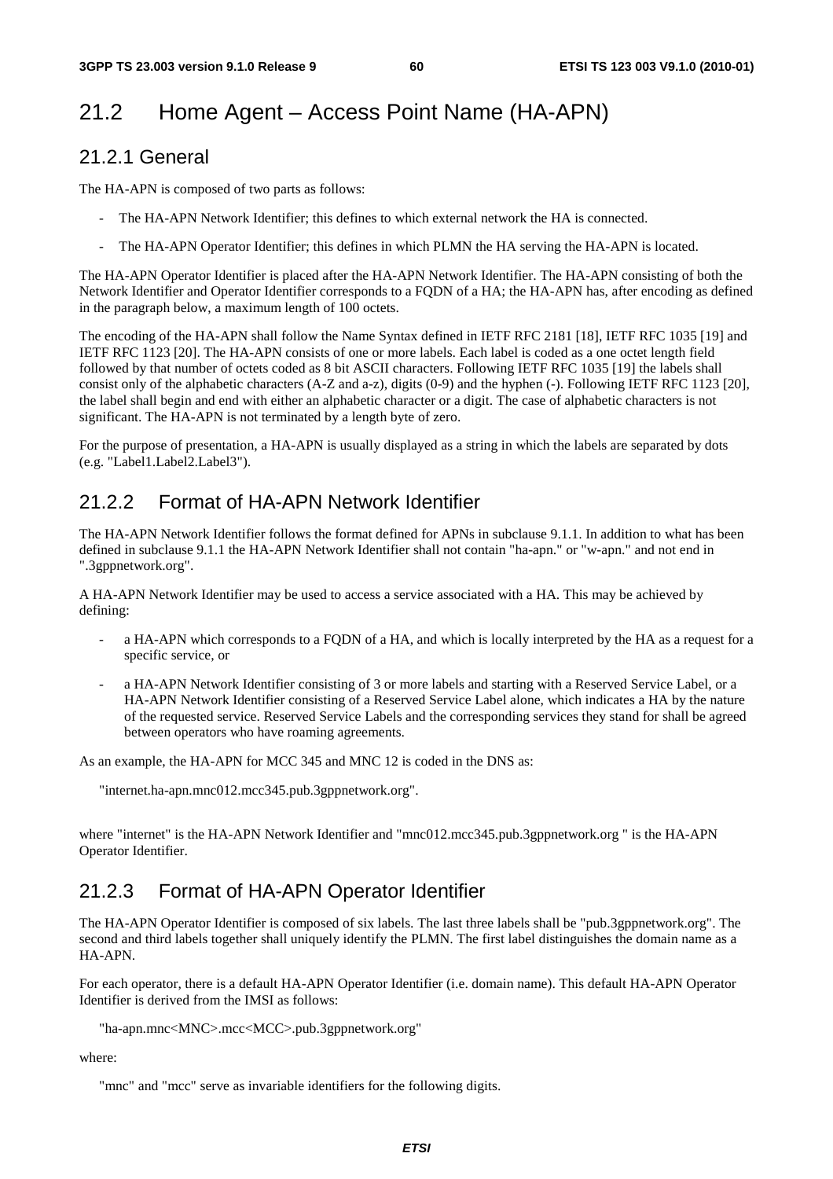## 21.2 Home Agent – Access Point Name (HA-APN)

### 21.2.1 General

The HA-APN is composed of two parts as follows:

- The HA-APN Network Identifier; this defines to which external network the HA is connected.
- The HA-APN Operator Identifier; this defines in which PLMN the HA serving the HA-APN is located.

The HA-APN Operator Identifier is placed after the HA-APN Network Identifier. The HA-APN consisting of both the Network Identifier and Operator Identifier corresponds to a FQDN of a HA; the HA-APN has, after encoding as defined in the paragraph below, a maximum length of 100 octets.

The encoding of the HA-APN shall follow the Name Syntax defined in IETF RFC 2181 [18], IETF RFC 1035 [19] and IETF RFC 1123 [20]. The HA-APN consists of one or more labels. Each label is coded as a one octet length field followed by that number of octets coded as 8 bit ASCII characters. Following IETF RFC 1035 [19] the labels shall consist only of the alphabetic characters (A-Z and a-z), digits (0-9) and the hyphen (-). Following IETF RFC 1123 [20], the label shall begin and end with either an alphabetic character or a digit. The case of alphabetic characters is not significant. The HA-APN is not terminated by a length byte of zero.

For the purpose of presentation, a HA-APN is usually displayed as a string in which the labels are separated by dots (e.g. "Label1.Label2.Label3").

### 21.2.2 Format of HA-APN Network Identifier

The HA-APN Network Identifier follows the format defined for APNs in subclause 9.1.1. In addition to what has been defined in subclause 9.1.1 the HA-APN Network Identifier shall not contain "ha-apn." or "w-apn." and not end in ".3gppnetwork.org".

A HA-APN Network Identifier may be used to access a service associated with a HA. This may be achieved by defining:

- a HA-APN which corresponds to a FQDN of a HA, and which is locally interpreted by the HA as a request for a specific service, or
- a HA-APN Network Identifier consisting of 3 or more labels and starting with a Reserved Service Label, or a HA-APN Network Identifier consisting of a Reserved Service Label alone, which indicates a HA by the nature of the requested service. Reserved Service Labels and the corresponding services they stand for shall be agreed between operators who have roaming agreements.

As an example, the HA-APN for MCC 345 and MNC 12 is coded in the DNS as:

"internet.ha-apn.mnc012.mcc345.pub.3gppnetwork.org".

where "internet" is the HA-APN Network Identifier and "mnc012.mcc345.pub.3gppnetwork.org " is the HA-APN Operator Identifier.

### 21.2.3 Format of HA-APN Operator Identifier

The HA-APN Operator Identifier is composed of six labels. The last three labels shall be "pub.3gppnetwork.org". The second and third labels together shall uniquely identify the PLMN. The first label distinguishes the domain name as a HA-APN.

For each operator, there is a default HA-APN Operator Identifier (i.e. domain name). This default HA-APN Operator Identifier is derived from the IMSI as follows:

"ha-apn.mnc<MNC>.mcc<MCC>.pub.3gppnetwork.org"

where:

"mnc" and "mcc" serve as invariable identifiers for the following digits.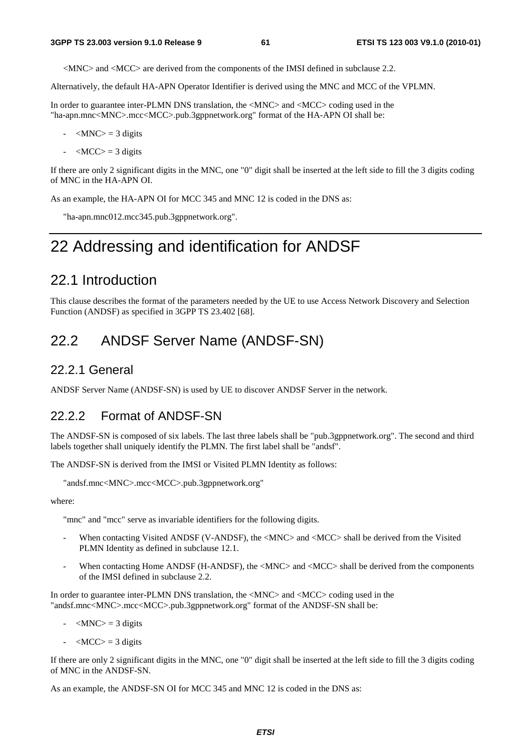<MNC> and <MCC> are derived from the components of the IMSI defined in subclause 2.2.

Alternatively, the default HA-APN Operator Identifier is derived using the MNC and MCC of the VPLMN.

In order to guarantee inter-PLMN DNS translation, the <MNC> and <MCC> coding used in the "ha-apn.mnc<MNC>.mcc<MCC>.pub.3gppnetwork.org" format of the HA-APN OI shall be:

- <MNC> = 3 digits
- <MCC> = 3 digits

If there are only 2 significant digits in the MNC, one "0" digit shall be inserted at the left side to fill the 3 digits coding of MNC in the HA-APN OI.

As an example, the HA-APN OI for MCC 345 and MNC 12 is coded in the DNS as:

"ha-apn.mnc012.mcc345.pub.3gppnetwork.org".

# 22 Addressing and identification for ANDSF

## 22.1 Introduction

This clause describes the format of the parameters needed by the UE to use Access Network Discovery and Selection Function (ANDSF) as specified in 3GPP TS 23.402 [68].

## 22.2 ANDSF Server Name (ANDSF-SN)

### 22.2.1 General

ANDSF Server Name (ANDSF-SN) is used by UE to discover ANDSF Server in the network.

### 22.2.2 Format of ANDSF-SN

The ANDSF-SN is composed of six labels. The last three labels shall be "pub.3gppnetwork.org". The second and third labels together shall uniquely identify the PLMN. The first label shall be "andsf".

The ANDSF-SN is derived from the IMSI or Visited PLMN Identity as follows:

"andsf.mnc<MNC>.mcc<MCC>.pub.3gppnetwork.org"

where:

"mnc" and "mcc" serve as invariable identifiers for the following digits.

- When contacting Visited ANDSF (V-ANDSF), the <MNC> and <MCC> shall be derived from the Visited PLMN Identity as defined in subclause 12.1.
- When contacting Home ANDSF (H-ANDSF), the <MNC> and <MCC> shall be derived from the components of the IMSI defined in subclause 2.2.

In order to guarantee inter-PLMN DNS translation, the <MNC> and <MCC> coding used in the "andsf.mnc<MNC>.mcc<MCC>.pub.3gppnetwork.org" format of the ANDSF-SN shall be:

- <MNC> = 3 digits
- <MCC> = 3 digits

If there are only 2 significant digits in the MNC, one "0" digit shall be inserted at the left side to fill the 3 digits coding of MNC in the ANDSF-SN.

As an example, the ANDSF-SN OI for MCC 345 and MNC 12 is coded in the DNS as: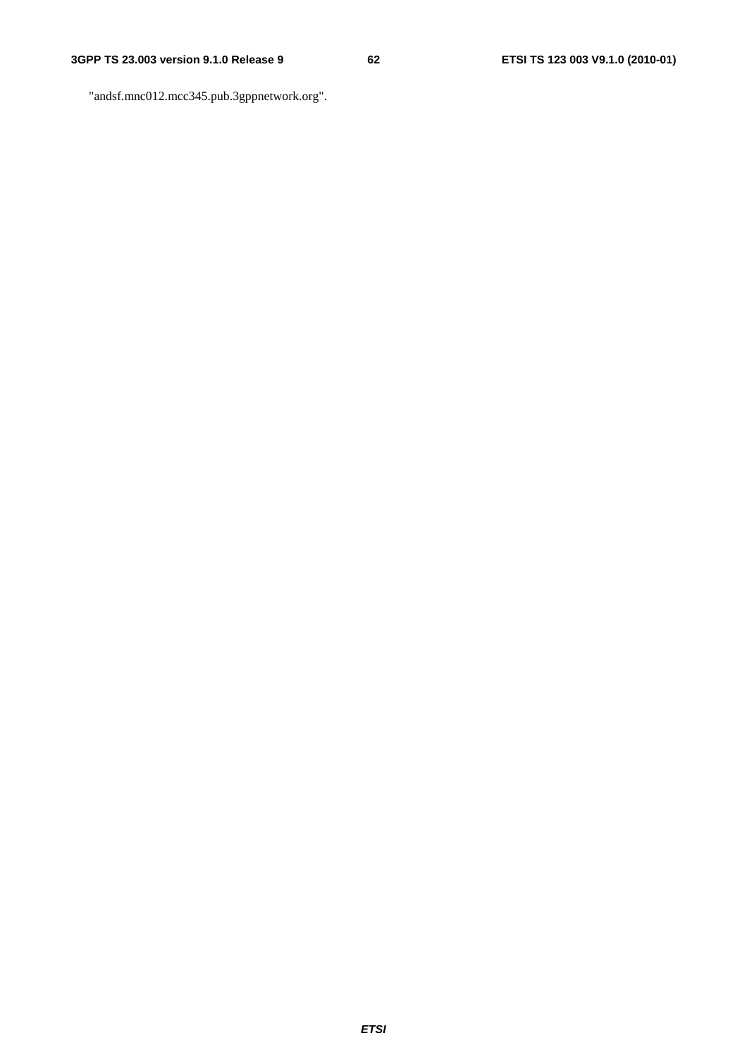"andsf.mnc012.mcc345.pub.3gppnetwork.org".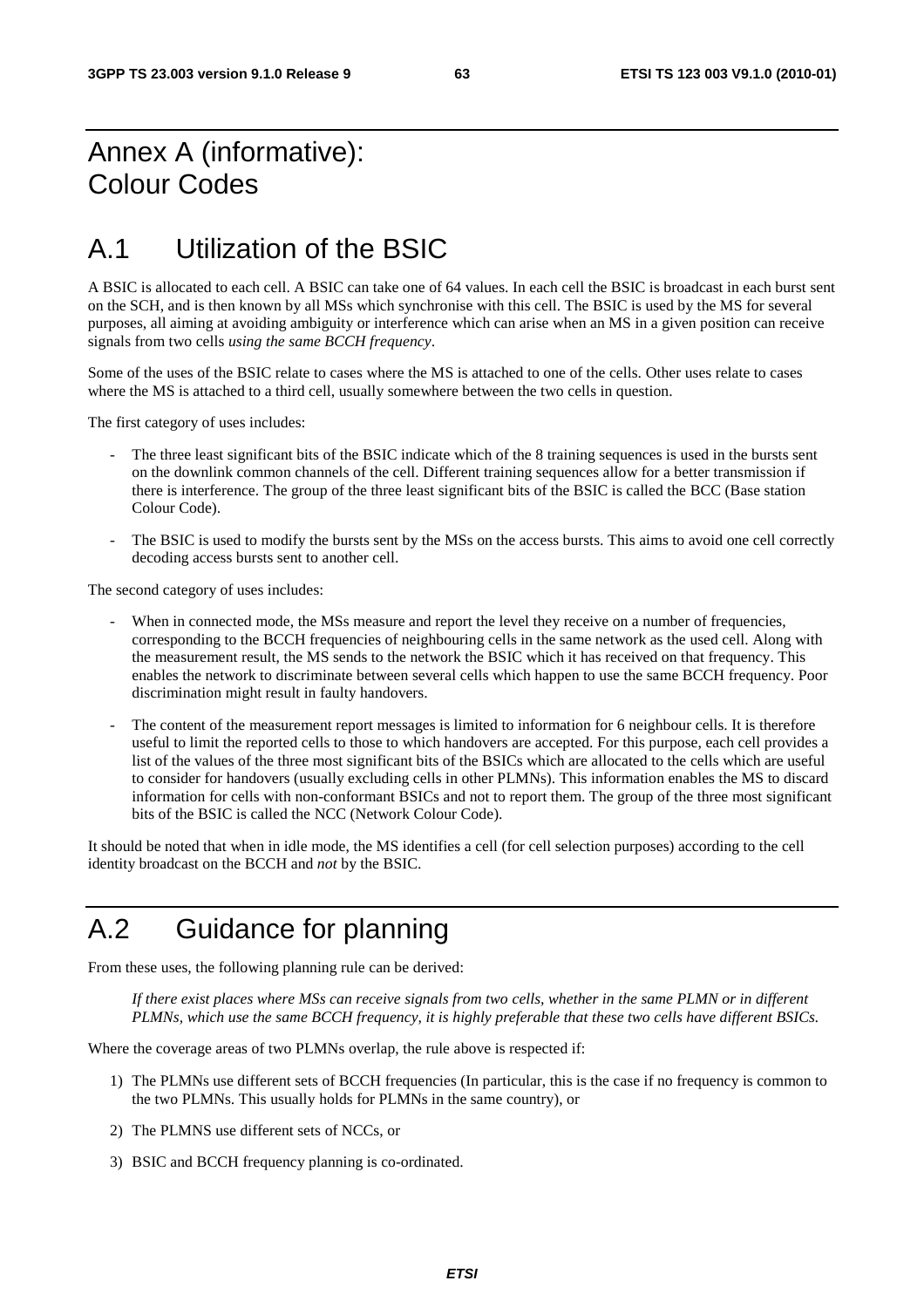# Annex A (informative): Colour Codes

# A.1 Utilization of the BSIC

A BSIC is allocated to each cell. A BSIC can take one of 64 values. In each cell the BSIC is broadcast in each burst sent on the SCH, and is then known by all MSs which synchronise with this cell. The BSIC is used by the MS for several purposes, all aiming at avoiding ambiguity or interference which can arise when an MS in a given position can receive signals from two cells *using the same BCCH frequency*.

Some of the uses of the BSIC relate to cases where the MS is attached to one of the cells. Other uses relate to cases where the MS is attached to a third cell, usually somewhere between the two cells in question.

The first category of uses includes:

- The three least significant bits of the BSIC indicate which of the 8 training sequences is used in the bursts sent on the downlink common channels of the cell. Different training sequences allow for a better transmission if there is interference. The group of the three least significant bits of the BSIC is called the BCC (Base station Colour Code).
- The BSIC is used to modify the bursts sent by the MSs on the access bursts. This aims to avoid one cell correctly decoding access bursts sent to another cell.

The second category of uses includes:

- When in connected mode, the MSs measure and report the level they receive on a number of frequencies, corresponding to the BCCH frequencies of neighbouring cells in the same network as the used cell. Along with the measurement result, the MS sends to the network the BSIC which it has received on that frequency. This enables the network to discriminate between several cells which happen to use the same BCCH frequency. Poor discrimination might result in faulty handovers.
- The content of the measurement report messages is limited to information for 6 neighbour cells. It is therefore useful to limit the reported cells to those to which handovers are accepted. For this purpose, each cell provides a list of the values of the three most significant bits of the BSICs which are allocated to the cells which are useful to consider for handovers (usually excluding cells in other PLMNs). This information enables the MS to discard information for cells with non-conformant BSICs and not to report them. The group of the three most significant bits of the BSIC is called the NCC (Network Colour Code).

It should be noted that when in idle mode, the MS identifies a cell (for cell selection purposes) according to the cell identity broadcast on the BCCH and *not* by the BSIC.

# A.2 Guidance for planning

From these uses, the following planning rule can be derived:

*If there exist places where MSs can receive signals from two cells, whether in the same PLMN or in different PLMNs, which use the same BCCH frequency, it is highly preferable that these two cells have different BSICs.*

Where the coverage areas of two PLMNs overlap, the rule above is respected if:

1) The PLMNs use different sets of BCCH frequencies (In particular, this is the case if no frequency is common to the two PLMNs. This usually holds for PLMNs in the same country), or
2) The PLMNS use different sets of NCCs, or
3) BSIC and BCCH frequency planning is co-ordinated.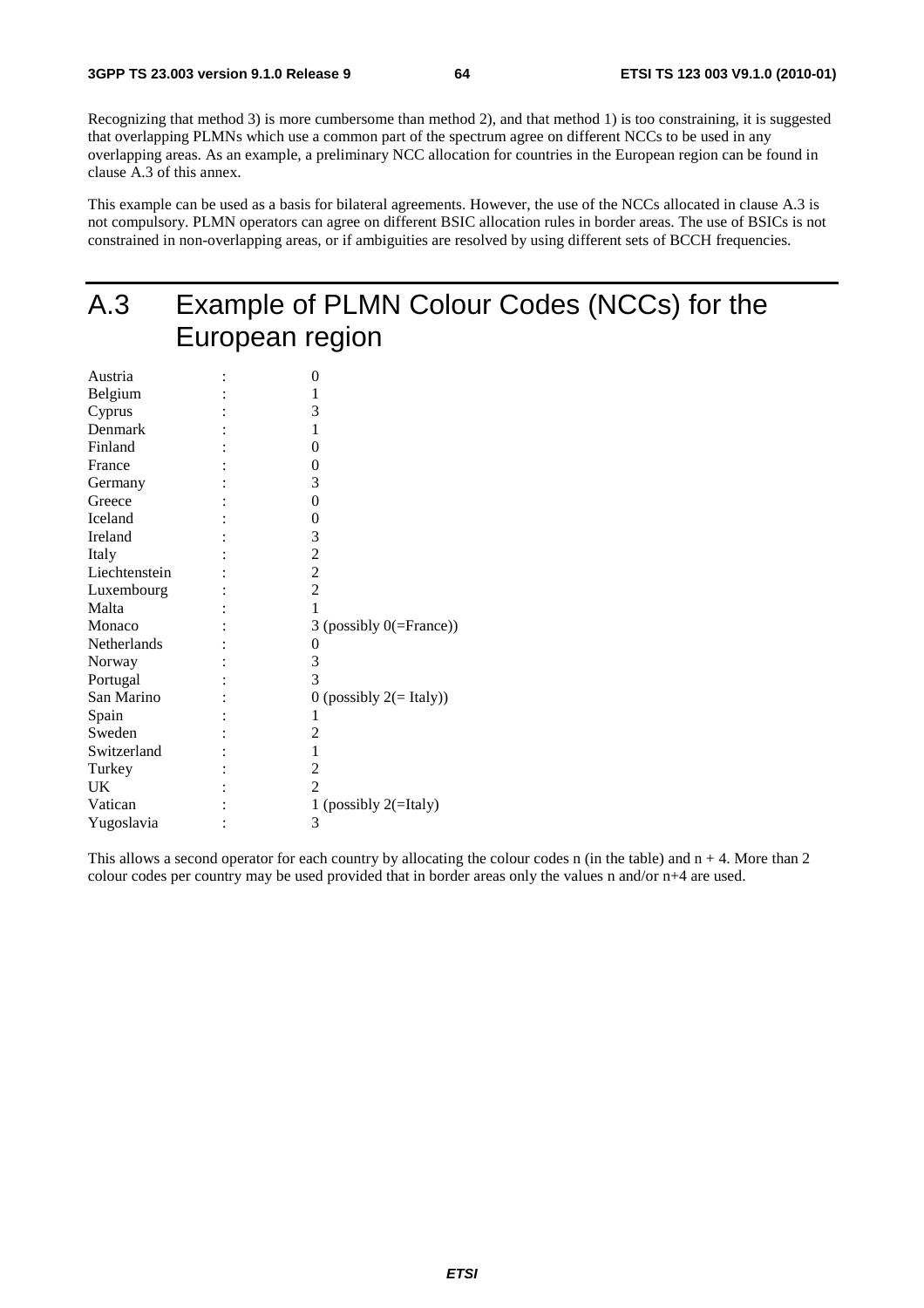Recognizing that method 3) is more cumbersome than method 2), and that method 1) is too constraining, it is suggested that overlapping PLMNs which use a common part of the spectrum agree on different NCCs to be used in any overlapping areas. As an example, a preliminary NCC allocation for countries in the European region can be found in clause A.3 of this annex.

This example can be used as a basis for bilateral agreements. However, the use of the NCCs allocated in clause A.3 is not compulsory. PLMN operators can agree on different BSIC allocation rules in border areas. The use of BSICs is not constrained in non-overlapping areas, or if ambiguities are resolved by using different sets of BCCH frequencies.

# A.3 Example of PLMN Colour Codes (NCCs) for the European region

| | | |
|---|---|---|
| Austria | : | 0 |
| Belgium | : | 1 |
| Cyprus | : | 3 |
| Denmark | : | 1 |
| Finland | : | 0 |
| France | : | 0 |
| Germany | : | 3 |
| Greece | : | 0 |
| Iceland | : | 0 |
| Ireland | : | 3 |
| Italy | : | 2 |
| Liechtenstein | : | 2 |
| Luxembourg | : | 2 |
| Malta | : | 1 |
| Monaco | : | 3 (possibly 0(=France)) |
| Netherlands | : | 0 |
| Norway | : | 3 |
| Portugal | : | 3 |
| San Marino | : | 0 (possibly 2(= Italy)) |
| Spain | : | 1 |
| Sweden | : | 2 |
| Switzerland | : | 1 |
| Turkey | : | 2 |
| UK | : | 2 |
| Vatican | : | 1 (possibly 2(=Italy) |
| Yugoslavia | : | 3 |

This allows a second operator for each country by allocating the colour codes n (in the table) and n + 4. More than 2 colour codes per country may be used provided that in border areas only the values n and/or n+4 are used.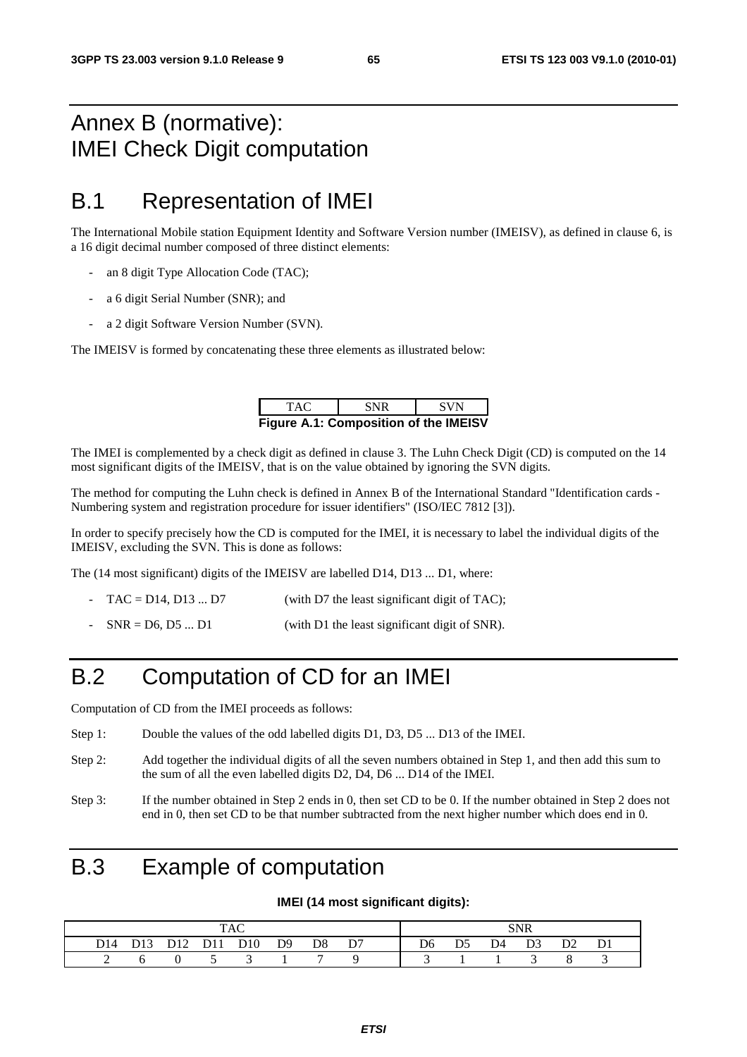# Annex B (normative): IMEI Check Digit computation

# B.1 Representation of IMEI

The International Mobile station Equipment Identity and Software Version number (IMEISV), as defined in clause 6, is a 16 digit decimal number composed of three distinct elements:

- an 8 digit Type Allocation Code (TAC);
- a 6 digit Serial Number (SNR); and
- a 2 digit Software Version Number (SVN).

The IMEISV is formed by concatenating these three elements as illustrated below:

| TAC | SNR | SVN |
|---|---|---|

**Figure A.1: Composition of the IMEISV**

The IMEI is complemented by a check digit as defined in clause 3. The Luhn Check Digit (CD) is computed on the 14 most significant digits of the IMEISV, that is on the value obtained by ignoring the SVN digits.

The method for computing the Luhn check is defined in Annex B of the International Standard "Identification cards - Numbering system and registration procedure for issuer identifiers" (ISO/IEC 7812 [3]).

In order to specify precisely how the CD is computed for the IMEI, it is necessary to label the individual digits of the IMEISV, excluding the SVN. This is done as follows:

The (14 most significant) digits of the IMEISV are labelled D14, D13 ... D1, where:

- TAC = D14, D13 ... D7 (with D7 the least significant digit of TAC);
- SNR = D6, D5 ... D1 (with D1 the least significant digit of SNR).

# B.2 Computation of CD for an IMEI

Computation of CD from the IMEI proceeds as follows:

Step 1: Double the values of the odd labelled digits D1, D3, D5 ... D13 of the IMEI.

Step 2: Add together the individual digits of all the seven numbers obtained in Step 1, and then add this sum to the sum of all the even labelled digits D2, D4, D6 ... D14 of the IMEI.

Step 3: If the number obtained in Step 2 ends in 0, then set CD to be 0. If the number obtained in Step 2 does not end in 0, then set CD to be that number subtracted from the next higher number which does end in 0.

# B.3 Example of computation

**IMEI (14 most significant digits):**

| TAC | | | | | | | | SNR | | | | | |
|---|---|---|---|---|---|---|---|---|---|---|---|---|---|
| D14 | D13 | D12 | D11 | D10 | D9 | D8 | D7 | D6 | D5 | D4 | D3 | D2 | D1 |
| 2 | 6 | 0 | 5 | 3 | 1 | 7 | 9 | 3 | 1 | 1 | 3 | 8 | 3 |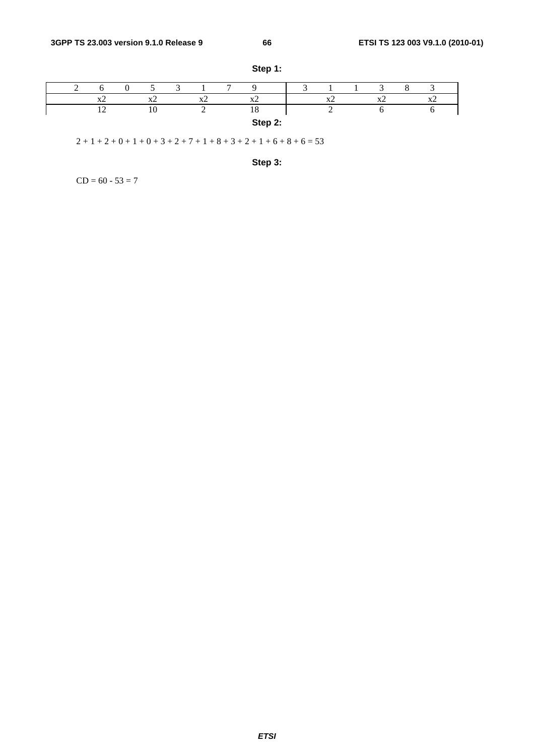**Step 1:**

| 2 | 6 | 0 | 5 | 3 | 1 | 7 | 9 | 3 | 1 | 1 | 3 | 8 | 3 |
|---|---|---|---|---|---|---|---|---|---|---|---|---|---|
| | x2 | | x2 | | x2 | | x2 | | x2 | | x2 | | x2 |
| | 12 | | 10 | | 2 | | 18 | | 2 | | 6 | | 6 |

**Step 2:**

2 + 1 + 2 + 0 + 1 + 0 + 3 + 2 + 7 + 1 + 8 + 3 + 2 + 1 + 6 + 8 + 6 = 53

**Step 3:**

CD = 60 - 53 = 7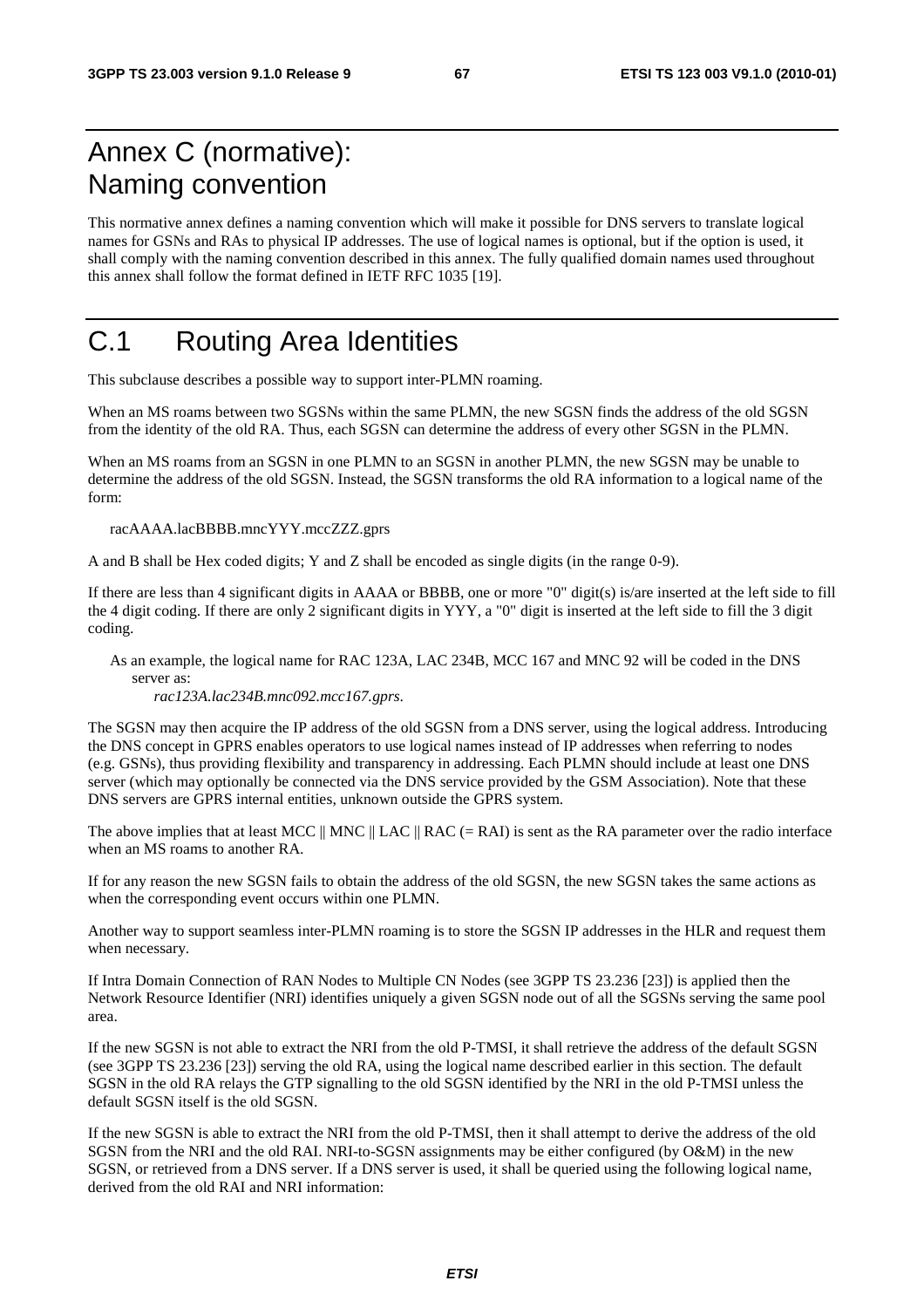# Annex C (normative): Naming convention

This normative annex defines a naming convention which will make it possible for DNS servers to translate logical names for GSNs and RAs to physical IP addresses. The use of logical names is optional, but if the option is used, it shall comply with the naming convention described in this annex. The fully qualified domain names used throughout this annex shall follow the format defined in IETF RFC 1035 [19].

# C.1 Routing Area Identities

This subclause describes a possible way to support inter-PLMN roaming.

When an MS roams between two SGSNs within the same PLMN, the new SGSN finds the address of the old SGSN from the identity of the old RA. Thus, each SGSN can determine the address of every other SGSN in the PLMN.

When an MS roams from an SGSN in one PLMN to an SGSN in another PLMN, the new SGSN may be unable to determine the address of the old SGSN. Instead, the SGSN transforms the old RA information to a logical name of the form:

racAAAA.lacBBBB.mncYYY.mccZZZ.gprs

A and B shall be Hex coded digits; Y and Z shall be encoded as single digits (in the range 0-9).

If there are less than 4 significant digits in AAAA or BBBB, one or more "0" digit(s) is/are inserted at the left side to fill the 4 digit coding. If there are only 2 significant digits in YYY, a "0" digit is inserted at the left side to fill the 3 digit coding.

As an example, the logical name for RAC 123A, LAC 234B, MCC 167 and MNC 92 will be coded in the DNS server as:
*rac123A.lac234B.mnc092.mcc167.gprs*.

The SGSN may then acquire the IP address of the old SGSN from a DNS server, using the logical address. Introducing the DNS concept in GPRS enables operators to use logical names instead of IP addresses when referring to nodes (e.g. GSNs), thus providing flexibility and transparency in addressing. Each PLMN should include at least one DNS server (which may optionally be connected via the DNS service provided by the GSM Association). Note that these DNS servers are GPRS internal entities, unknown outside the GPRS system.

The above implies that at least MCC || MNC || LAC || RAC (= RAI) is sent as the RA parameter over the radio interface when an MS roams to another RA.

If for any reason the new SGSN fails to obtain the address of the old SGSN, the new SGSN takes the same actions as when the corresponding event occurs within one PLMN.

Another way to support seamless inter-PLMN roaming is to store the SGSN IP addresses in the HLR and request them when necessary.

If Intra Domain Connection of RAN Nodes to Multiple CN Nodes (see 3GPP TS 23.236 [23]) is applied then the Network Resource Identifier (NRI) identifies uniquely a given SGSN node out of all the SGSNs serving the same pool area.

If the new SGSN is not able to extract the NRI from the old P-TMSI, it shall retrieve the address of the default SGSN (see 3GPP TS 23.236 [23]) serving the old RA, using the logical name described earlier in this section. The default SGSN in the old RA relays the GTP signalling to the old SGSN identified by the NRI in the old P-TMSI unless the default SGSN itself is the old SGSN.

If the new SGSN is able to extract the NRI from the old P-TMSI, then it shall attempt to derive the address of the old SGSN from the NRI and the old RAI. NRI-to-SGSN assignments may be either configured (by O&M) in the new SGSN, or retrieved from a DNS server. If a DNS server is used, it shall be queried using the following logical name, derived from the old RAI and NRI information: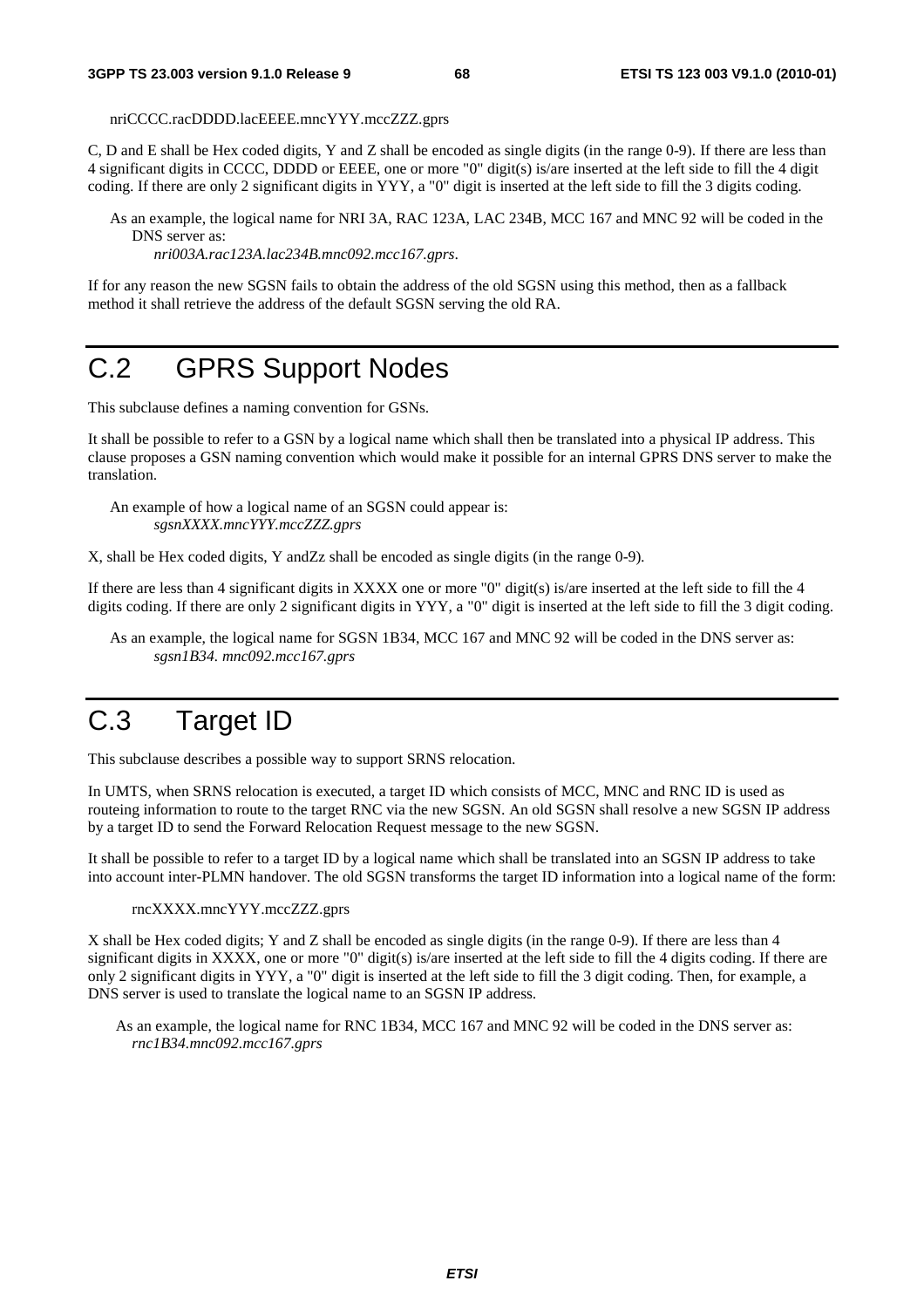nriCCCC.racDDDD.lacEEEE.mncYYY.mccZZZ.gprs

C, D and E shall be Hex coded digits, Y and Z shall be encoded as single digits (in the range 0-9). If there are less than 4 significant digits in CCCC, DDDD or EEEE, one or more "0" digit(s) is/are inserted at the left side to fill the 4 digit coding. If there are only 2 significant digits in YYY, a "0" digit is inserted at the left side to fill the 3 digits coding.

As an example, the logical name for NRI 3A, RAC 123A, LAC 234B, MCC 167 and MNC 92 will be coded in the DNS server as:
*nri003A.rac123A.lac234B.mnc092.mcc167.gprs*.

If for any reason the new SGSN fails to obtain the address of the old SGSN using this method, then as a fallback method it shall retrieve the address of the default SGSN serving the old RA.

# C.2 GPRS Support Nodes

This subclause defines a naming convention for GSNs.

It shall be possible to refer to a GSN by a logical name which shall then be translated into a physical IP address. This clause proposes a GSN naming convention which would make it possible for an internal GPRS DNS server to make the translation.

An example of how a logical name of an SGSN could appear is:
*sgsnXXXX.mncYYY.mccZZZ.gprs*

X, shall be Hex coded digits, Y andZz shall be encoded as single digits (in the range 0-9).

If there are less than 4 significant digits in XXXX one or more "0" digit(s) is/are inserted at the left side to fill the 4 digits coding. If there are only 2 significant digits in YYY, a "0" digit is inserted at the left side to fill the 3 digit coding.

As an example, the logical name for SGSN 1B34, MCC 167 and MNC 92 will be coded in the DNS server as:
*sgsn1B34. mnc092.mcc167.gprs*

# C.3 Target ID

This subclause describes a possible way to support SRNS relocation.

In UMTS, when SRNS relocation is executed, a target ID which consists of MCC, MNC and RNC ID is used as routeing information to route to the target RNC via the new SGSN. An old SGSN shall resolve a new SGSN IP address by a target ID to send the Forward Relocation Request message to the new SGSN.

It shall be possible to refer to a target ID by a logical name which shall be translated into an SGSN IP address to take into account inter-PLMN handover. The old SGSN transforms the target ID information into a logical name of the form:

rncXXXX.mncYYY.mccZZZ.gprs

X shall be Hex coded digits; Y and Z shall be encoded as single digits (in the range 0-9). If there are less than 4 significant digits in XXXX, one or more "0" digit(s) is/are inserted at the left side to fill the 4 digits coding. If there are only 2 significant digits in YYY, a "0" digit is inserted at the left side to fill the 3 digit coding. Then, for example, a DNS server is used to translate the logical name to an SGSN IP address.

As an example, the logical name for RNC 1B34, MCC 167 and MNC 92 will be coded in the DNS server as:
*rnc1B34.mnc092.mcc167.gprs*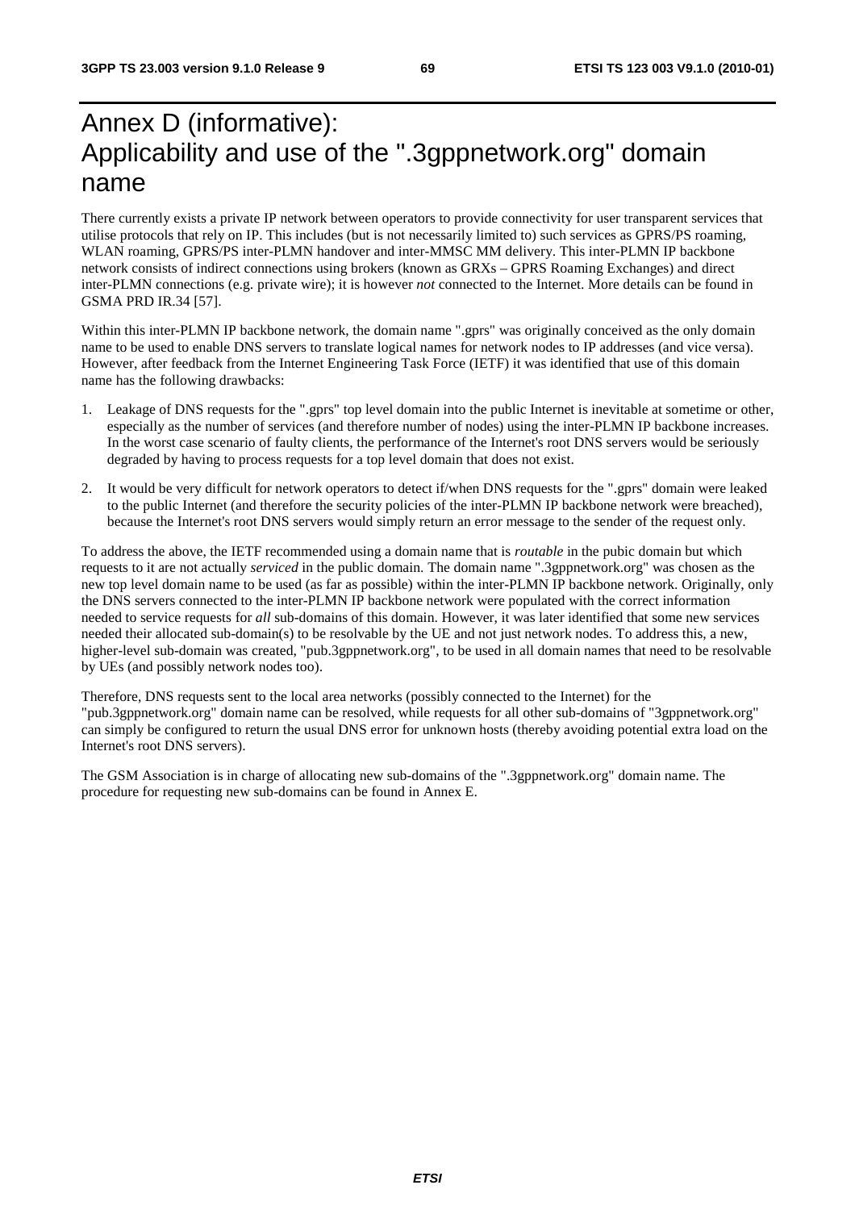# Annex D (informative): Applicability and use of the ".3gppnetwork.org" domain name

There currently exists a private IP network between operators to provide connectivity for user transparent services that utilise protocols that rely on IP. This includes (but is not necessarily limited to) such services as GPRS/PS roaming, WLAN roaming, GPRS/PS inter-PLMN handover and inter-MMSC MM delivery. This inter-PLMN IP backbone network consists of indirect connections using brokers (known as GRXs – GPRS Roaming Exchanges) and direct inter-PLMN connections (e.g. private wire); it is however *not* connected to the Internet. More details can be found in GSMA PRD IR.34 [57].

Within this inter-PLMN IP backbone network, the domain name ".gprs" was originally conceived as the only domain name to be used to enable DNS servers to translate logical names for network nodes to IP addresses (and vice versa). However, after feedback from the Internet Engineering Task Force (IETF) it was identified that use of this domain name has the following drawbacks:

1. Leakage of DNS requests for the ".gprs" top level domain into the public Internet is inevitable at sometime or other, especially as the number of services (and therefore number of nodes) using the inter-PLMN IP backbone increases. In the worst case scenario of faulty clients, the performance of the Internet's root DNS servers would be seriously degraded by having to process requests for a top level domain that does not exist.
2. It would be very difficult for network operators to detect if/when DNS requests for the ".gprs" domain were leaked to the public Internet (and therefore the security policies of the inter-PLMN IP backbone network were breached), because the Internet's root DNS servers would simply return an error message to the sender of the request only.

To address the above, the IETF recommended using a domain name that is *routable* in the pubic domain but which requests to it are not actually *serviced* in the public domain. The domain name ".3gppnetwork.org" was chosen as the new top level domain name to be used (as far as possible) within the inter-PLMN IP backbone network. Originally, only the DNS servers connected to the inter-PLMN IP backbone network were populated with the correct information needed to service requests for *all* sub-domains of this domain. However, it was later identified that some new services needed their allocated sub-domain(s) to be resolvable by the UE and not just network nodes. To address this, a new, higher-level sub-domain was created, "pub.3gppnetwork.org", to be used in all domain names that need to be resolvable by UEs (and possibly network nodes too).

Therefore, DNS requests sent to the local area networks (possibly connected to the Internet) for the "pub.3gppnetwork.org" domain name can be resolved, while requests for all other sub-domains of "3gppnetwork.org" can simply be configured to return the usual DNS error for unknown hosts (thereby avoiding potential extra load on the Internet's root DNS servers).

The GSM Association is in charge of allocating new sub-domains of the ".3gppnetwork.org" domain name. The procedure for requesting new sub-domains can be found in Annex E.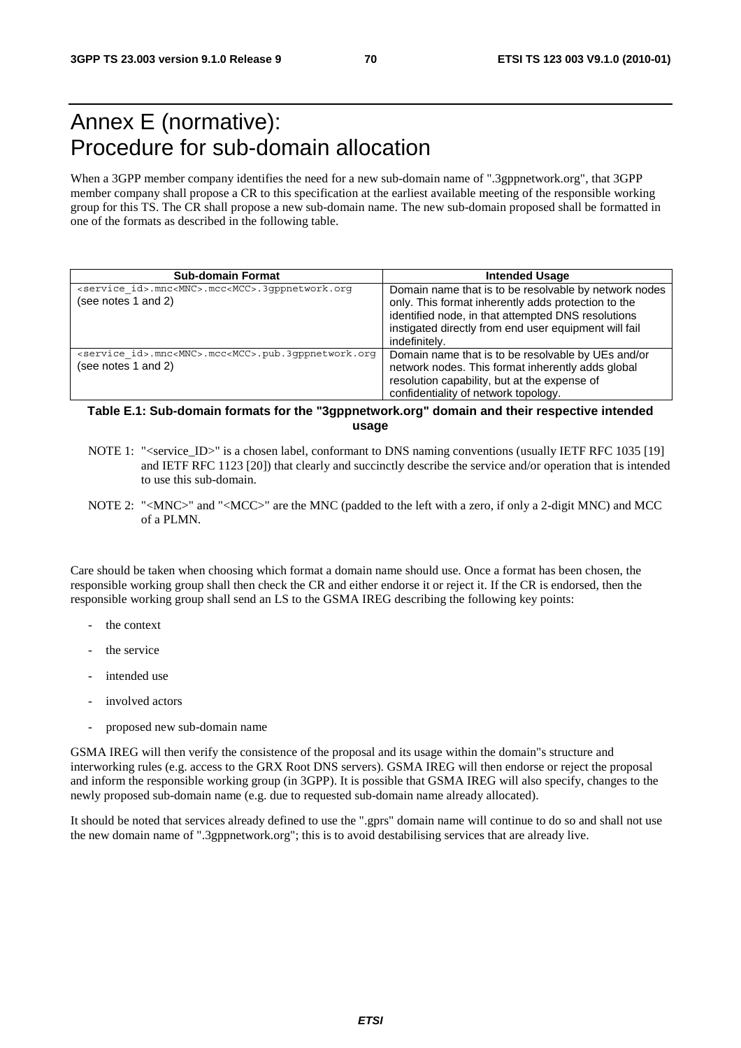# Annex E (normative): Procedure for sub-domain allocation

When a 3GPP member company identifies the need for a new sub-domain name of ".3gppnetwork.org", that 3GPP member company shall propose a CR to this specification at the earliest available meeting of the responsible working group for this TS. The CR shall propose a new sub-domain name. The new sub-domain proposed shall be formatted in one of the formats as described in the following table.

| Sub-domain Format | Intended Usage |
|---|---|
| `<service_id>.mnc<MNC>.mcc<MCC>.3gppnetwork.org` (see notes 1 and 2) | Domain name that is to be resolvable by network nodes only. This format inherently adds protection to the identified node, in that attempted DNS resolutions instigated directly from end user equipment will fail indefinitely. |
| `<service_id>.mnc<MNC>.mcc<MCC>.pub.3gppnetwork.org` (see notes 1 and 2) | Domain name that is to be resolvable by UEs and/or network nodes. This format inherently adds global resolution capability, but at the expense of confidentiality of network topology. |

**Table E.1: Sub-domain formats for the "3gppnetwork.org" domain and their respective intended usage**

NOTE 1: "<service_ID>" is a chosen label, conformant to DNS naming conventions (usually IETF RFC 1035 [19] and IETF RFC 1123 [20]) that clearly and succinctly describe the service and/or operation that is intended to use this sub-domain.

NOTE 2: "<MNC>" and "<MCC>" are the MNC (padded to the left with a zero, if only a 2-digit MNC) and MCC of a PLMN.

Care should be taken when choosing which format a domain name should use. Once a format has been chosen, the responsible working group shall then check the CR and either endorse it or reject it. If the CR is endorsed, then the responsible working group shall send an LS to the GSMA IREG describing the following key points:

- the context
- the service
- intended use
- involved actors
- proposed new sub-domain name

GSMA IREG will then verify the consistence of the proposal and its usage within the domain"s structure and interworking rules (e.g. access to the GRX Root DNS servers). GSMA IREG will then endorse or reject the proposal and inform the responsible working group (in 3GPP). It is possible that GSMA IREG will also specify, changes to the newly proposed sub-domain name (e.g. due to requested sub-domain name already allocated).

It should be noted that services already defined to use the ".gprs" domain name will continue to do so and shall not use the new domain name of ".3gppnetwork.org"; this is to avoid destabilising services that are already live.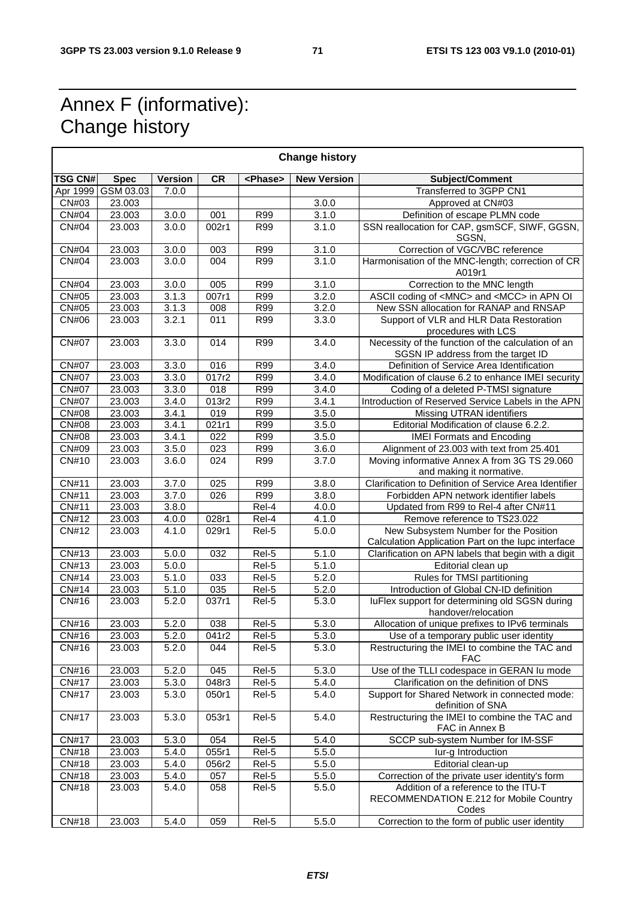# Annex F (informative): Change history

| Change history | | | | | | |
|---|---|---|---|---|---|---|
| **TSG CN#** | **Spec** | **Version** | **CR** | **<Phase>** | **New Version** | **Subject/Comment** |
| Apr 1999 | GSM 03.03 | 7.0.0 | | | | Transferred to 3GPP CN1 |
| CN#03 | 23.003 | | | | 3.0.0 | Approved at CN#03 |
| CN#04 | 23.003 | 3.0.0 | 001 | R99 | 3.1.0 | Definition of escape PLMN code |
| CN#04 | 23.003 | 3.0.0 | 002r1 | R99 | 3.1.0 | SSN reallocation for CAP, gsmSCF, SIWF, GGSN, SGSN, |
| CN#04 | 23.003 | 3.0.0 | 003 | R99 | 3.1.0 | Correction of VGC/VBC reference |
| CN#04 | 23.003 | 3.0.0 | 004 | R99 | 3.1.0 | Harmonisation of the MNC-length; correction of CR A019r1 |
| CN#04 | 23.003 | 3.0.0 | 005 | R99 | 3.1.0 | Correction to the MNC length |
| CN#05 | 23.003 | 3.1.3 | 007r1 | R99 | 3.2.0 | ASCII coding of <MNC> and <MCC> in APN OI |
| CN#05 | 23.003 | 3.1.3 | 008 | R99 | 3.2.0 | New SSN allocation for RANAP and RNSAP |
| CN#06 | 23.003 | 3.2.1 | 011 | R99 | 3.3.0 | Support of VLR and HLR Data Restoration procedures with LCS |
| CN#07 | 23.003 | 3.3.0 | 014 | R99 | 3.4.0 | Necessity of the function of the calculation of an SGSN IP address from the target ID |
| CN#07 | 23.003 | 3.3.0 | 016 | R99 | 3.4.0 | Definition of Service Area Identification |
| CN#07 | 23.003 | 3.3.0 | 017r2 | R99 | 3.4.0 | Modification of clause 6.2 to enhance IMEI security |
| CN#07 | 23.003 | 3.3.0 | 018 | R99 | 3.4.0 | Coding of a deleted P-TMSI signature |
| CN#07 | 23.003 | 3.4.0 | 013r2 | R99 | 3.4.1 | Introduction of Reserved Service Labels in the APN |
| CN#08 | 23.003 | 3.4.1 | 019 | R99 | 3.5.0 | Missing UTRAN identifiers |
| CN#08 | 23.003 | 3.4.1 | 021r1 | R99 | 3.5.0 | Editorial Modification of clause 6.2.2. |
| CN#08 | 23.003 | 3.4.1 | 022 | R99 | 3.5.0 | IMEI Formats and Encoding |
| CN#09 | 23.003 | 3.5.0 | 023 | R99 | 3.6.0 | Alignment of 23.003 with text from 25.401 |
| CN#10 | 23.003 | 3.6.0 | 024 | R99 | 3.7.0 | Moving informative Annex A from 3G TS 29.060 and making it normative. |
| CN#11 | 23.003 | 3.7.0 | 025 | R99 | 3.8.0 | Clarification to Definition of Service Area Identifier |
| CN#11 | 23.003 | 3.7.0 | 026 | R99 | 3.8.0 | Forbidden APN network identifier labels |
| CN#11 | 23.003 | 3.8.0 | | Rel-4 | 4.0.0 | Updated from R99 to Rel-4 after CN#11 |
| CN#12 | 23.003 | 4.0.0 | 028r1 | Rel-4 | 4.1.0 | Remove reference to TS23.022 |
| CN#12 | 23.003 | 4.1.0 | 029r1 | Rel-5 | 5.0.0 | New Subsystem Number for the Position Calculation Application Part on the Iupc interface |
| CN#13 | 23.003 | 5.0.0 | 032 | Rel-5 | 5.1.0 | Clarification on APN labels that begin with a digit |
| CN#13 | 23.003 | 5.0.0 | | Rel-5 | 5.1.0 | Editorial clean up |
| CN#14 | 23.003 | 5.1.0 | 033 | Rel-5 | 5.2.0 | Rules for TMSI partitioning |
| CN#14 | 23.003 | 5.1.0 | 035 | Rel-5 | 5.2.0 | Introduction of Global CN-ID definition |
| CN#16 | 23.003 | 5.2.0 | 037r1 | Rel-5 | 5.3.0 | IuFlex support for determining old SGSN during handover/relocation |
| CN#16 | 23.003 | 5.2.0 | 038 | Rel-5 | 5.3.0 | Allocation of unique prefixes to IPv6 terminals |
| CN#16 | 23.003 | 5.2.0 | 041r2 | Rel-5 | 5.3.0 | Use of a temporary public user identity |
| CN#16 | 23.003 | 5.2.0 | 044 | Rel-5 | 5.3.0 | Restructuring the IMEI to combine the TAC and FAC |
| CN#16 | 23.003 | 5.2.0 | 045 | Rel-5 | 5.3.0 | Use of the TLLI codespace in GERAN Iu mode |
| CN#17 | 23.003 | 5.3.0 | 048r3 | Rel-5 | 5.4.0 | Clarification on the definition of DNS |
| CN#17 | 23.003 | 5.3.0 | 050r1 | Rel-5 | 5.4.0 | Support for Shared Network in connected mode: definition of SNA |
| CN#17 | 23.003 | 5.3.0 | 053r1 | Rel-5 | 5.4.0 | Restructuring the IMEI to combine the TAC and FAC in Annex B |
| CN#17 | 23.003 | 5.3.0 | 054 | Rel-5 | 5.4.0 | SCCP sub-system Number for IM-SSF |
| CN#18 | 23.003 | 5.4.0 | 055r1 | Rel-5 | 5.5.0 | Iur-g Introduction |
| CN#18 | 23.003 | 5.4.0 | 056r2 | Rel-5 | 5.5.0 | Editorial clean-up |
| CN#18 | 23.003 | 5.4.0 | 057 | Rel-5 | 5.5.0 | Correction of the private user identity's form |
| CN#18 | 23.003 | 5.4.0 | 058 | Rel-5 | 5.5.0 | Addition of a reference to the ITU-T RECOMMENDATION E.212 for Mobile Country Codes |
| CN#18 | 23.003 | 5.4.0 | 059 | Rel-5 | 5.5.0 | Correction to the form of public user identity |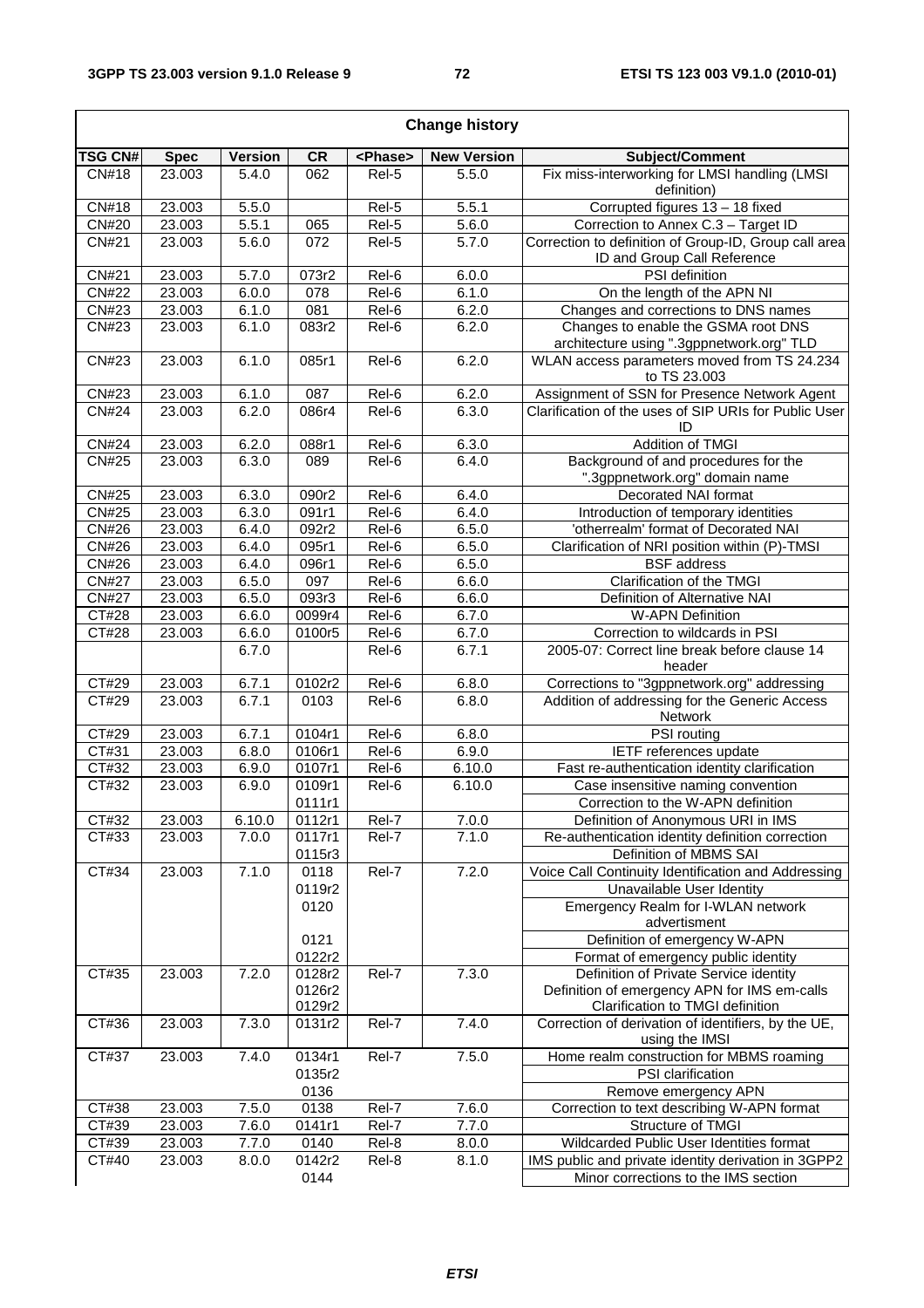| Change history | | | | | | |
|---|---|---|---|---|---|---|
| **TSG CN#** | **Spec** | **Version** | **CR** | **<Phase>** | **New Version** | **Subject/Comment** |
| CN#18 | 23.003 | 5.4.0 | 062 | Rel-5 | 5.5.0 | Fix miss-interworking for LMSI handling (LMSI definition) |
| CN#18 | 23.003 | 5.5.0 | | Rel-5 | 5.5.1 | Corrupted figures 13 – 18 fixed |
| CN#20 | 23.003 | 5.5.1 | 065 | Rel-5 | 5.6.0 | Correction to Annex C.3 – Target ID |
| CN#21 | 23.003 | 5.6.0 | 072 | Rel-5 | 5.7.0 | Correction to definition of Group-ID, Group call area ID and Group Call Reference |
| CN#21 | 23.003 | 5.7.0 | 073r2 | Rel-6 | 6.0.0 | PSI definition |
| CN#22 | 23.003 | 6.0.0 | 078 | Rel-6 | 6.1.0 | On the length of the APN NI |
| CN#23 | 23.003 | 6.1.0 | 081 | Rel-6 | 6.2.0 | Changes and corrections to DNS names |
| CN#23 | 23.003 | 6.1.0 | 083r2 | Rel-6 | 6.2.0 | Changes to enable the GSMA root DNS architecture using ".3gppnetwork.org" TLD |
| CN#23 | 23.003 | 6.1.0 | 085r1 | Rel-6 | 6.2.0 | WLAN access parameters moved from TS 24.234 to TS 23.003 |
| CN#23 | 23.003 | 6.1.0 | 087 | Rel-6 | 6.2.0 | Assignment of SSN for Presence Network Agent |
| CN#24 | 23.003 | 6.2.0 | 086r4 | Rel-6 | 6.3.0 | Clarification of the uses of SIP URIs for Public User ID |
| CN#24 | 23.003 | 6.2.0 | 088r1 | Rel-6 | 6.3.0 | Addition of TMGI |
| CN#25 | 23.003 | 6.3.0 | 089 | Rel-6 | 6.4.0 | Background of and procedures for the ".3gppnetwork.org" domain name |
| CN#25 | 23.003 | 6.3.0 | 090r2 | Rel-6 | 6.4.0 | Decorated NAI format |
| CN#25 | 23.003 | 6.3.0 | 091r1 | Rel-6 | 6.4.0 | Introduction of temporary identities |
| CN#26 | 23.003 | 6.4.0 | 092r2 | Rel-6 | 6.5.0 | 'otherrealm' format of Decorated NAI |
| CN#26 | 23.003 | 6.4.0 | 095r1 | Rel-6 | 6.5.0 | Clarification of NRI position within (P)-TMSI |
| CN#26 | 23.003 | 6.4.0 | 096r1 | Rel-6 | 6.5.0 | BSF address |
| CN#27 | 23.003 | 6.5.0 | 097 | Rel-6 | 6.6.0 | Clarification of the TMGI |
| CN#27 | 23.003 | 6.5.0 | 093r3 | Rel-6 | 6.6.0 | Definition of Alternative NAI |
| CT#28 | 23.003 | 6.6.0 | 0099r4 | Rel-6 | 6.7.0 | W-APN Definition |
| CT#28 | 23.003 | 6.6.0 | 0100r5 | Rel-6 | 6.7.0 | Correction to wildcards in PSI |
| | | 6.7.0 | | Rel-6 | 6.7.1 | 2005-07: Correct line break before clause 14 header |
| CT#29 | 23.003 | 6.7.1 | 0102r2 | Rel-6 | 6.8.0 | Corrections to "3gppnetwork.org" addressing |
| CT#29 | 23.003 | 6.7.1 | 0103 | Rel-6 | 6.8.0 | Addition of addressing for the Generic Access Network |
| CT#29 | 23.003 | 6.7.1 | 0104r1 | Rel-6 | 6.8.0 | PSI routing |
| CT#31 | 23.003 | 6.8.0 | 0106r1 | Rel-6 | 6.9.0 | IETF references update |
| CT#32 | 23.003 | 6.9.0 | 0107r1 | Rel-6 | 6.10.0 | Fast re-authentication identity clarification |
| CT#32 | 23.003 | 6.9.0 | 0109r1 | Rel-6 | 6.10.0 | Case insensitive naming convention |
| | | | 0111r1 | | | Correction to the W-APN definition |
| CT#32 | 23.003 | 6.10.0 | 0112r1 | Rel-7 | 7.0.0 | Definition of Anonymous URI in IMS |
| CT#33 | 23.003 | 7.0.0 | 0117r1 | Rel-7 | 7.1.0 | Re-authentication identity definition correction |
| | | | 0115r3 | | | Definition of MBMS SAI |
| CT#34 | 23.003 | 7.1.0 | 0118 | Rel-7 | 7.2.0 | Voice Call Continuity Identification and Addressing |
| | | | 0119r2 | | | Unavailable User Identity |
| | | | 0120 | | | Emergency Realm for I-WLAN network advertisment |
| | | | 0121 | | | Definition of emergency W-APN |
| | | | 0122r2 | | | Format of emergency public identity |
| CT#35 | 23.003 | 7.2.0 | 0128r2 | Rel-7 | 7.3.0 | Definition of Private Service identity |
| | | | 0126r2 | | | Definition of emergency APN for IMS em-calls |
| | | | 0129r2 | | | Clarification to TMGI definition |
| CT#36 | 23.003 | 7.3.0 | 0131r2 | Rel-7 | 7.4.0 | Correction of derivation of identifiers, by the UE, using the IMSI |
| CT#37 | 23.003 | 7.4.0 | 0134r1 | Rel-7 | 7.5.0 | Home realm construction for MBMS roaming |
| | | | 0135r2 | | | PSI clarification |
| | | | 0136 | | | Remove emergency APN |
| CT#38 | 23.003 | 7.5.0 | 0138 | Rel-7 | 7.6.0 | Correction to text describing W-APN format |
| CT#39 | 23.003 | 7.6.0 | 0141r1 | Rel-7 | 7.7.0 | Structure of TMGI |
| CT#39 | 23.003 | 7.7.0 | 0140 | Rel-8 | 8.0.0 | Wildcarded Public User Identities format |
| CT#40 | 23.003 | 8.0.0 | 0142r2 | Rel-8 | 8.1.0 | IMS public and private identity derivation in 3GPP2 |
| | | | 0144 | | | Minor corrections to the IMS section |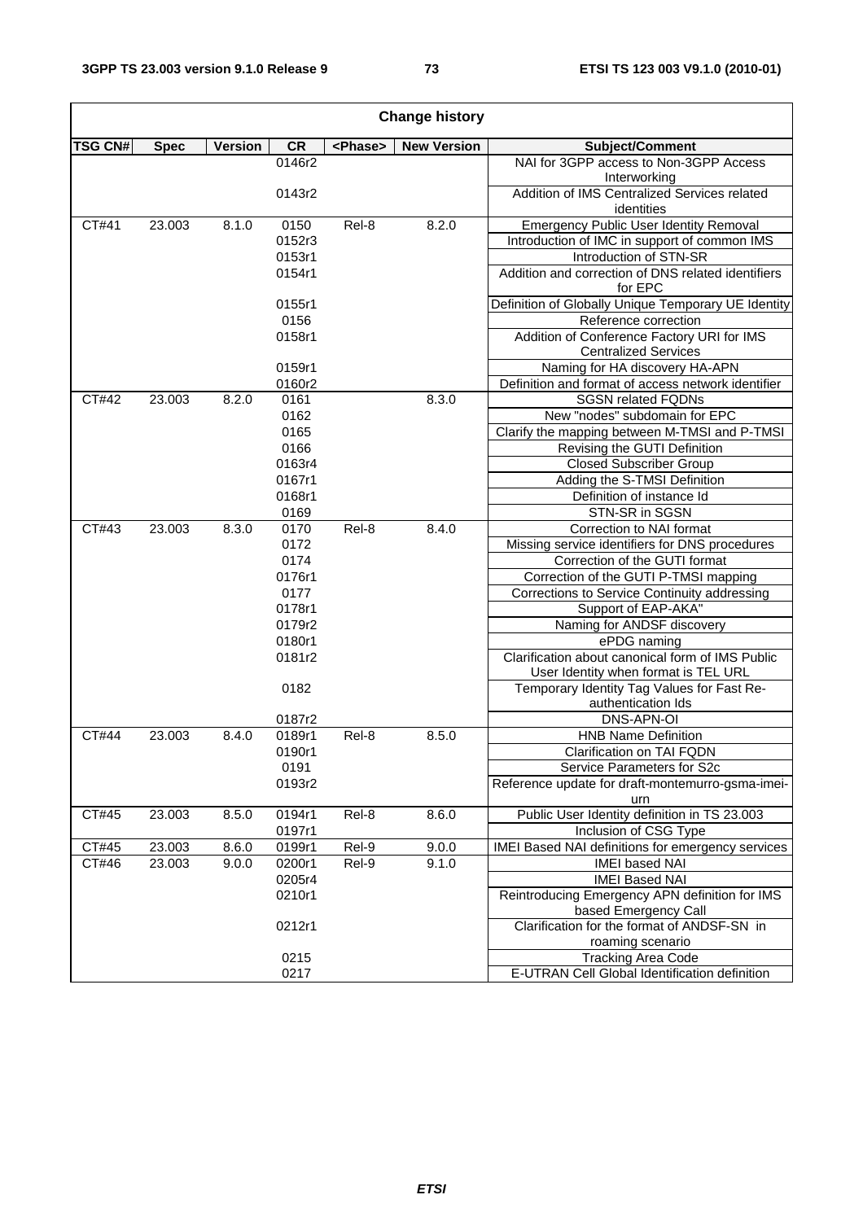| Change history | | | | | | |
|---|---|---|---|---|---|---|
| **TSG CN#** | **Spec** | **Version** | **CR** | **<Phase>** | **New Version** | **Subject/Comment** |
| | | | 0146r2 | | | NAI for 3GPP access to Non-3GPP Access Interworking |
| | | | 0143r2 | | | Addition of IMS Centralized Services related identities |
| CT#41 | 23.003 | 8.1.0 | 0150 | Rel-8 | 8.2.0 | Emergency Public User Identity Removal |
| | | | 0152r3 | | | Introduction of IMC in support of common IMS |
| | | | 0153r1 | | | Introduction of STN-SR |
| | | | 0154r1 | | | Addition and correction of DNS related identifiers for EPC |
| | | | 0155r1 | | | Definition of Globally Unique Temporary UE Identity |
| | | | 0156 | | | Reference correction |
| | | | 0158r1 | | | Addition of Conference Factory URI for IMS Centralized Services |
| | | | 0159r1 | | | Naming for HA discovery HA-APN |
| | | | 0160r2 | | | Definition and format of access network identifier |
| CT#42 | 23.003 | 8.2.0 | 0161 | | 8.3.0 | SGSN related FQDNs |
| | | | 0162 | | | New "nodes" subdomain for EPC |
| | | | 0165 | | | Clarify the mapping between M-TMSI and P-TMSI |
| | | | 0166 | | | Revising the GUTI Definition |
| | | | 0163r4 | | | Closed Subscriber Group |
| | | | 0167r1 | | | Adding the S-TMSI Definition |
| | | | 0168r1 | | | Definition of instance Id |
| | | | 0169 | | | STN-SR in SGSN |
| CT#43 | 23.003 | 8.3.0 | 0170 | Rel-8 | 8.4.0 | Correction to NAI format |
| | | | 0172 | | | Missing service identifiers for DNS procedures |
| | | | 0174 | | | Correction of the GUTI format |
| | | | 0176r1 | | | Correction of the GUTI P-TMSI mapping |
| | | | 0177 | | | Corrections to Service Continuity addressing |
| | | | 0178r1 | | | Support of EAP-AKA" |
| | | | 0179r2 | | | Naming for ANDSF discovery |
| | | | 0180r1 | | | ePDG naming |
| | | | 0181r2 | | | Clarification about canonical form of IMS Public User Identity when format is TEL URL |
| | | | 0182 | | | Temporary Identity Tag Values for Fast Re-authentication Ids |
| | | | 0187r2 | | | DNS-APN-OI |
| CT#44 | 23.003 | 8.4.0 | 0189r1 | Rel-8 | 8.5.0 | HNB Name Definition |
| | | | 0190r1 | | | Clarification on TAI FQDN |
| | | | 0191 | | | Service Parameters for S2c |
| | | | 0193r2 | | | Reference update for draft-montemurro-gsma-imei-urn |
| CT#45 | 23.003 | 8.5.0 | 0194r1 | Rel-8 | 8.6.0 | Public User Identity definition in TS 23.003 |
| | | | 0197r1 | | | Inclusion of CSG Type |
| CT#45 | 23.003 | 8.6.0 | 0199r1 | Rel-9 | 9.0.0 | IMEI Based NAI definitions for emergency services |
| CT#46 | 23.003 | 9.0.0 | 0200r1 | Rel-9 | 9.1.0 | IMEI based NAI |
| | | | 0205r4 | | | IMEI Based NAI |
| | | | 0210r1 | | | Reintroducing Emergency APN definition for IMS based Emergency Call |
| | | | 0212r1 | | | Clarification for the format of ANDSF-SN in roaming scenario |
| | | | 0215 | | | Tracking Area Code |
| | | | 0217 | | | E-UTRAN Cell Global Identification definition |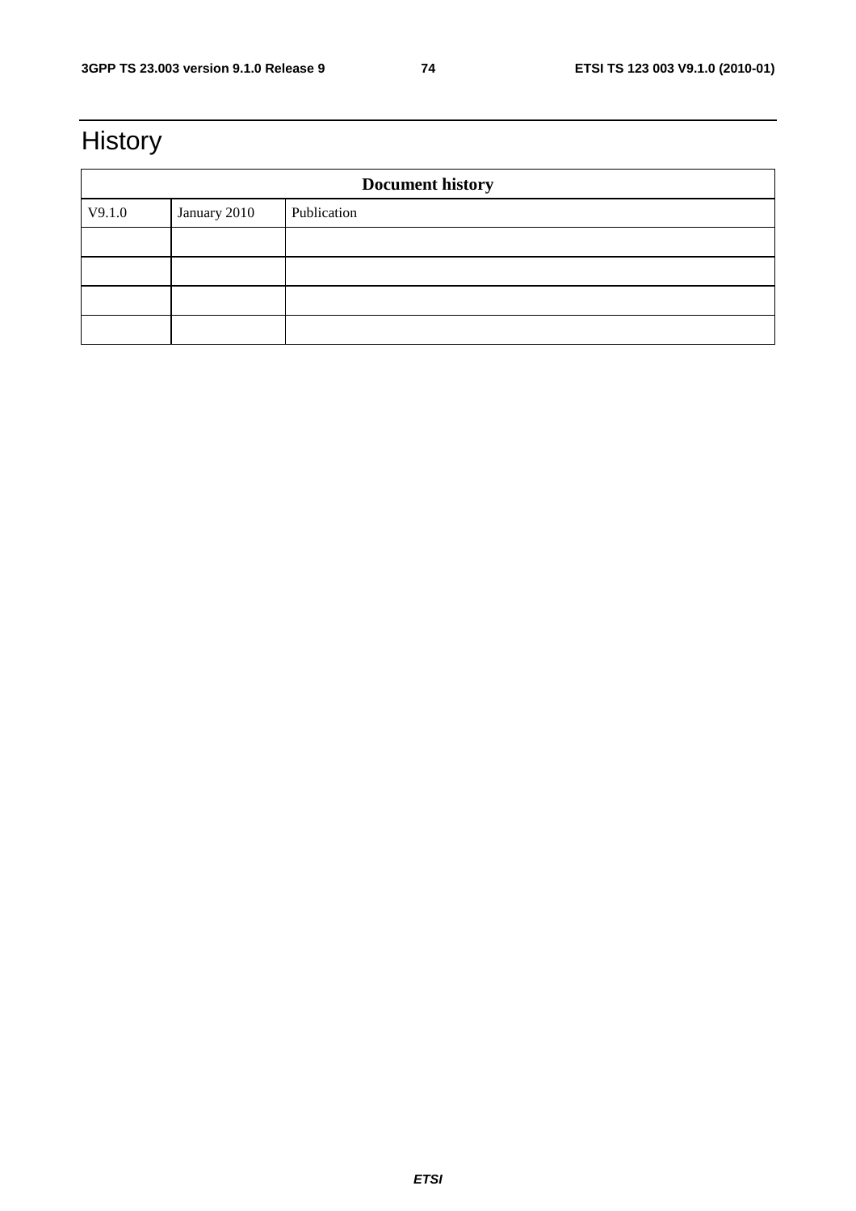# History

| Document history | | |
|---|---|---|
| V9.1.0 | January 2010 | Publication |
| | | |
| | | |
| | | |
| | | |